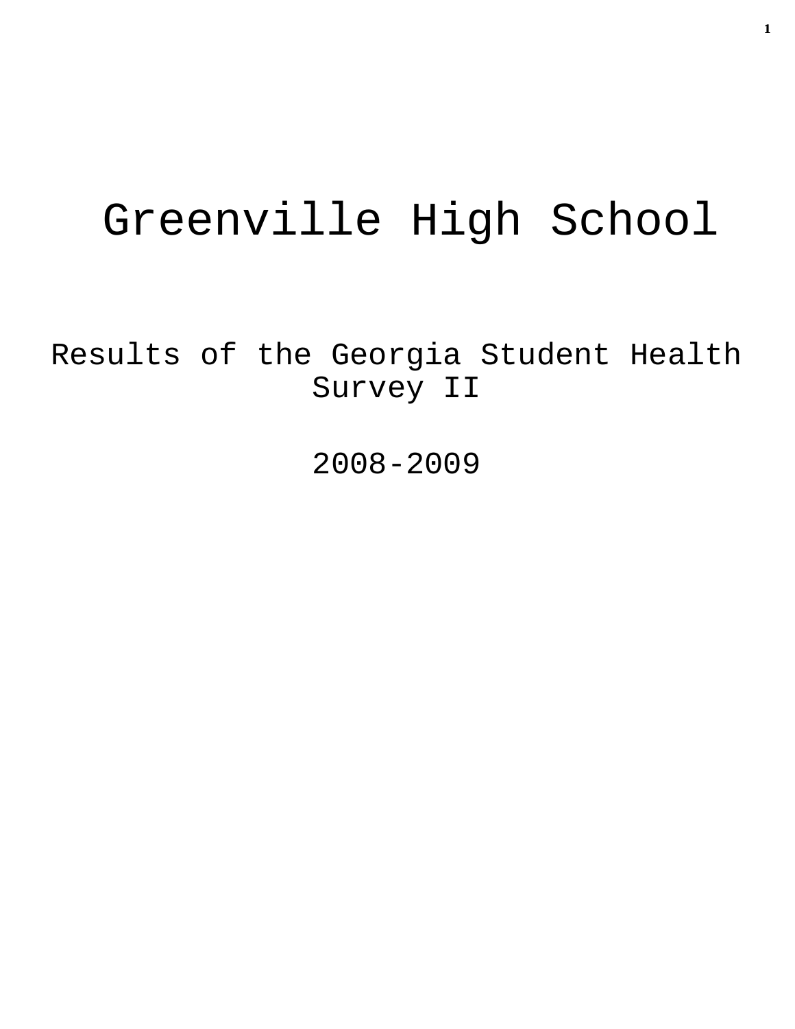# Greenville High School

## Results of the Georgia Student Health Survey II

## 2008-2009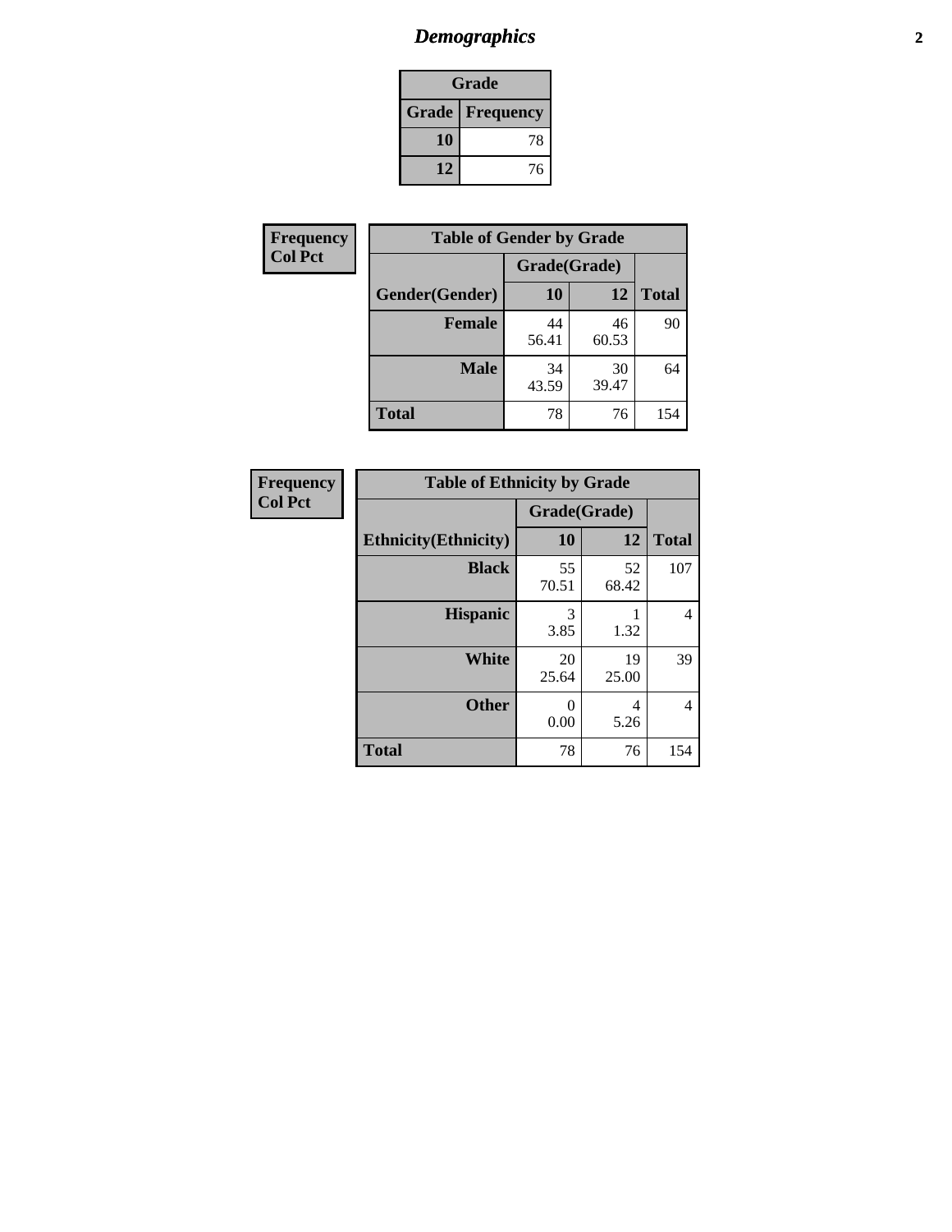## *Demographics*

| Grade | |
|---|---|
| **Grade** | **Frequency** |
| **10** | 78 |
| **12** | 76 |

**Frequency**
**Col Pct**

| Table of Gender by Grade | | | |
|---|---|---|---|
| | Grade(Grade) | | |
| **Gender(Gender)** | **10** | **12** | **Total** |
| **Female** | 44<br>56.41 | 46<br>60.53 | 90 |
| **Male** | 34<br>43.59 | 30<br>39.47 | 64 |
| **Total** | 78 | 76 | 154 |

**Frequency**
**Col Pct**

| Table of Ethnicity by Grade | | | |
|---|---|---|---|
| | Grade(Grade) | | |
| **Ethnicity(Ethnicity)** | **10** | **12** | **Total** |
| **Black** | 55<br>70.51 | 52<br>68.42 | 107 |
| **Hispanic** | 3<br>3.85 | 1<br>1.32 | 4 |
| **White** | 20<br>25.64 | 19<br>25.00 | 39 |
| **Other** | 0<br>0.00 | 4<br>5.26 | 4 |
| **Total** | 78 | 76 | 154 |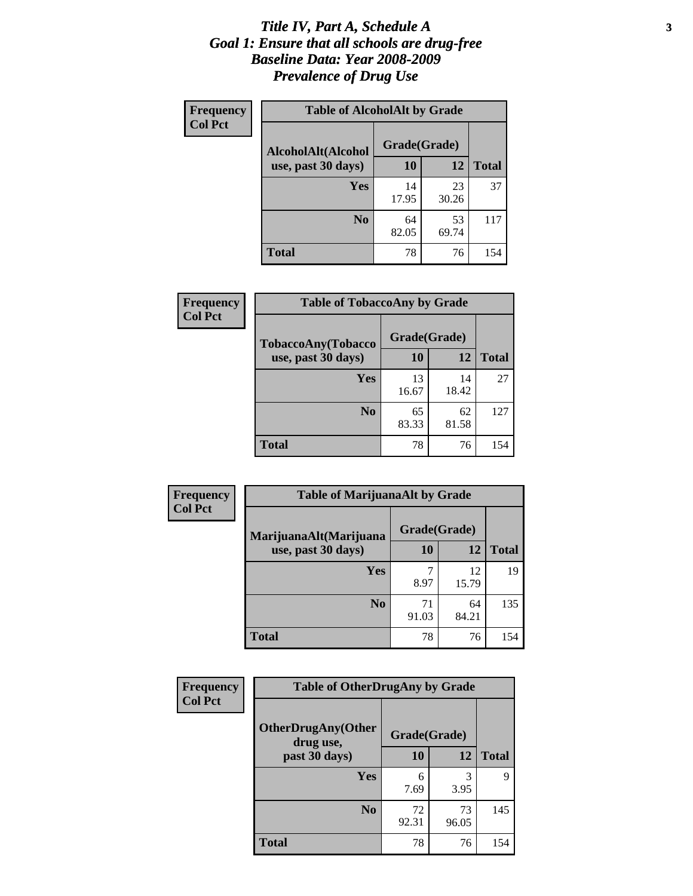# *Title IV, Part A, Schedule A*
# *Goal 1: Ensure that all schools are drug-free*
# *Baseline Data: Year 2008-2009*
# *Prevalence of Drug Use*

**Frequency**
**Col Pct**

**Table of AlcoholAlt by Grade**

| AlcoholAlt(Alcohol use, past 30 days) | Grade(Grade) 10 | 12 | Total |
|---|---|---|---|
| **Yes** | 14<br>17.95 | 23<br>30.26 | 37 |
| **No** | 64<br>82.05 | 53<br>69.74 | 117 |
| **Total** | 78 | 76 | 154 |

**Frequency**
**Col Pct**

**Table of TobaccoAny by Grade**

| TobaccoAny(Tobacco use, past 30 days) | Grade(Grade) 10 | 12 | Total |
|---|---|---|---|
| **Yes** | 13<br>16.67 | 14<br>18.42 | 27 |
| **No** | 65<br>83.33 | 62<br>81.58 | 127 |
| **Total** | 78 | 76 | 154 |

**Frequency**
**Col Pct**

**Table of MarijuanaAlt by Grade**

| MarijuanaAlt(Marijuana use, past 30 days) | Grade(Grade) 10 | 12 | Total |
|---|---|---|---|
| **Yes** | 7<br>8.97 | 12<br>15.79 | 19 |
| **No** | 71<br>91.03 | 64<br>84.21 | 135 |
| **Total** | 78 | 76 | 154 |

**Frequency**
**Col Pct**

**Table of OtherDrugAny by Grade**

| OtherDrugAny(Other drug use, past 30 days) | Grade(Grade) 10 | 12 | Total |
|---|---|---|---|
| **Yes** | 6<br>7.69 | 3<br>3.95 | 9 |
| **No** | 72<br>92.31 | 73<br>96.05 | 145 |
| **Total** | 78 | 76 | 154 |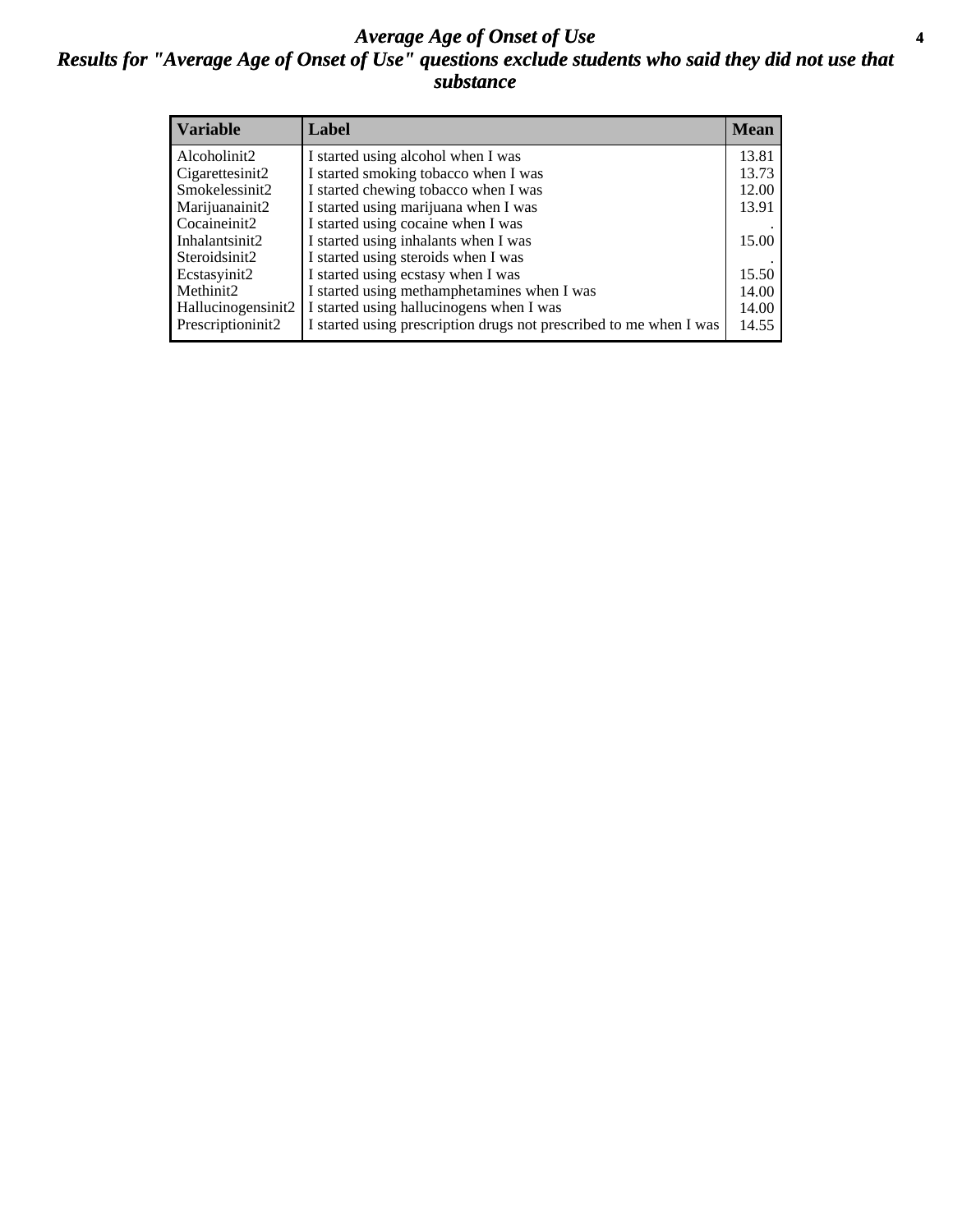# *Average Age of Onset of Use*

## *Results for "Average Age of Onset of Use" questions exclude students who said they did not use that substance*

| Variable | Label | Mean |
|---|---|---|
| Alcoholinit2 | I started using alcohol when I was | 13.81 |
| Cigarettesinit2 | I started smoking tobacco when I was | 13.73 |
| Smokelessinit2 | I started chewing tobacco when I was | 12.00 |
| Marijuanainit2 | I started using marijuana when I was | 13.91 |
| Cocaineinit2 | I started using cocaine when I was | . |
| Inhalantsinit2 | I started using inhalants when I was | 15.00 |
| Steroidsinit2 | I started using steroids when I was | . |
| Ecstasyinit2 | I started using ecstasy when I was | 15.50 |
| Methinit2 | I started using methamphetamines when I was | 14.00 |
| Hallucinogensinit2 | I started using hallucinogens when I was | 14.00 |
| Prescriptioninit2 | I started using prescription drugs not prescribed to me when I was | 14.55 |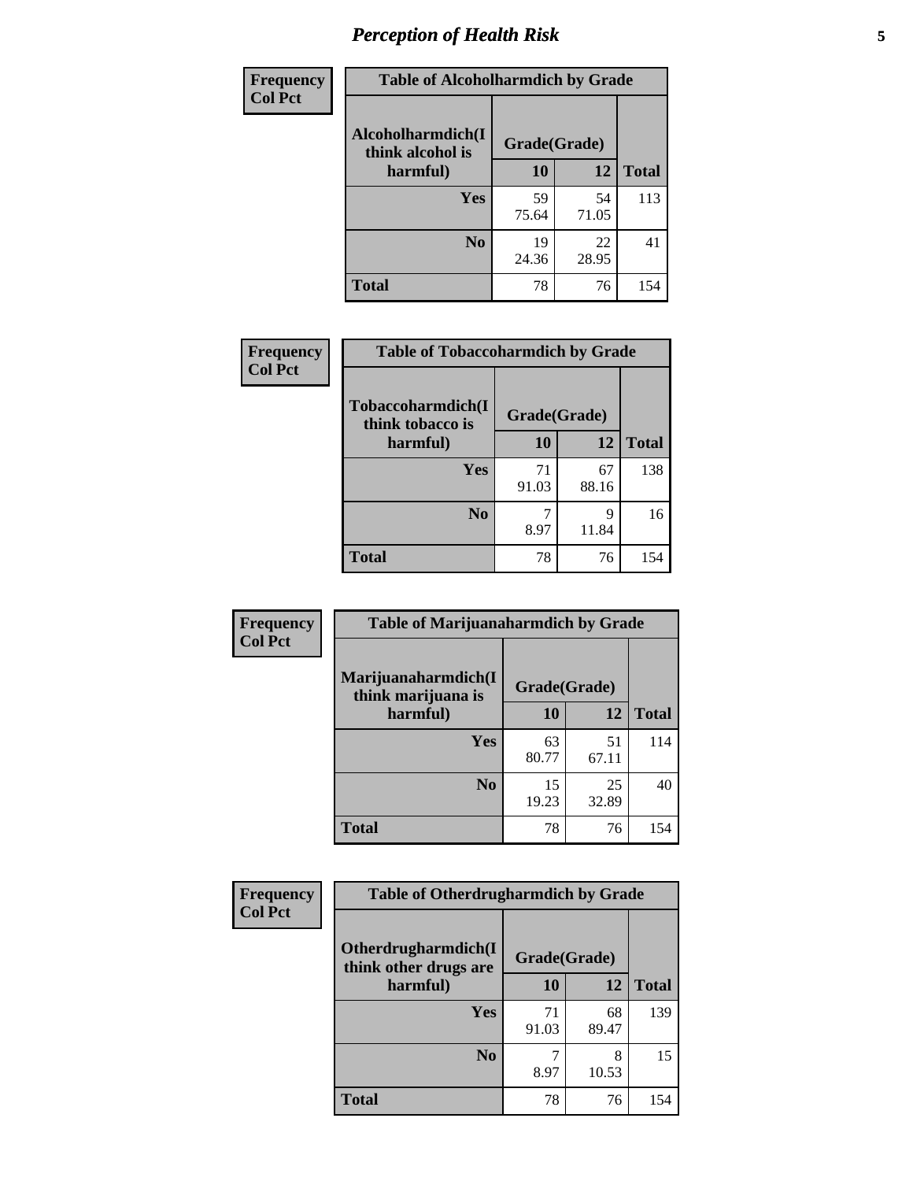# Perception of Health Risk

**Frequency**
**Col Pct**

| Table of Alcoholharmdich by Grade | | | |
|---|---|---|---|
| Alcoholharmdich(I think alcohol is harmful) | Grade(Grade) | | Total |
| | 10 | 12 | |
| **Yes** | 59<br>75.64 | 54<br>71.05 | 113 |
| **No** | 19<br>24.36 | 22<br>28.95 | 41 |
| **Total** | 78 | 76 | 154 |

**Frequency**
**Col Pct**

| Table of Tobaccoharmdich by Grade | | | |
|---|---|---|---|
| Tobaccoharmdich(I think tobacco is harmful) | Grade(Grade) | | Total |
| | 10 | 12 | |
| **Yes** | 71<br>91.03 | 67<br>88.16 | 138 |
| **No** | 7<br>8.97 | 9<br>11.84 | 16 |
| **Total** | 78 | 76 | 154 |

**Frequency**
**Col Pct**

| Table of Marijuanaharmdich by Grade | | | |
|---|---|---|---|
| Marijuanaharmdich(I think marijuana is harmful) | Grade(Grade) | | Total |
| | 10 | 12 | |
| **Yes** | 63<br>80.77 | 51<br>67.11 | 114 |
| **No** | 15<br>19.23 | 25<br>32.89 | 40 |
| **Total** | 78 | 76 | 154 |

**Frequency**
**Col Pct**

| Table of Otherdrugharmdich by Grade | | | |
|---|---|---|---|
| Otherdrugharmdich(I think other drugs are harmful) | Grade(Grade) | | Total |
| | 10 | 12 | |
| **Yes** | 71<br>91.03 | 68<br>89.47 | 139 |
| **No** | 7<br>8.97 | 8<br>10.53 | 15 |
| **Total** | 78 | 76 | 154 |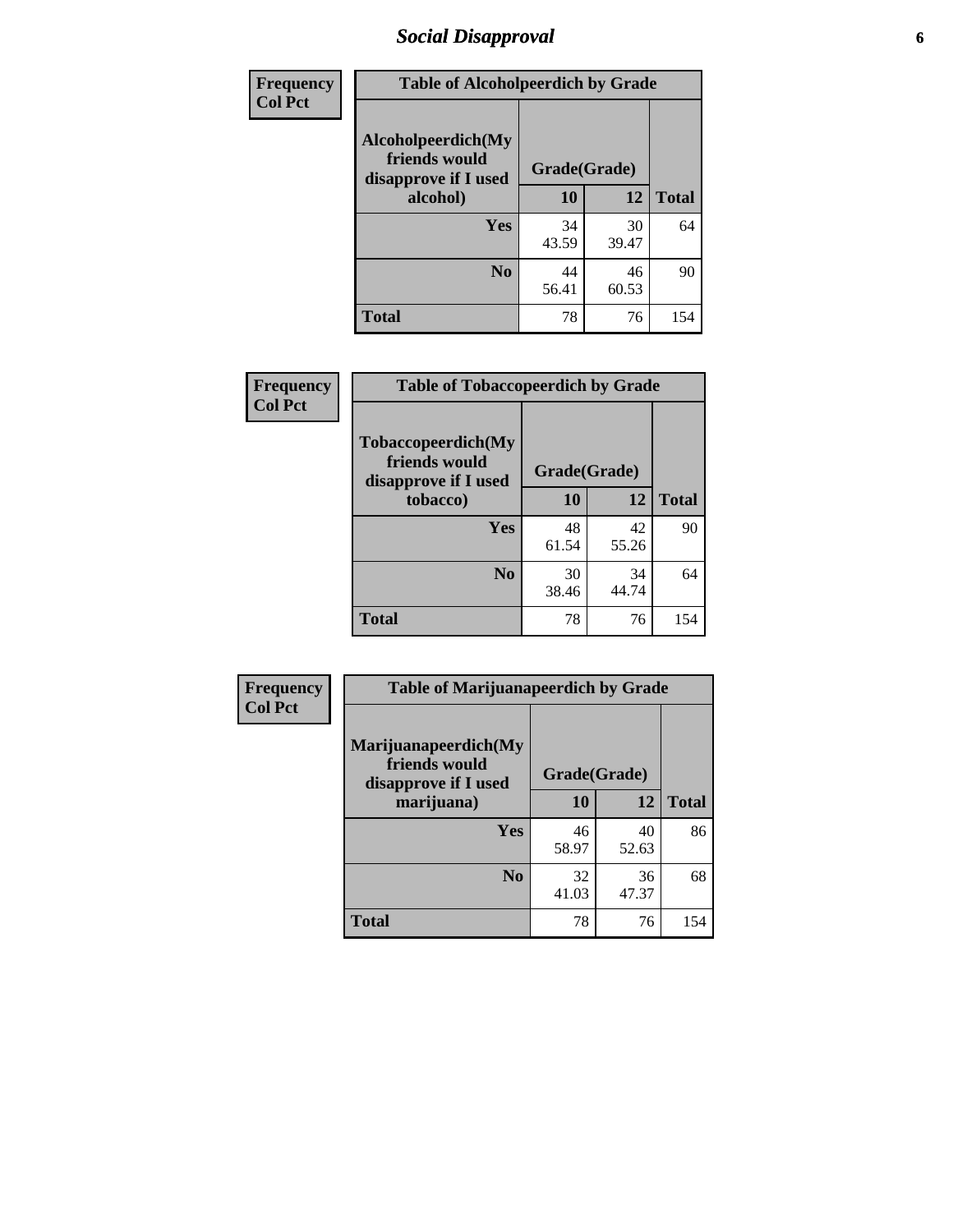# Social Disapproval

| Frequency<br>Col Pct |
|---|

**Table of Alcoholpeerdich by Grade**

| Alcoholpeerdich(My friends would disapprove if I used alcohol) | Grade(Grade) | | Total |
|---|---|---|---|
| | 10 | 12 | |
| Yes | 34<br>43.59 | 30<br>39.47 | 64 |
| No | 44<br>56.41 | 46<br>60.53 | 90 |
| Total | 78 | 76 | 154 |

| Frequency<br>Col Pct |
|---|

**Table of Tobaccopeerdich by Grade**

| Tobaccopeerdich(My friends would disapprove if I used tobacco) | Grade(Grade) | | Total |
|---|---|---|---|
| | 10 | 12 | |
| Yes | 48<br>61.54 | 42<br>55.26 | 90 |
| No | 30<br>38.46 | 34<br>44.74 | 64 |
| Total | 78 | 76 | 154 |

| Frequency<br>Col Pct |
|---|

**Table of Marijuanapeerdich by Grade**

| Marijuanapeerdich(My friends would disapprove if I used marijuana) | Grade(Grade) | | Total |
|---|---|---|---|
| | 10 | 12 | |
| Yes | 46<br>58.97 | 40<br>52.63 | 86 |
| No | 32<br>41.03 | 36<br>47.37 | 68 |
| Total | 78 | 76 | 154 |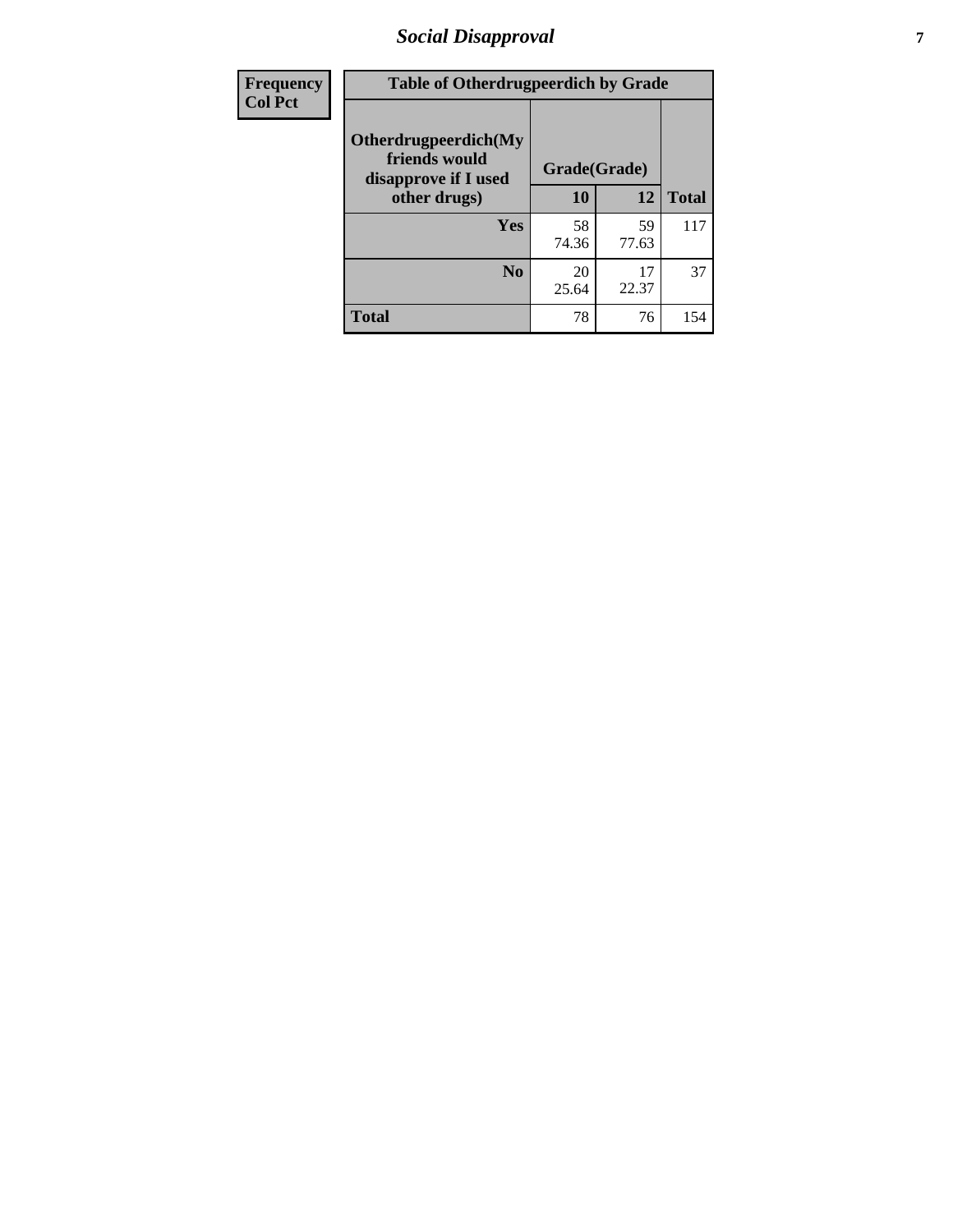# Social Disapproval

| Frequency Col Pct | Table of Otherdrugpeerdich by Grade | | |
|---|---|---|---|
| Otherdrugpeerdich(My friends would disapprove if I used other drugs) | Grade(Grade) | | |
| | 10 | 12 | Total |
| Yes | 58<br>74.36 | 59<br>77.63 | 117 |
| No | 20<br>25.64 | 17<br>22.37 | 37 |
| Total | 78 | 76 | 154 |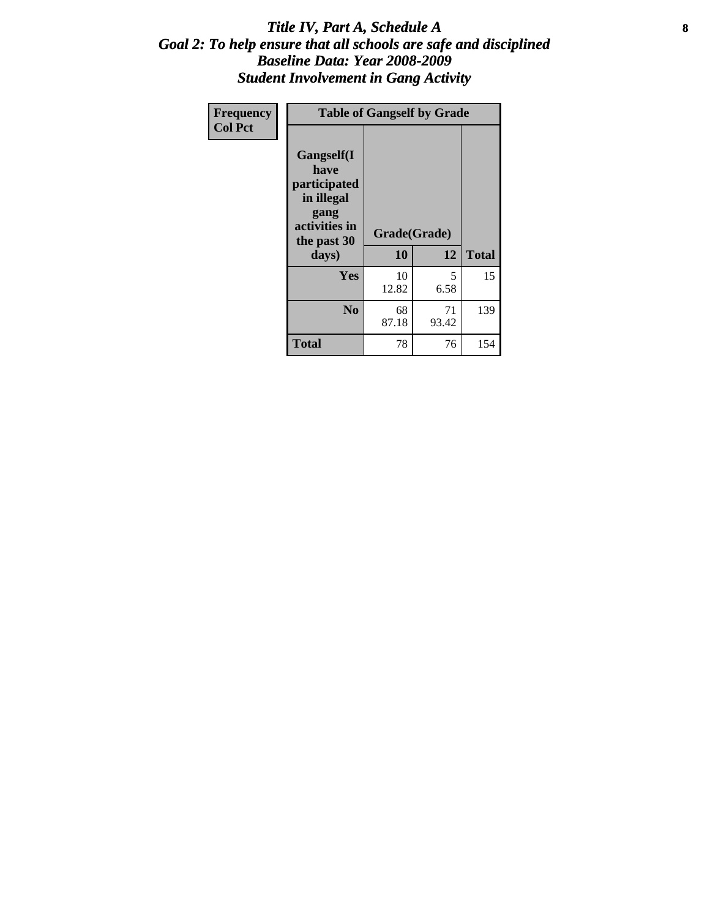# *Title IV, Part A, Schedule A*
## *Goal 2: To help ensure that all schools are safe and disciplined*
## *Baseline Data: Year 2008-2009*
## *Student Involvement in Gang Activity*

| Frequency<br>Col Pct | Table of Gangself by Grade | | |
|---|---|---|---|
| Gangself(I have participated in illegal gang activities in the past 30 days) | Grade(Grade) | | |
| | 10 | 12 | Total |
| Yes | 10<br>12.82 | 5<br>6.58 | 15 |
| No | 68<br>87.18 | 71<br>93.42 | 139 |
| Total | 78 | 76 | 154 |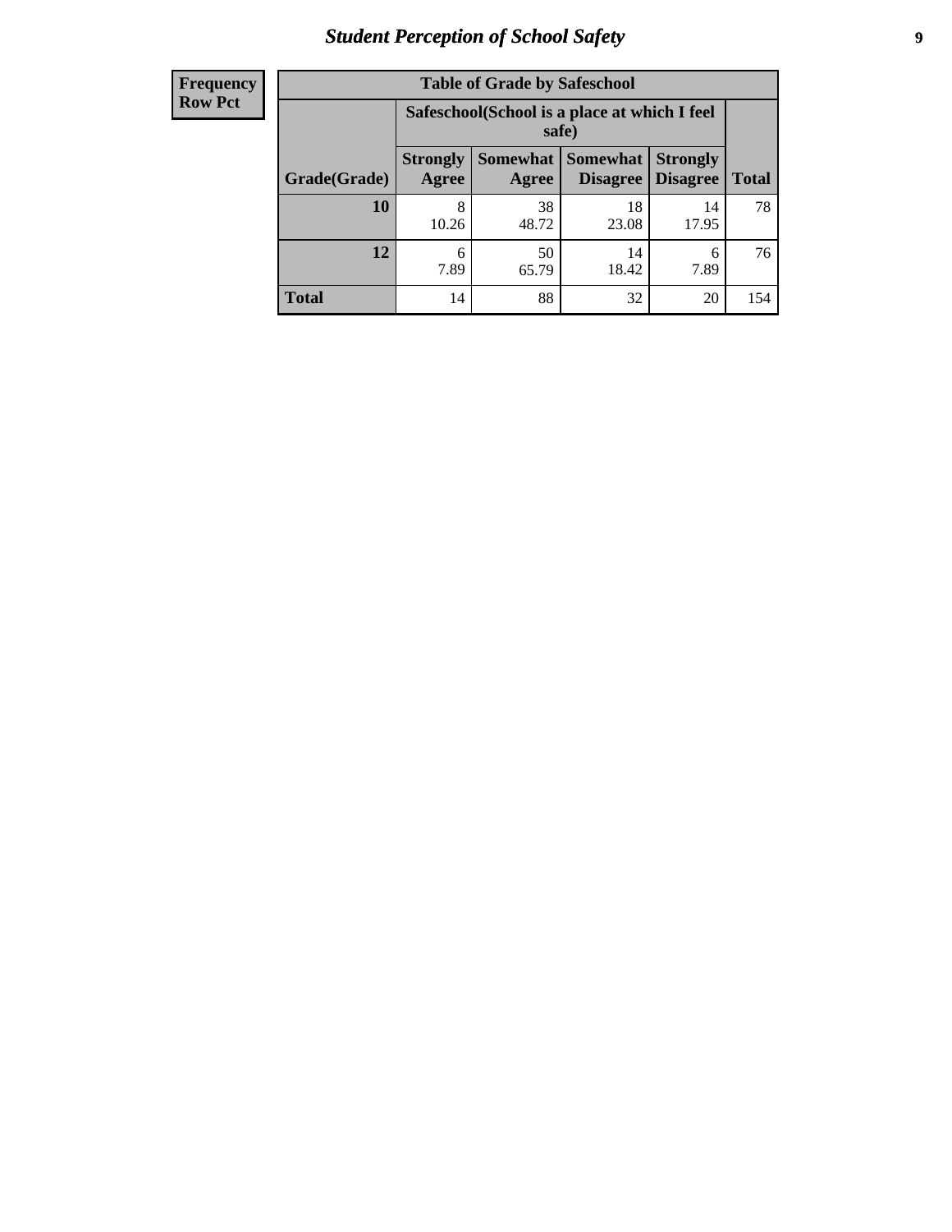| Frequency<br>Row Pct |
|---|

**Table of Grade by Safeschool**

| Grade(Grade) | Safeschool(School is a place at which I feel safe) | | | | Total |
|---|---|---|---|---|---|
| | Strongly Agree | Somewhat Agree | Somewhat Disagree | Strongly Disagree | |
| **10** | 8<br>10.26 | 38<br>48.72 | 18<br>23.08 | 14<br>17.95 | 78 |
| **12** | 6<br>7.89 | 50<br>65.79 | 14<br>18.42 | 6<br>7.89 | 76 |
| **Total** | 14 | 88 | 32 | 20 | 154 |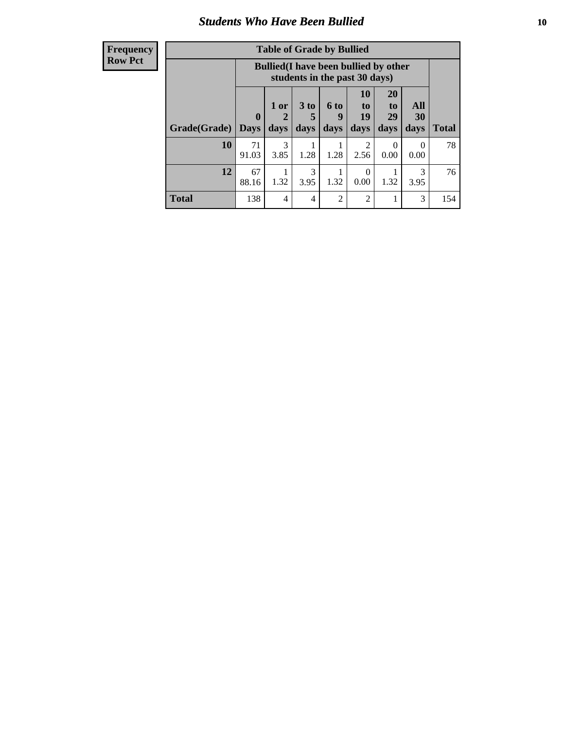# Students Who Have Been Bullied

**Frequency**
**Row Pct**

| Table of Grade by Bullied | | | | | | | | |
|---|---|---|---|---|---|---|---|---|
| | Bullied(I have been bullied by other students in the past 30 days) | | | | | | | |
| Grade(Grade) | 0 Days | 1 or 2 days | 3 to 5 days | 6 to 9 days | 10 to 19 days | 20 to 29 days | All 30 days | Total |
| 10 | 71 91.03 | 3 3.85 | 1 1.28 | 1 1.28 | 2 2.56 | 0 0.00 | 0 0.00 | 78 |
| 12 | 67 88.16 | 1 1.32 | 3 3.95 | 1 1.32 | 0 0.00 | 1 1.32 | 3 3.95 | 76 |
| Total | 138 | 4 | 4 | 2 | 2 | 1 | 3 | 154 |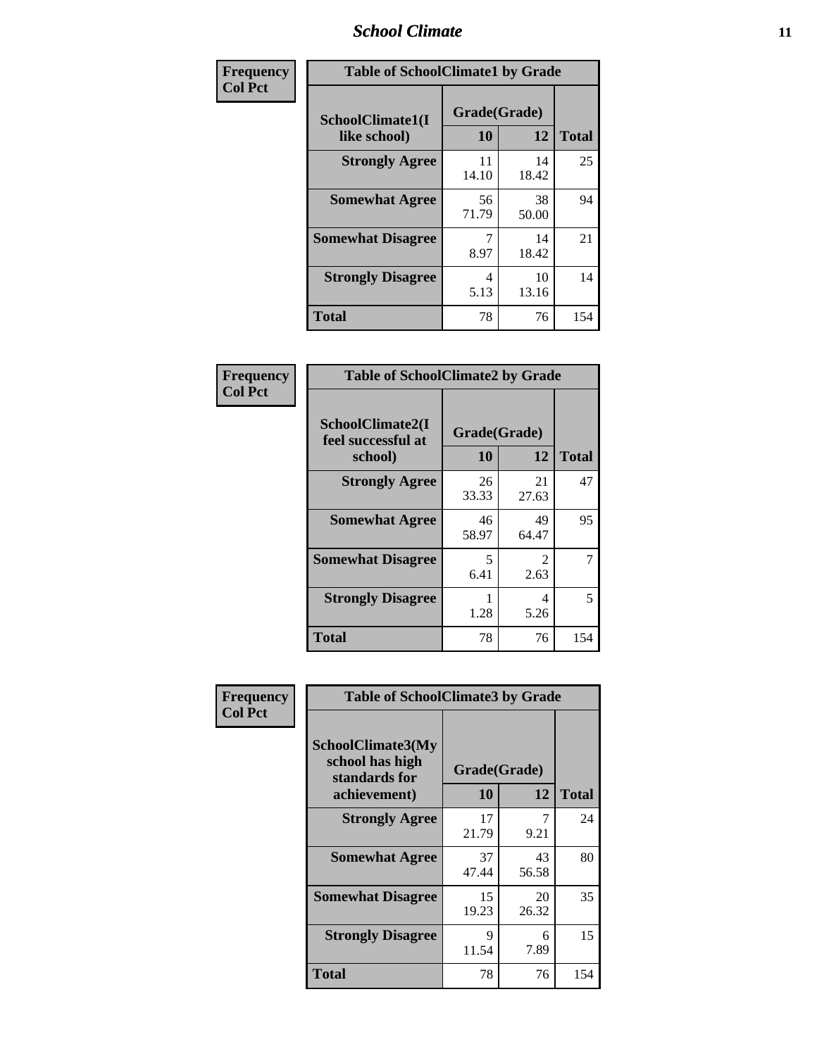| Frequency<br>Col Pct | Table of SchoolClimate1 by Grade | | |
|---|---|---|---|
| SchoolClimate1(I like school) | Grade(Grade) 10 | 12 | Total |
| Strongly Agree | 11<br>14.10 | 14<br>18.42 | 25 |
| Somewhat Agree | 56<br>71.79 | 38<br>50.00 | 94 |
| Somewhat Disagree | 7<br>8.97 | 14<br>18.42 | 21 |
| Strongly Disagree | 4<br>5.13 | 10<br>13.16 | 14 |
| Total | 78 | 76 | 154 |

| Frequency<br>Col Pct | Table of SchoolClimate2 by Grade | | |
|---|---|---|---|
| SchoolClimate2(I feel successful at school) | Grade(Grade) 10 | 12 | Total |
| Strongly Agree | 26<br>33.33 | 21<br>27.63 | 47 |
| Somewhat Agree | 46<br>58.97 | 49<br>64.47 | 95 |
| Somewhat Disagree | 5<br>6.41 | 2<br>2.63 | 7 |
| Strongly Disagree | 1<br>1.28 | 4<br>5.26 | 5 |
| Total | 78 | 76 | 154 |

| Frequency<br>Col Pct | Table of SchoolClimate3 by Grade | | |
|---|---|---|---|
| SchoolClimate3(My school has high standards for achievement) | Grade(Grade) 10 | 12 | Total |
| Strongly Agree | 17<br>21.79 | 7<br>9.21 | 24 |
| Somewhat Agree | 37<br>47.44 | 43<br>56.58 | 80 |
| Somewhat Disagree | 15<br>19.23 | 20<br>26.32 | 35 |
| Strongly Disagree | 9<br>11.54 | 6<br>7.89 | 15 |
| Total | 78 | 76 | 154 |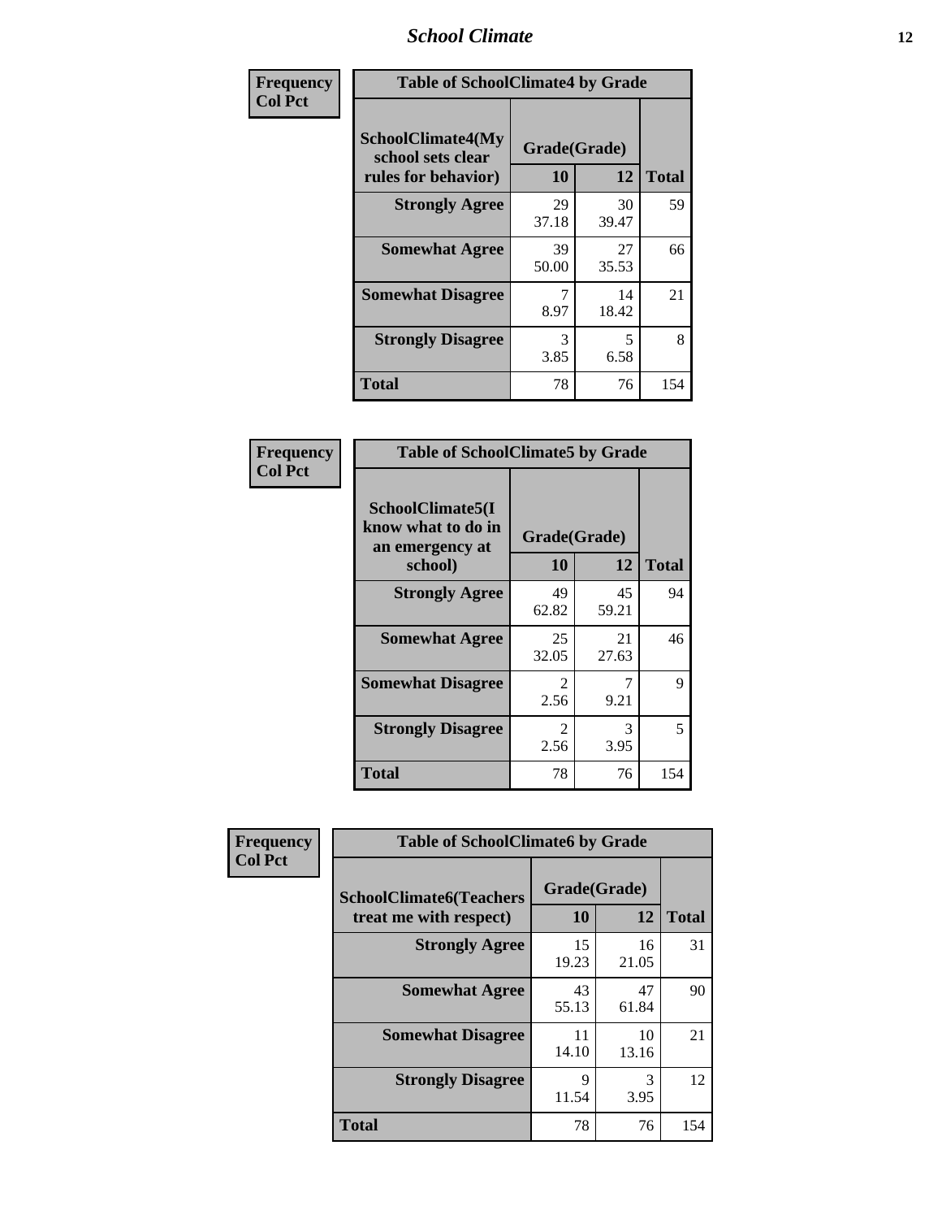| Frequency<br>Col Pct | | | |
|---|---|---|---|

**Table of SchoolClimate4 by Grade**

| SchoolClimate4(My school sets clear rules for behavior) | Grade(Grade) | | Total |
|---|---|---|---|
| | 10 | 12 | |
| Strongly Agree | 29<br>37.18 | 30<br>39.47 | 59 |
| Somewhat Agree | 39<br>50.00 | 27<br>35.53 | 66 |
| Somewhat Disagree | 7<br>8.97 | 14<br>18.42 | 21 |
| Strongly Disagree | 3<br>3.85 | 5<br>6.58 | 8 |
| Total | 78 | 76 | 154 |

**Table of SchoolClimate5 by Grade**

| SchoolClimate5(I know what to do in an emergency at school) | Grade(Grade) | | Total |
|---|---|---|---|
| | 10 | 12 | |
| Strongly Agree | 49<br>62.82 | 45<br>59.21 | 94 |
| Somewhat Agree | 25<br>32.05 | 21<br>27.63 | 46 |
| Somewhat Disagree | 2<br>2.56 | 7<br>9.21 | 9 |
| Strongly Disagree | 2<br>2.56 | 3<br>3.95 | 5 |
| Total | 78 | 76 | 154 |

**Table of SchoolClimate6 by Grade**

| SchoolClimate6(Teachers treat me with respect) | Grade(Grade) | | Total |
|---|---|---|---|
| | 10 | 12 | |
| Strongly Agree | 15<br>19.23 | 16<br>21.05 | 31 |
| Somewhat Agree | 43<br>55.13 | 47<br>61.84 | 90 |
| Somewhat Disagree | 11<br>14.10 | 10<br>13.16 | 21 |
| Strongly Disagree | 9<br>11.54 | 3<br>3.95 | 12 |
| Total | 78 | 76 | 154 |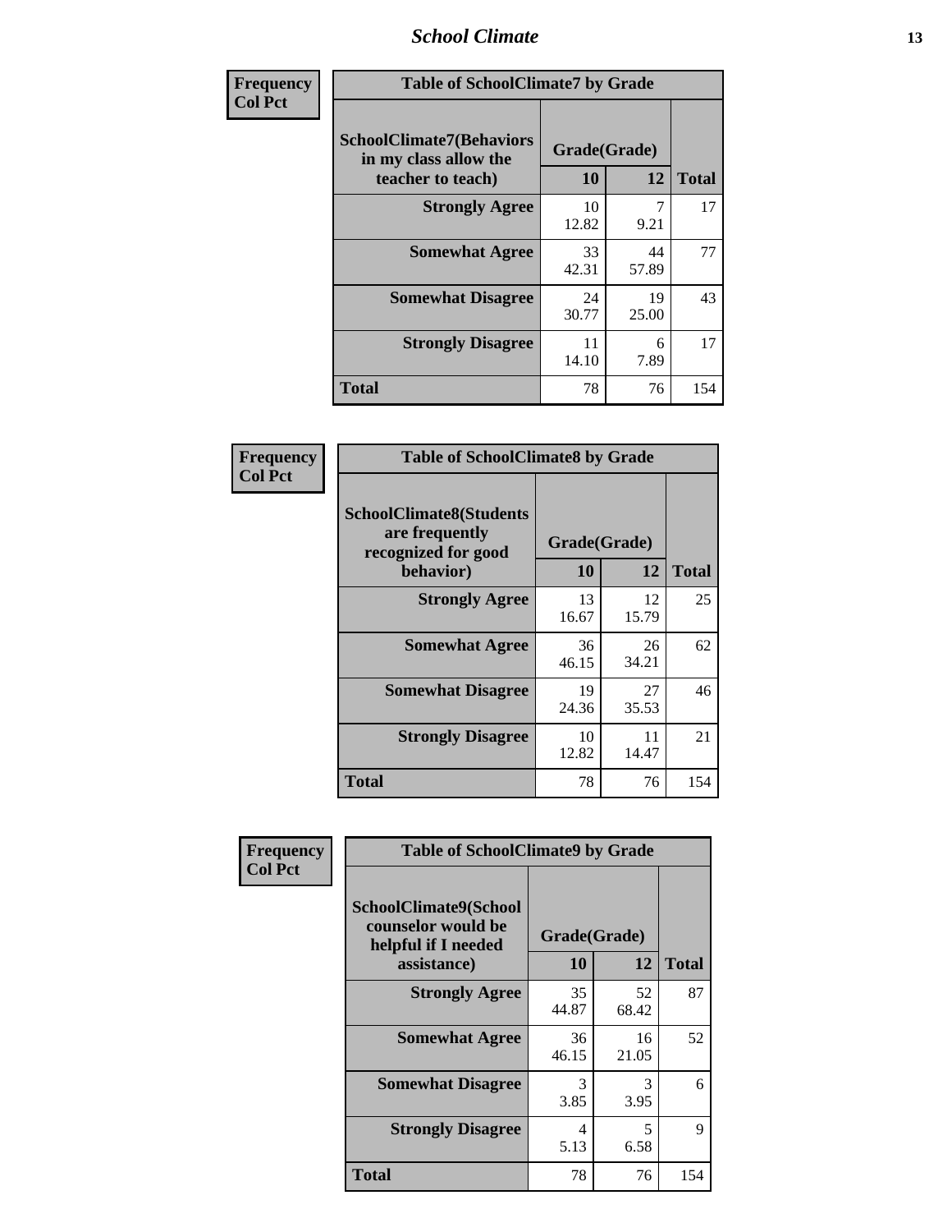| Frequency<br>Col Pct | Table of SchoolClimate7 by Grade | | |
|---|---|---|---|
| SchoolClimate7(Behaviors in my class allow the teacher to teach) | Grade(Grade) | | |
| | 10 | 12 | Total |
| Strongly Agree | 10<br>12.82 | 7<br>9.21 | 17 |
| Somewhat Agree | 33<br>42.31 | 44<br>57.89 | 77 |
| Somewhat Disagree | 24<br>30.77 | 19<br>25.00 | 43 |
| Strongly Disagree | 11<br>14.10 | 6<br>7.89 | 17 |
| Total | 78 | 76 | 154 |

| Frequency<br>Col Pct | Table of SchoolClimate8 by Grade | | |
|---|---|---|---|
| SchoolClimate8(Students are frequently recognized for good behavior) | Grade(Grade) | | |
| | 10 | 12 | Total |
| Strongly Agree | 13<br>16.67 | 12<br>15.79 | 25 |
| Somewhat Agree | 36<br>46.15 | 26<br>34.21 | 62 |
| Somewhat Disagree | 19<br>24.36 | 27<br>35.53 | 46 |
| Strongly Disagree | 10<br>12.82 | 11<br>14.47 | 21 |
| Total | 78 | 76 | 154 |

| Frequency<br>Col Pct | Table of SchoolClimate9 by Grade | | |
|---|---|---|---|
| SchoolClimate9(School counselor would be helpful if I needed assistance) | Grade(Grade) | | |
| | 10 | 12 | Total |
| Strongly Agree | 35<br>44.87 | 52<br>68.42 | 87 |
| Somewhat Agree | 36<br>46.15 | 16<br>21.05 | 52 |
| Somewhat Disagree | 3<br>3.85 | 3<br>3.95 | 6 |
| Strongly Disagree | 4<br>5.13 | 5<br>6.58 | 9 |
| Total | 78 | 76 | 154 |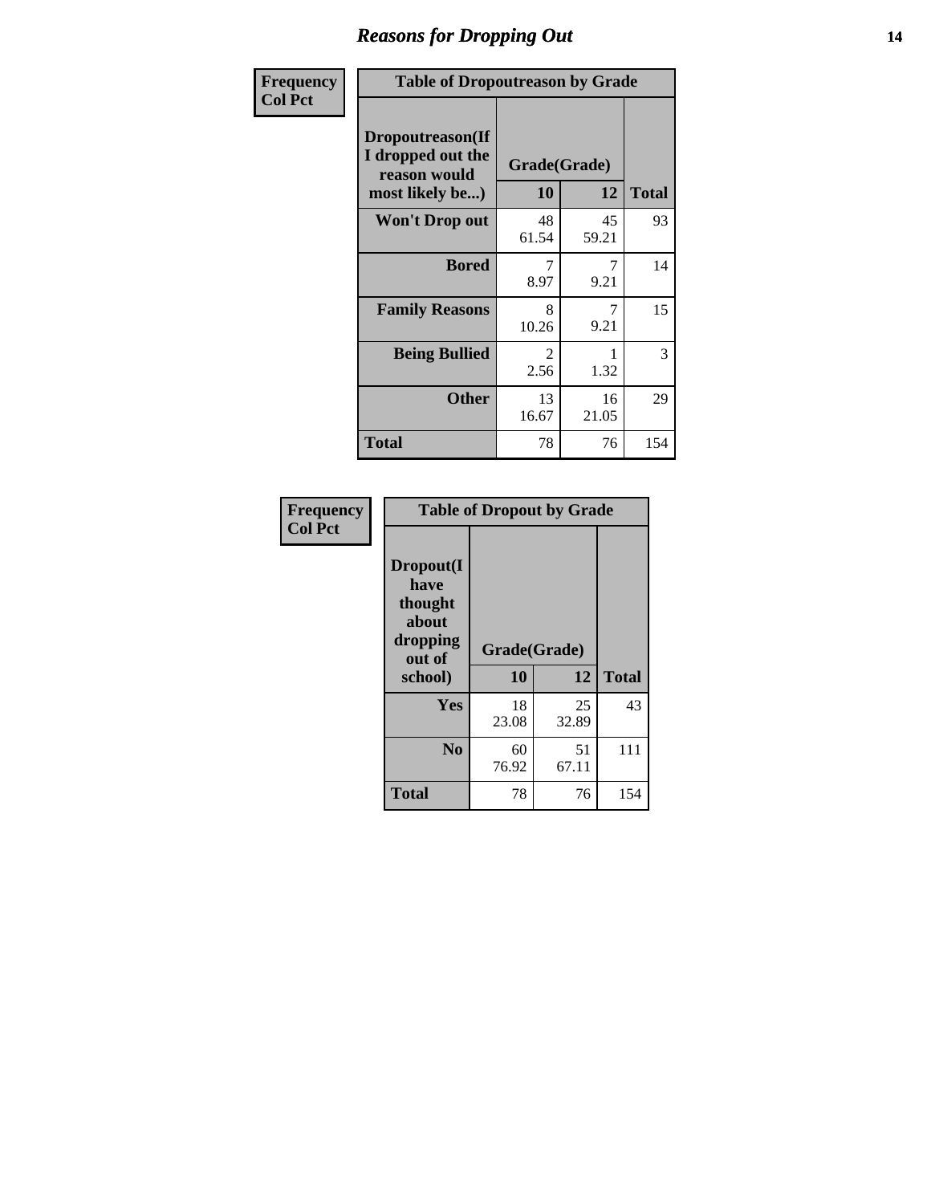# Reasons for Dropping Out

**Frequency**
**Col Pct**

| Table of Dropoutreason by Grade | | | |
|---|---|---|---|
| **Dropoutreason(If I dropped out the reason would most likely be...)** | **Grade(Grade)** | | |
| | **10** | **12** | **Total** |
| **Won't Drop out** | 48<br>61.54 | 45<br>59.21 | 93 |
| **Bored** | 7<br>8.97 | 7<br>9.21 | 14 |
| **Family Reasons** | 8<br>10.26 | 7<br>9.21 | 15 |
| **Being Bullied** | 2<br>2.56 | 1<br>1.32 | 3 |
| **Other** | 13<br>16.67 | 16<br>21.05 | 29 |
| **Total** | 78 | 76 | 154 |

**Frequency**
**Col Pct**

| Table of Dropout by Grade | | | |
|---|---|---|---|
| **Dropout(I have thought about dropping out of school)** | **Grade(Grade)** | | |
| | **10** | **12** | **Total** |
| **Yes** | 18<br>23.08 | 25<br>32.89 | 43 |
| **No** | 60<br>76.92 | 51<br>67.11 | 111 |
| **Total** | 78 | 76 | 154 |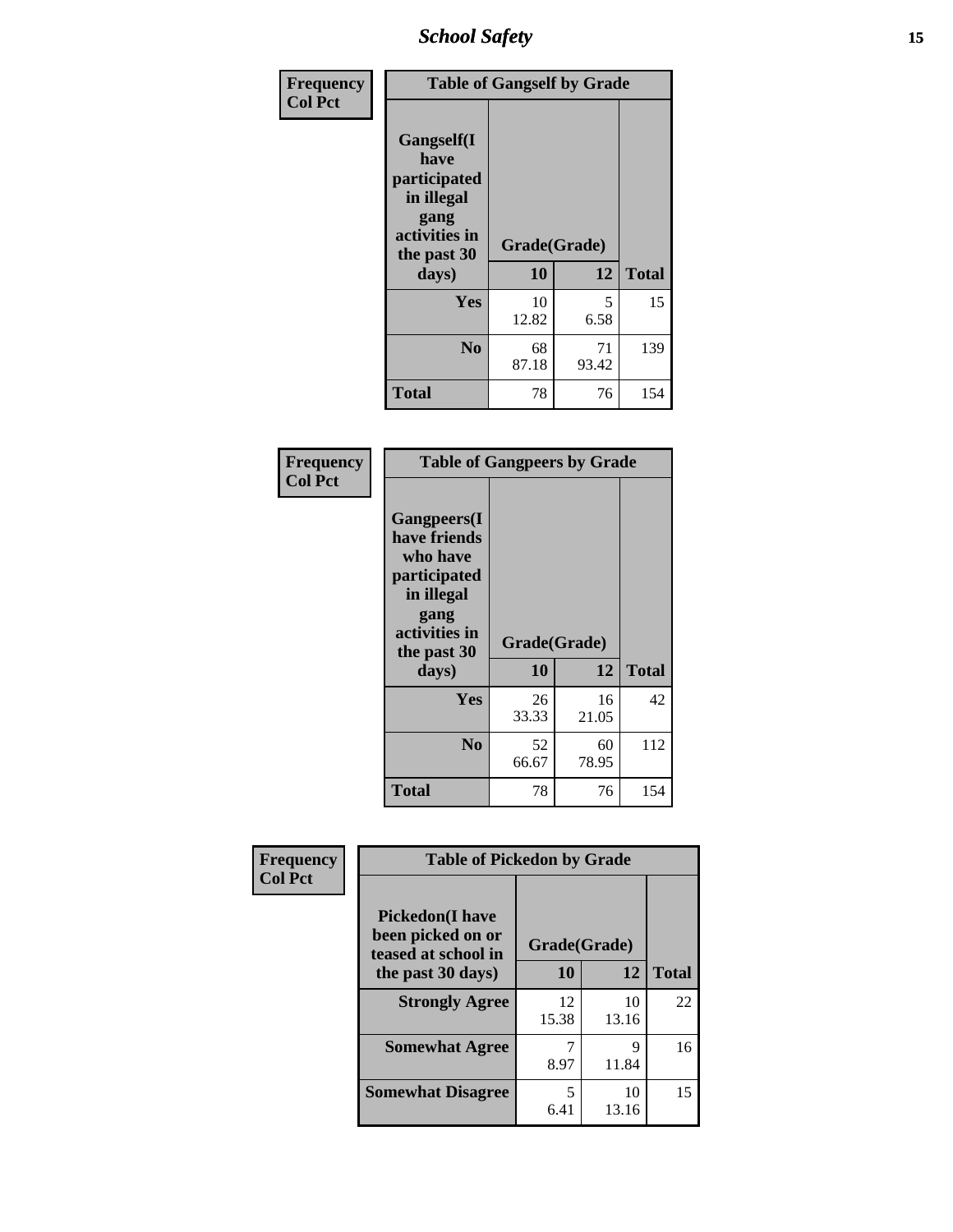| Frequency<br>Col Pct | Table of Gangself by Grade | | |
|---|---|---|---|
| Gangself(I have participated in illegal gang activities in the past 30 days) | Grade(Grade) | | |
| | 10 | 12 | Total |
| Yes | 10<br>12.82 | 5<br>6.58 | 15 |
| No | 68<br>87.18 | 71<br>93.42 | 139 |
| Total | 78 | 76 | 154 |

| Frequency<br>Col Pct | Table of Gangpeers by Grade | | |
|---|---|---|---|
| Gangpeers(I have friends who have participated in illegal gang activities in the past 30 days) | Grade(Grade) | | |
| | 10 | 12 | Total |
| Yes | 26<br>33.33 | 16<br>21.05 | 42 |
| No | 52<br>66.67 | 60<br>78.95 | 112 |
| Total | 78 | 76 | 154 |

| Frequency<br>Col Pct | Table of Pickedon by Grade | | |
|---|---|---|---|
| Pickedon(I have been picked on or teased at school in the past 30 days) | Grade(Grade) | | |
| | 10 | 12 | Total |
| Strongly Agree | 12<br>15.38 | 10<br>13.16 | 22 |
| Somewhat Agree | 7<br>8.97 | 9<br>11.84 | 16 |
| Somewhat Disagree | 5<br>6.41 | 10<br>13.16 | 15 |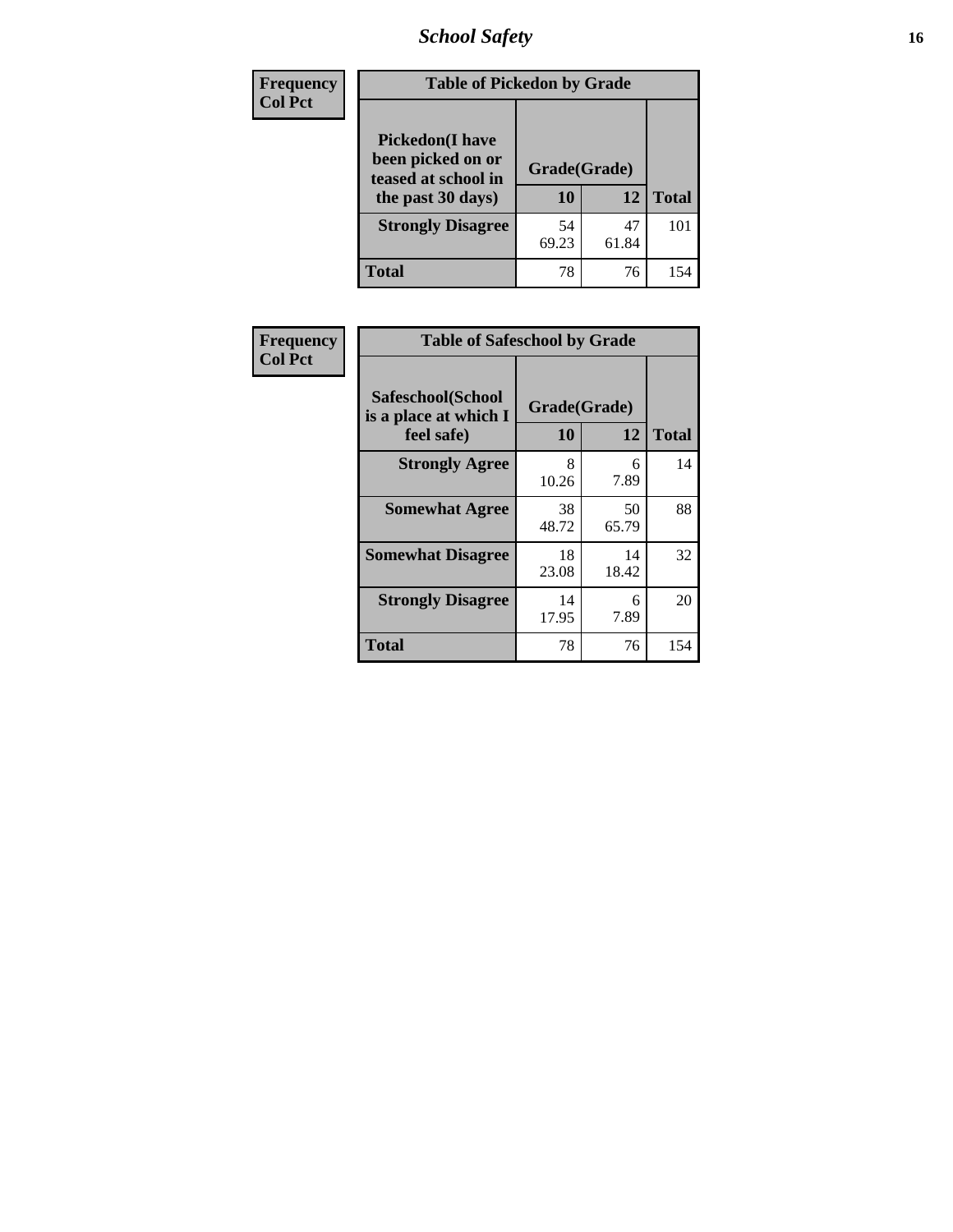| Frequency<br>Col Pct | Table of Pickedon by Grade | | |
|---|---|---|---|
| **Pickedon(I have been picked on or teased at school in the past 30 days)** | **Grade(Grade)** | | |
| | **10** | **12** | **Total** |
| **Strongly Disagree** | 54<br>69.23 | 47<br>61.84 | 101 |
| **Total** | 78 | 76 | 154 |

| Frequency<br>Col Pct | Table of Safeschool by Grade | | |
|---|---|---|---|
| **Safeschool(School is a place at which I feel safe)** | **Grade(Grade)** | | |
| | **10** | **12** | **Total** |
| **Strongly Agree** | 8<br>10.26 | 6<br>7.89 | 14 |
| **Somewhat Agree** | 38<br>48.72 | 50<br>65.79 | 88 |
| **Somewhat Disagree** | 18<br>23.08 | 14<br>18.42 | 32 |
| **Strongly Disagree** | 14<br>17.95 | 6<br>7.89 | 20 |
| **Total** | 78 | 76 | 154 |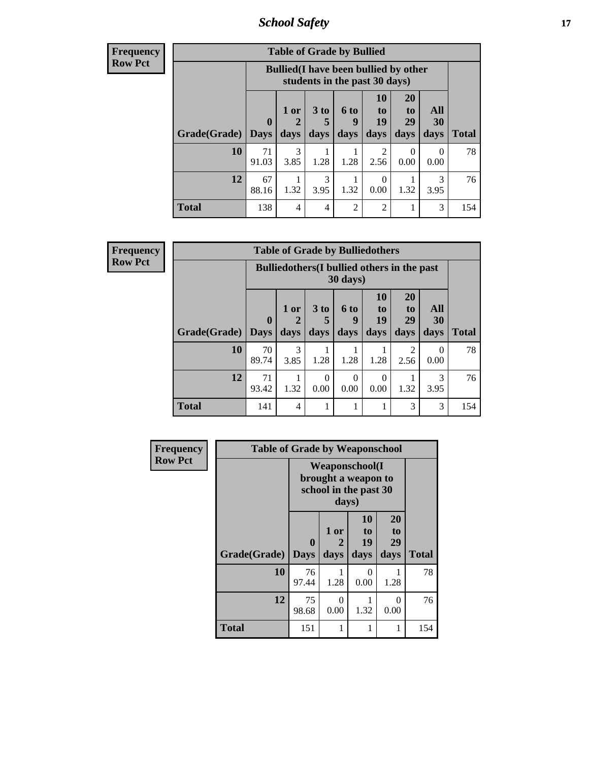| Frequency<br>Row Pct | Table of Grade by Bullied | | | | | | | |
|---|---|---|---|---|---|---|---|---|
| | Bullied(I have been bullied by other students in the past 30 days) | | | | | | | |
| Grade(Grade) | 0 Days | 1 or 2 days | 3 to 5 days | 6 to 9 days | 10 to 19 days | 20 to 29 days | All 30 days | Total |
| 10 | 71<br>91.03 | 3<br>3.85 | 1<br>1.28 | 1<br>1.28 | 2<br>2.56 | 0<br>0.00 | 0<br>0.00 | 78 |
| 12 | 67<br>88.16 | 1<br>1.32 | 3<br>3.95 | 1<br>1.32 | 0<br>0.00 | 1<br>1.32 | 3<br>3.95 | 76 |
| Total | 138 | 4 | 4 | 2 | 2 | 1 | 3 | 154 |

| Frequency<br>Row Pct | Table of Grade by Bulliedothers | | | | | | | |
|---|---|---|---|---|---|---|---|---|
| | Bulliedothers(I bullied others in the past 30 days) | | | | | | | |
| Grade(Grade) | 0 Days | 1 or 2 days | 3 to 5 days | 6 to 9 days | 10 to 19 days | 20 to 29 days | All 30 days | Total |
| 10 | 70<br>89.74 | 3<br>3.85 | 1<br>1.28 | 1<br>1.28 | 1<br>1.28 | 2<br>2.56 | 0<br>0.00 | 78 |
| 12 | 71<br>93.42 | 1<br>1.32 | 0<br>0.00 | 0<br>0.00 | 0<br>0.00 | 1<br>1.32 | 3<br>3.95 | 76 |
| Total | 141 | 4 | 1 | 1 | 1 | 3 | 3 | 154 |

| Frequency<br>Row Pct | Table of Grade by Weaponschool | | | | |
|---|---|---|---|---|---|
| | Weaponschool(I brought a weapon to school in the past 30 days) | | | | |
| Grade(Grade) | 0 Days | 1 or 2 days | 10 to 19 days | 20 to 29 days | Total |
| 10 | 76<br>97.44 | 1<br>1.28 | 0<br>0.00 | 1<br>1.28 | 78 |
| 12 | 75<br>98.68 | 0<br>0.00 | 1<br>1.32 | 0<br>0.00 | 76 |
| Total | 151 | 1 | 1 | 1 | 154 |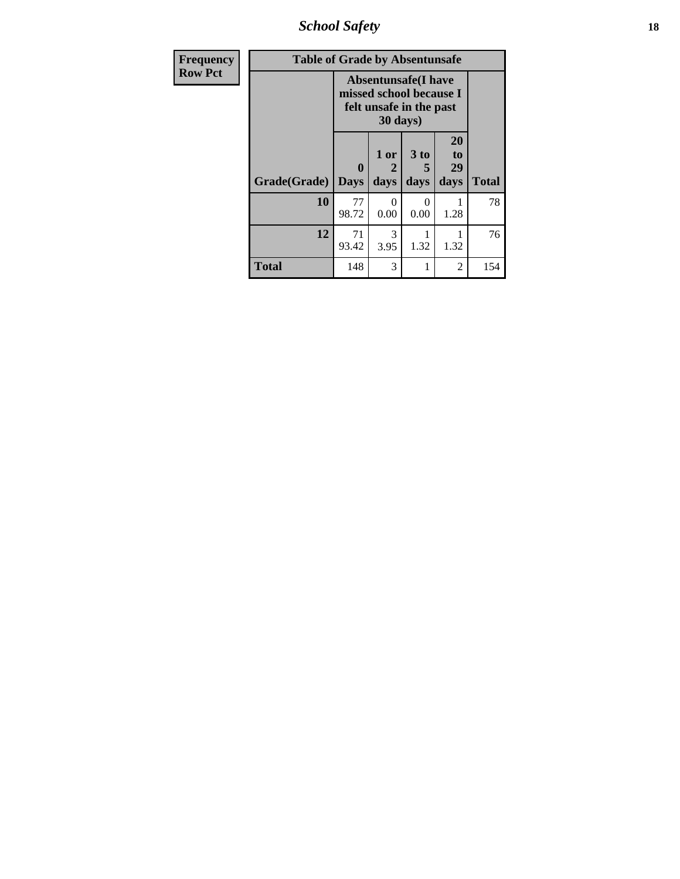## School Safety

| Frequency<br>Row Pct | Table of Grade by Absentunsafe | | | | |
|---|---|---|---|---|---|
| | Absentunsafe(I have missed school because I felt unsafe in the past 30 days) | | | | |
| Grade(Grade) | 0 Days | 1 or 2 days | 3 to 5 days | 20 to 29 days | Total |
| 10 | 77<br>98.72 | 0<br>0.00 | 0<br>0.00 | 1<br>1.28 | 78 |
| 12 | 71<br>93.42 | 3<br>3.95 | 1<br>1.32 | 1<br>1.32 | 76 |
| Total | 148 | 3 | 1 | 2 | 154 |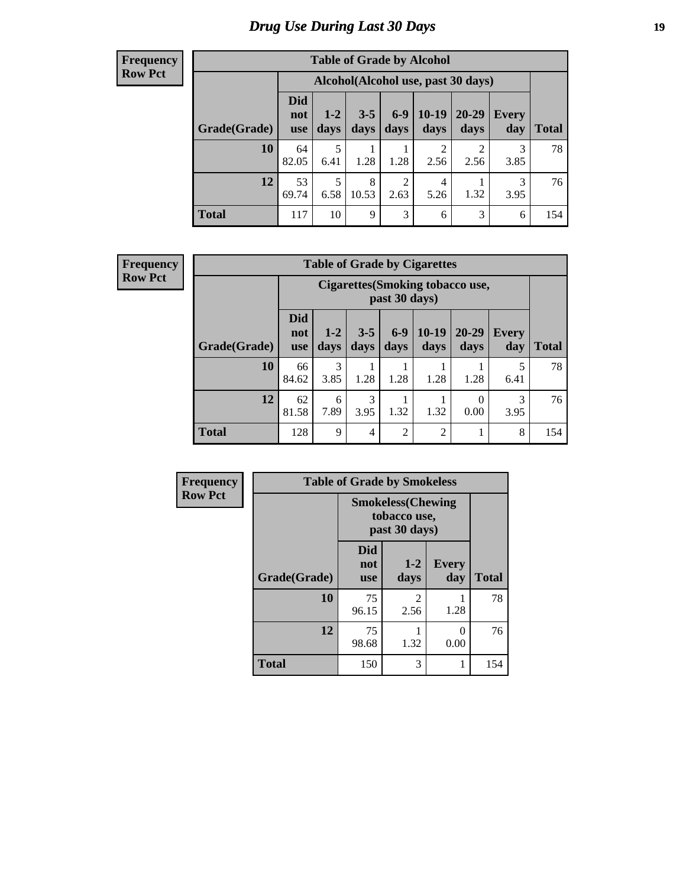# *Drug Use During Last 30 Days*

**Frequency**
**Row Pct**

| Table of Grade by Alcohol | | | | | | | | |
|---|---|---|---|---|---|---|---|---|
| | Alcohol(Alcohol use, past 30 days) | | | | | | | |
| Grade(Grade) | Did not use | 1-2 days | 3-5 days | 6-9 days | 10-19 days | 20-29 days | Every day | Total |
| **10** | 64<br>82.05 | 5<br>6.41 | 1<br>1.28 | 1<br>1.28 | 2<br>2.56 | 2<br>2.56 | 3<br>3.85 | 78 |
| **12** | 53<br>69.74 | 5<br>6.58 | 8<br>10.53 | 2<br>2.63 | 4<br>5.26 | 1<br>1.32 | 3<br>3.95 | 76 |
| **Total** | 117 | 10 | 9 | 3 | 6 | 3 | 6 | 154 |

**Frequency**
**Row Pct**

| Table of Grade by Cigarettes | | | | | | | | |
|---|---|---|---|---|---|---|---|---|
| | Cigarettes(Smoking tobacco use, past 30 days) | | | | | | | |
| Grade(Grade) | Did not use | 1-2 days | 3-5 days | 6-9 days | 10-19 days | 20-29 days | Every day | Total |
| **10** | 66<br>84.62 | 3<br>3.85 | 1<br>1.28 | 1<br>1.28 | 1<br>1.28 | 1<br>1.28 | 5<br>6.41 | 78 |
| **12** | 62<br>81.58 | 6<br>7.89 | 3<br>3.95 | 1<br>1.32 | 1<br>1.32 | 0<br>0.00 | 3<br>3.95 | 76 |
| **Total** | 128 | 9 | 4 | 2 | 2 | 1 | 8 | 154 |

**Frequency**
**Row Pct**

| Table of Grade by Smokeless | | | | |
|---|---|---|---|---|
| | Smokeless(Chewing tobacco use, past 30 days) | | | |
| Grade(Grade) | Did not use | 1-2 days | Every day | Total |
| **10** | 75<br>96.15 | 2<br>2.56 | 1<br>1.28 | 78 |
| **12** | 75<br>98.68 | 1<br>1.32 | 0<br>0.00 | 76 |
| **Total** | 150 | 3 | 1 | 154 |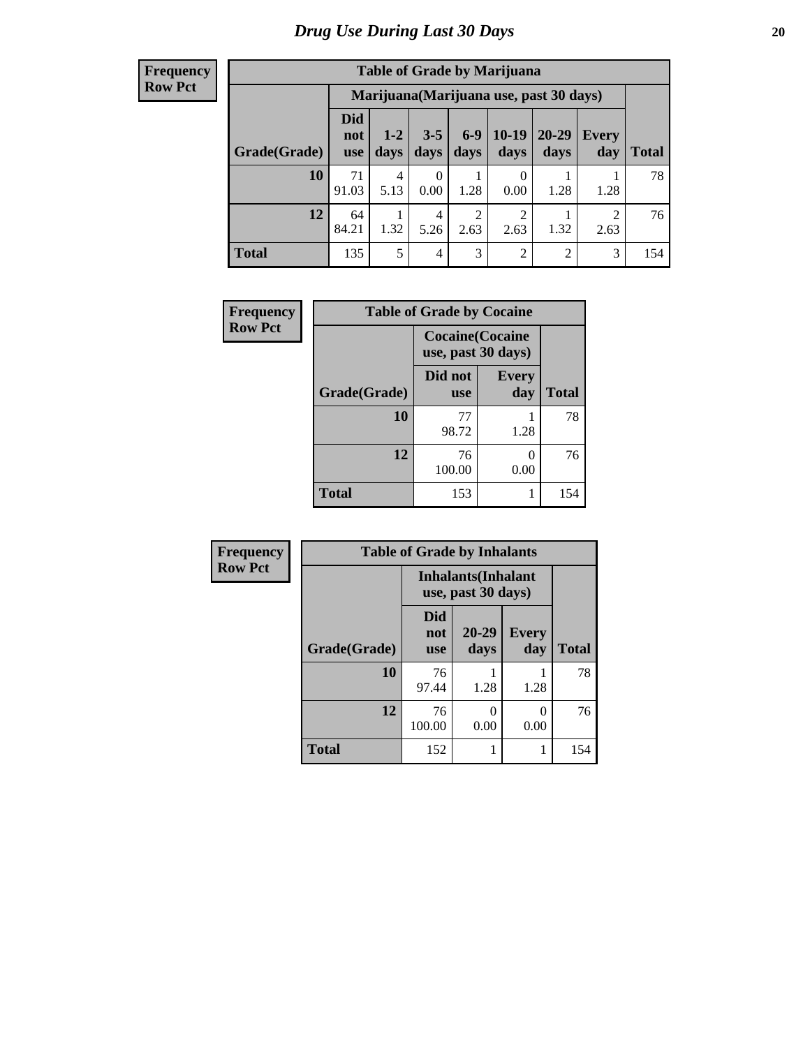# *Drug Use During Last 30 Days*

| Frequency<br>Row Pct |
|---|

**Table of Grade by Marijuana**

| | Marijuana(Marijuana use, past 30 days) | | | | | | | |
|---|---|---|---|---|---|---|---|---|
| **Grade(Grade)** | **Did not use** | **1-2 days** | **3-5 days** | **6-9 days** | **10-19 days** | **20-29 days** | **Every day** | **Total** |
| **10** | 71<br>91.03 | 4<br>5.13 | 0<br>0.00 | 1<br>1.28 | 0<br>0.00 | 1<br>1.28 | 1<br>1.28 | 78 |
| **12** | 64<br>84.21 | 1<br>1.32 | 4<br>5.26 | 2<br>2.63 | 2<br>2.63 | 1<br>1.32 | 2<br>2.63 | 76 |
| **Total** | 135 | 5 | 4 | 3 | 2 | 2 | 3 | 154 |

| Frequency<br>Row Pct |
|---|

**Table of Grade by Cocaine**

| | Cocaine(Cocaine use, past 30 days) | | |
|---|---|---|---|
| **Grade(Grade)** | **Did not use** | **Every day** | **Total** |
| **10** | 77<br>98.72 | 1<br>1.28 | 78 |
| **12** | 76<br>100.00 | 0<br>0.00 | 76 |
| **Total** | 153 | 1 | 154 |

| Frequency<br>Row Pct |
|---|

**Table of Grade by Inhalants**

| | Inhalants(Inhalant use, past 30 days) | | | |
|---|---|---|---|---|
| **Grade(Grade)** | **Did not use** | **20-29 days** | **Every day** | **Total** |
| **10** | 76<br>97.44 | 1<br>1.28 | 1<br>1.28 | 78 |
| **12** | 76<br>100.00 | 0<br>0.00 | 0<br>0.00 | 76 |
| **Total** | 152 | 1 | 1 | 154 |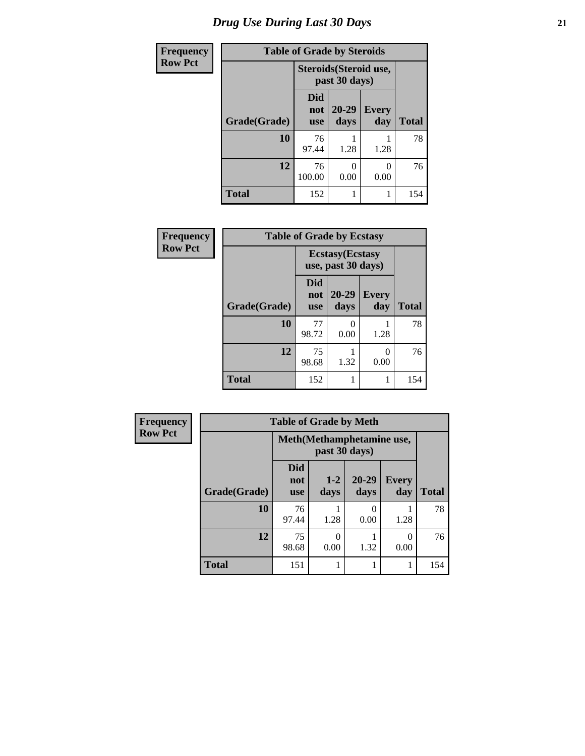# Drug Use During Last 30 Days

| Frequency Row Pct | | | | |
|---|---|---|---|---|
| **Table of Grade by Steroids** | | | | |
| | **Steroids(Steroid use, past 30 days)** | | | |
| **Grade(Grade)** | **Did not use** | **20-29 days** | **Every day** | **Total** |
| **10** | 76<br>97.44 | 1<br>1.28 | 1<br>1.28 | 78 |
| **12** | 76<br>100.00 | 0<br>0.00 | 0<br>0.00 | 76 |
| **Total** | 152 | 1 | 1 | 154 |

| Frequency Row Pct | | | | |
|---|---|---|---|---|
| **Table of Grade by Ecstasy** | | | | |
| | **Ecstasy(Ecstasy use, past 30 days)** | | | |
| **Grade(Grade)** | **Did not use** | **20-29 days** | **Every day** | **Total** |
| **10** | 77<br>98.72 | 0<br>0.00 | 1<br>1.28 | 78 |
| **12** | 75<br>98.68 | 1<br>1.32 | 0<br>0.00 | 76 |
| **Total** | 152 | 1 | 1 | 154 |

| Frequency Row Pct | | | | | |
|---|---|---|---|---|---|
| **Table of Grade by Meth** | | | | | |
| | **Meth(Methamphetamine use, past 30 days)** | | | | |
| **Grade(Grade)** | **Did not use** | **1-2 days** | **20-29 days** | **Every day** | **Total** |
| **10** | 76<br>97.44 | 1<br>1.28 | 0<br>0.00 | 1<br>1.28 | 78 |
| **12** | 75<br>98.68 | 0<br>0.00 | 1<br>1.32 | 0<br>0.00 | 76 |
| **Total** | 151 | 1 | 1 | 1 | 154 |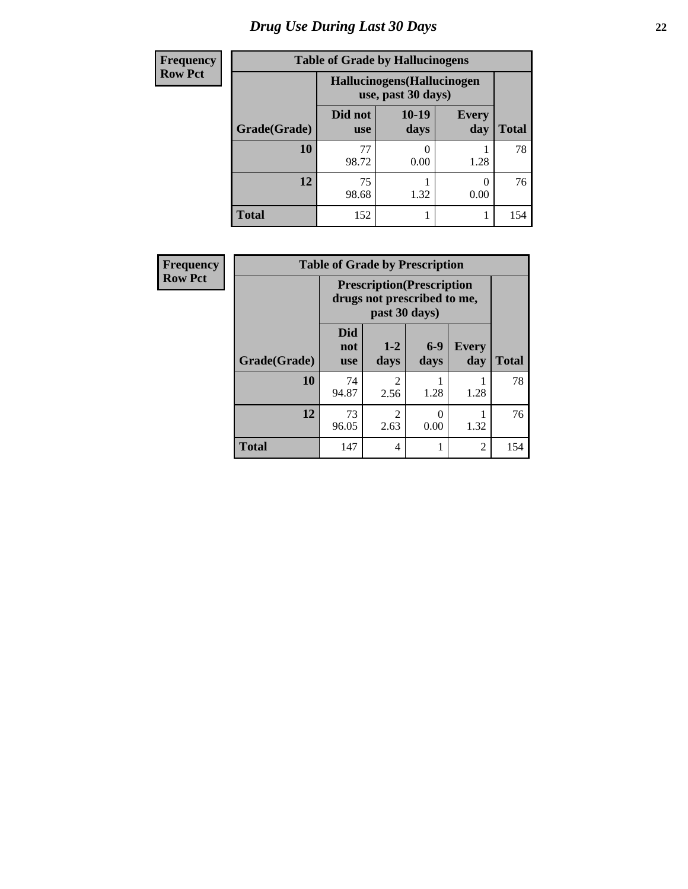# Drug Use During Last 30 Days

**Frequency**
**Row Pct**

| Table of Grade by Hallucinogens | | | | |
|---|---|---|---|---|
| | Hallucinogens(Hallucinogen use, past 30 days) | | | |
| Grade(Grade) | Did not use | 10-19 days | Every day | Total |
| **10** | 77<br>98.72 | 0<br>0.00 | 1<br>1.28 | 78 |
| **12** | 75<br>98.68 | 1<br>1.32 | 0<br>0.00 | 76 |
| **Total** | 152 | 1 | 1 | 154 |

**Frequency**
**Row Pct**

| Table of Grade by Prescription | | | | | |
|---|---|---|---|---|---|
| | Prescription(Prescription drugs not prescribed to me, past 30 days) | | | | |
| Grade(Grade) | Did not use | 1-2 days | 6-9 days | Every day | Total |
| **10** | 74<br>94.87 | 2<br>2.56 | 1<br>1.28 | 1<br>1.28 | 78 |
| **12** | 73<br>96.05 | 2<br>2.63 | 0<br>0.00 | 1<br>1.32 | 76 |
| **Total** | 147 | 4 | 1 | 2 | 154 |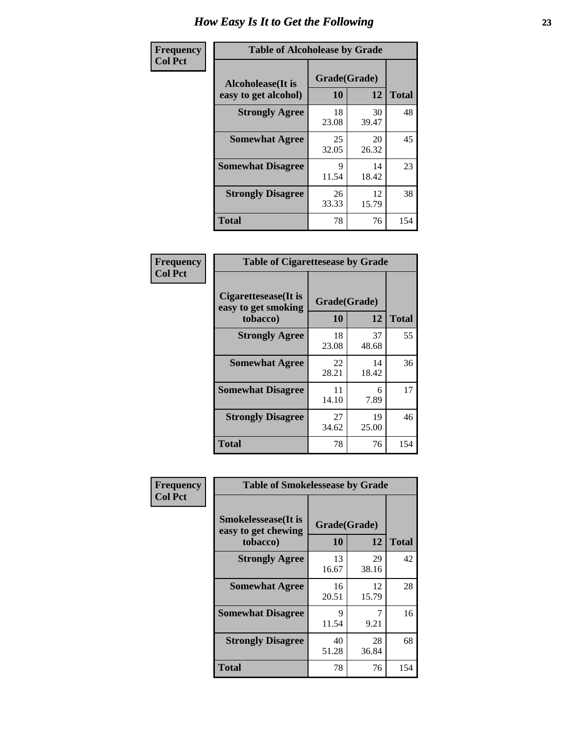# How Easy Is It to Get the Following

**Frequency**
**Col Pct**

**Table of Alcoholease by Grade**

| Alcoholease(It is easy to get alcohol) | Grade(Grade) | | Total |
|---|---|---|---|
| | 10 | 12 | |
| **Strongly Agree** | 18<br>23.08 | 30<br>39.47 | 48 |
| **Somewhat Agree** | 25<br>32.05 | 20<br>26.32 | 45 |
| **Somewhat Disagree** | 9<br>11.54 | 14<br>18.42 | 23 |
| **Strongly Disagree** | 26<br>33.33 | 12<br>15.79 | 38 |
| **Total** | 78 | 76 | 154 |

**Frequency**
**Col Pct**

**Table of Cigarettesease by Grade**

| Cigarettesease(It is easy to get smoking tobacco) | Grade(Grade) | | Total |
|---|---|---|---|
| | 10 | 12 | |
| **Strongly Agree** | 18<br>23.08 | 37<br>48.68 | 55 |
| **Somewhat Agree** | 22<br>28.21 | 14<br>18.42 | 36 |
| **Somewhat Disagree** | 11<br>14.10 | 6<br>7.89 | 17 |
| **Strongly Disagree** | 27<br>34.62 | 19<br>25.00 | 46 |
| **Total** | 78 | 76 | 154 |

**Frequency**
**Col Pct**

**Table of Smokelessease by Grade**

| Smokelessease(It is easy to get chewing tobacco) | Grade(Grade) | | Total |
|---|---|---|---|
| | 10 | 12 | |
| **Strongly Agree** | 13<br>16.67 | 29<br>38.16 | 42 |
| **Somewhat Agree** | 16<br>20.51 | 12<br>15.79 | 28 |
| **Somewhat Disagree** | 9<br>11.54 | 7<br>9.21 | 16 |
| **Strongly Disagree** | 40<br>51.28 | 28<br>36.84 | 68 |
| **Total** | 78 | 76 | 154 |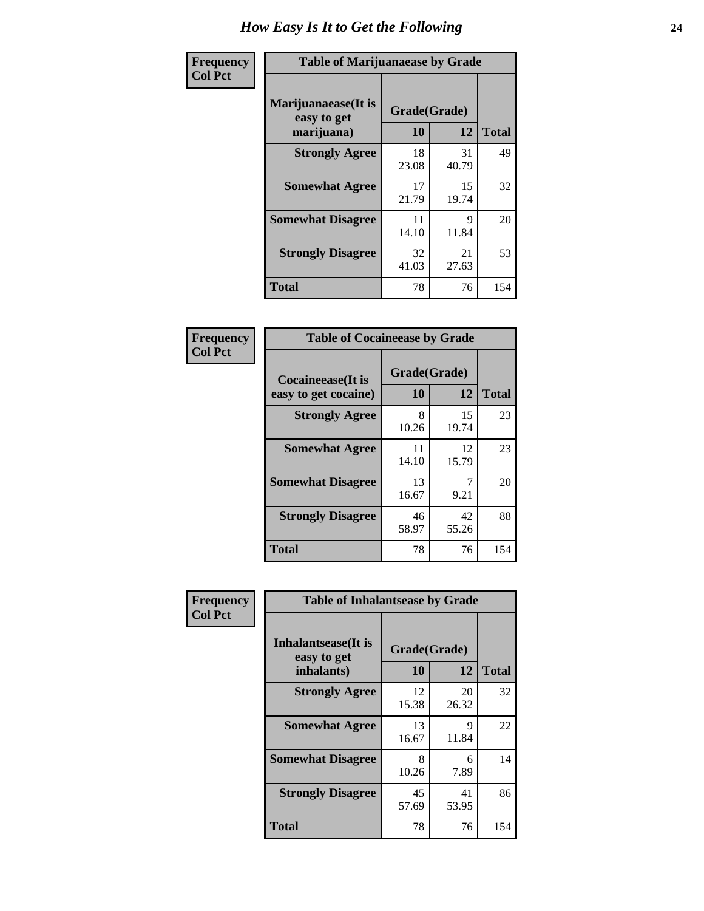# How Easy Is It to Get the Following

**Frequency**
**Col Pct**

**Table of Marijuanaease by Grade**

| Marijuanaease(It is easy to get marijuana) | Grade(Grade) | | Total |
|---|---|---|---|
| | 10 | 12 | |
| Strongly Agree | 18<br>23.08 | 31<br>40.79 | 49 |
| Somewhat Agree | 17<br>21.79 | 15<br>19.74 | 32 |
| Somewhat Disagree | 11<br>14.10 | 9<br>11.84 | 20 |
| Strongly Disagree | 32<br>41.03 | 21<br>27.63 | 53 |
| Total | 78 | 76 | 154 |

**Frequency**
**Col Pct**

**Table of Cocaineease by Grade**

| Cocaineease(It is easy to get cocaine) | Grade(Grade) | | Total |
|---|---|---|---|
| | 10 | 12 | |
| Strongly Agree | 8<br>10.26 | 15<br>19.74 | 23 |
| Somewhat Agree | 11<br>14.10 | 12<br>15.79 | 23 |
| Somewhat Disagree | 13<br>16.67 | 7<br>9.21 | 20 |
| Strongly Disagree | 46<br>58.97 | 42<br>55.26 | 88 |
| Total | 78 | 76 | 154 |

**Frequency**
**Col Pct**

**Table of Inhalantsease by Grade**

| Inhalantsease(It is easy to get inhalants) | Grade(Grade) | | Total |
|---|---|---|---|
| | 10 | 12 | |
| Strongly Agree | 12<br>15.38 | 20<br>26.32 | 32 |
| Somewhat Agree | 13<br>16.67 | 9<br>11.84 | 22 |
| Somewhat Disagree | 8<br>10.26 | 6<br>7.89 | 14 |
| Strongly Disagree | 45<br>57.69 | 41<br>53.95 | 86 |
| Total | 78 | 76 | 154 |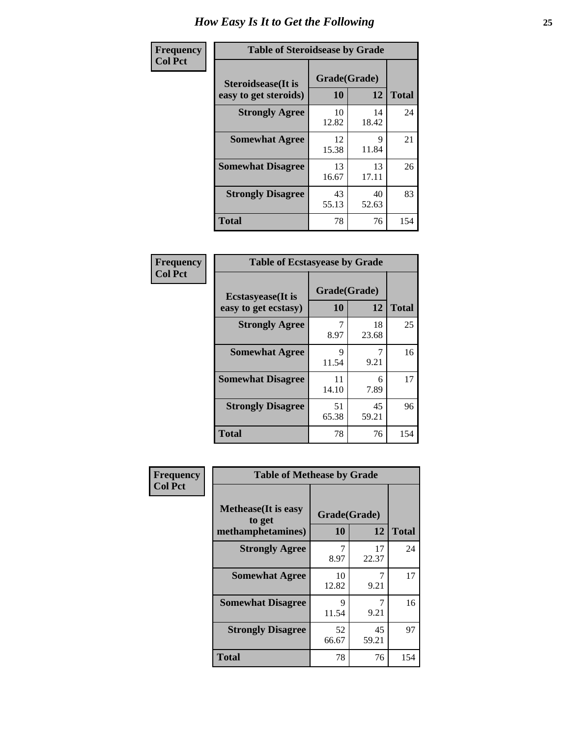# How Easy Is It to Get the Following

**Frequency**
**Col Pct**

**Table of Steroidsease by Grade**

| Steroidsease(It is easy to get steroids) | Grade(Grade) 10 | 12 | Total |
|---|---|---|---|
| **Strongly Agree** | 10<br>12.82 | 14<br>18.42 | 24 |
| **Somewhat Agree** | 12<br>15.38 | 9<br>11.84 | 21 |
| **Somewhat Disagree** | 13<br>16.67 | 13<br>17.11 | 26 |
| **Strongly Disagree** | 43<br>55.13 | 40<br>52.63 | 83 |
| **Total** | 78 | 76 | 154 |

**Frequency**
**Col Pct**

**Table of Ecstasyease by Grade**

| Ecstasyease(It is easy to get ecstasy) | Grade(Grade) 10 | 12 | Total |
|---|---|---|---|
| **Strongly Agree** | 7<br>8.97 | 18<br>23.68 | 25 |
| **Somewhat Agree** | 9<br>11.54 | 7<br>9.21 | 16 |
| **Somewhat Disagree** | 11<br>14.10 | 6<br>7.89 | 17 |
| **Strongly Disagree** | 51<br>65.38 | 45<br>59.21 | 96 |
| **Total** | 78 | 76 | 154 |

**Frequency**
**Col Pct**

**Table of Methease by Grade**

| Methease(It is easy to get methamphetamines) | Grade(Grade) 10 | 12 | Total |
|---|---|---|---|
| **Strongly Agree** | 7<br>8.97 | 17<br>22.37 | 24 |
| **Somewhat Agree** | 10<br>12.82 | 7<br>9.21 | 17 |
| **Somewhat Disagree** | 9<br>11.54 | 7<br>9.21 | 16 |
| **Strongly Disagree** | 52<br>66.67 | 45<br>59.21 | 97 |
| **Total** | 78 | 76 | 154 |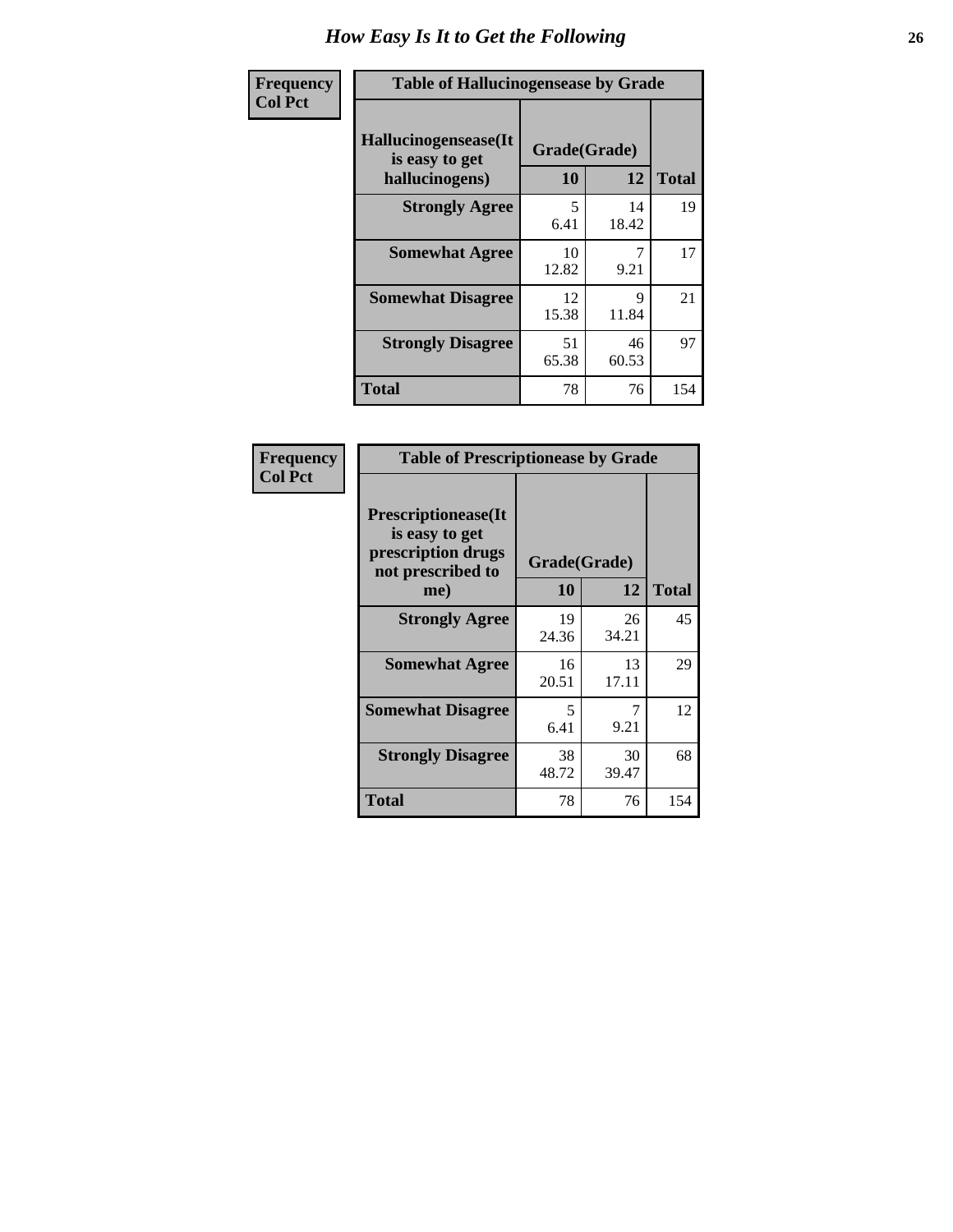# How Easy Is It to Get the Following

| Frequency<br>Col Pct |
|---|

**Table of Hallucinogensease by Grade**

| Hallucinogensease(It is easy to get hallucinogens) | Grade(Grade) 10 | 12 | Total |
|---|---|---|---|
| **Strongly Agree** | 5<br>6.41 | 14<br>18.42 | 19 |
| **Somewhat Agree** | 10<br>12.82 | 7<br>9.21 | 17 |
| **Somewhat Disagree** | 12<br>15.38 | 9<br>11.84 | 21 |
| **Strongly Disagree** | 51<br>65.38 | 46<br>60.53 | 97 |
| **Total** | 78 | 76 | 154 |

| Frequency<br>Col Pct |
|---|

**Table of Prescriptionease by Grade**

| Prescriptionease(It is easy to get prescription drugs not prescribed to me) | Grade(Grade) 10 | 12 | Total |
|---|---|---|---|
| **Strongly Agree** | 19<br>24.36 | 26<br>34.21 | 45 |
| **Somewhat Agree** | 16<br>20.51 | 13<br>17.11 | 29 |
| **Somewhat Disagree** | 5<br>6.41 | 7<br>9.21 | 12 |
| **Strongly Disagree** | 38<br>48.72 | 30<br>39.47 | 68 |
| **Total** | 78 | 76 | 154 |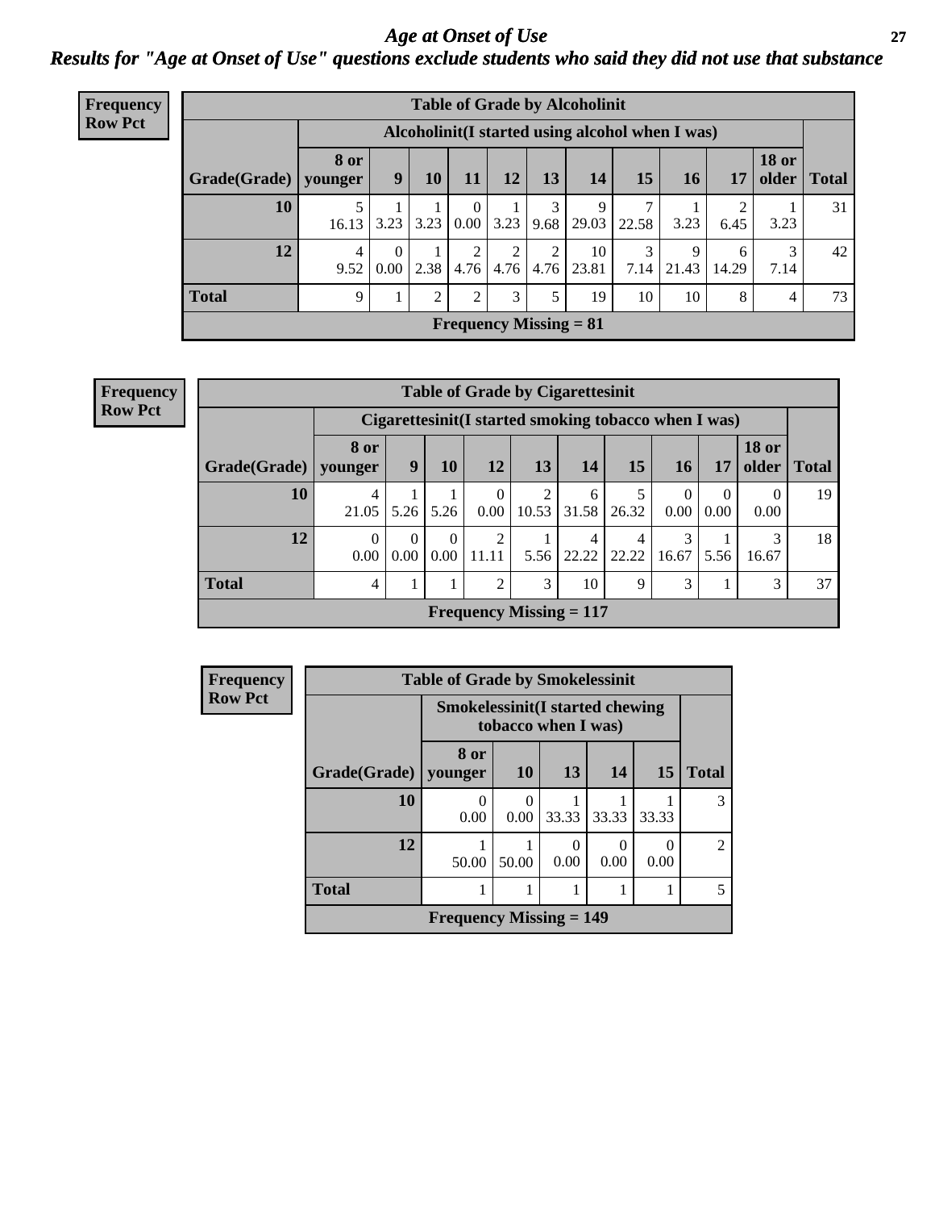# *Age at Onset of Use*

## *Results for "Age at Onset of Use" questions exclude students who said they did not use that substance*

**Frequency Row Pct**

| Table of Grade by Alcoholinit | | | | | | | | | | | | |
|---|---|---|---|---|---|---|---|---|---|---|---|---|
| | Alcoholinit(I started using alcohol when I was) | | | | | | | | | | | |
| Grade(Grade) | 8 or younger | 9 | 10 | 11 | 12 | 13 | 14 | 15 | 16 | 17 | 18 or older | Total |
| 10 | 5<br>16.13 | 1<br>3.23 | 1<br>3.23 | 0<br>0.00 | 1<br>3.23 | 3<br>9.68 | 9<br>29.03 | 7<br>22.58 | 1<br>3.23 | 2<br>6.45 | 1<br>3.23 | 31 |
| 12 | 4<br>9.52 | 0<br>0.00 | 1<br>2.38 | 2<br>4.76 | 2<br>4.76 | 2<br>4.76 | 10<br>23.81 | 3<br>7.14 | 9<br>21.43 | 6<br>14.29 | 3<br>7.14 | 42 |
| Total | 9 | 1 | 2 | 2 | 3 | 5 | 19 | 10 | 10 | 8 | 4 | 73 |
| Frequency Missing = 81 | | | | | | | | | | | | |

**Frequency Row Pct**

| Table of Grade by Cigarettesinit | | | | | | | | | | | |
|---|---|---|---|---|---|---|---|---|---|---|---|
| | Cigarettesinit(I started smoking tobacco when I was) | | | | | | | | | | |
| Grade(Grade) | 8 or younger | 9 | 10 | 12 | 13 | 14 | 15 | 16 | 17 | 18 or older | Total |
| 10 | 4<br>21.05 | 1<br>5.26 | 1<br>5.26 | 0<br>0.00 | 2<br>10.53 | 6<br>31.58 | 5<br>26.32 | 0<br>0.00 | 0<br>0.00 | 0<br>0.00 | 19 |
| 12 | 0<br>0.00 | 0<br>0.00 | 0<br>0.00 | 2<br>11.11 | 1<br>5.56 | 4<br>22.22 | 4<br>22.22 | 3<br>16.67 | 1<br>5.56 | 3<br>16.67 | 18 |
| Total | 4 | 1 | 1 | 2 | 3 | 10 | 9 | 3 | 1 | 3 | 37 |
| Frequency Missing = 117 | | | | | | | | | | | |

**Frequency Row Pct**

| Table of Grade by Smokelessinit | | | | | | |
|---|---|---|---|---|---|---|
| | Smokelessinit(I started chewing tobacco when I was) | | | | | |
| Grade(Grade) | 8 or younger | 10 | 13 | 14 | 15 | Total |
| 10 | 0<br>0.00 | 0<br>0.00 | 1<br>33.33 | 1<br>33.33 | 1<br>33.33 | 3 |
| 12 | 1<br>50.00 | 1<br>50.00 | 0<br>0.00 | 0<br>0.00 | 0<br>0.00 | 2 |
| Total | 1 | 1 | 1 | 1 | 1 | 5 |
| Frequency Missing = 149 | | | | | | |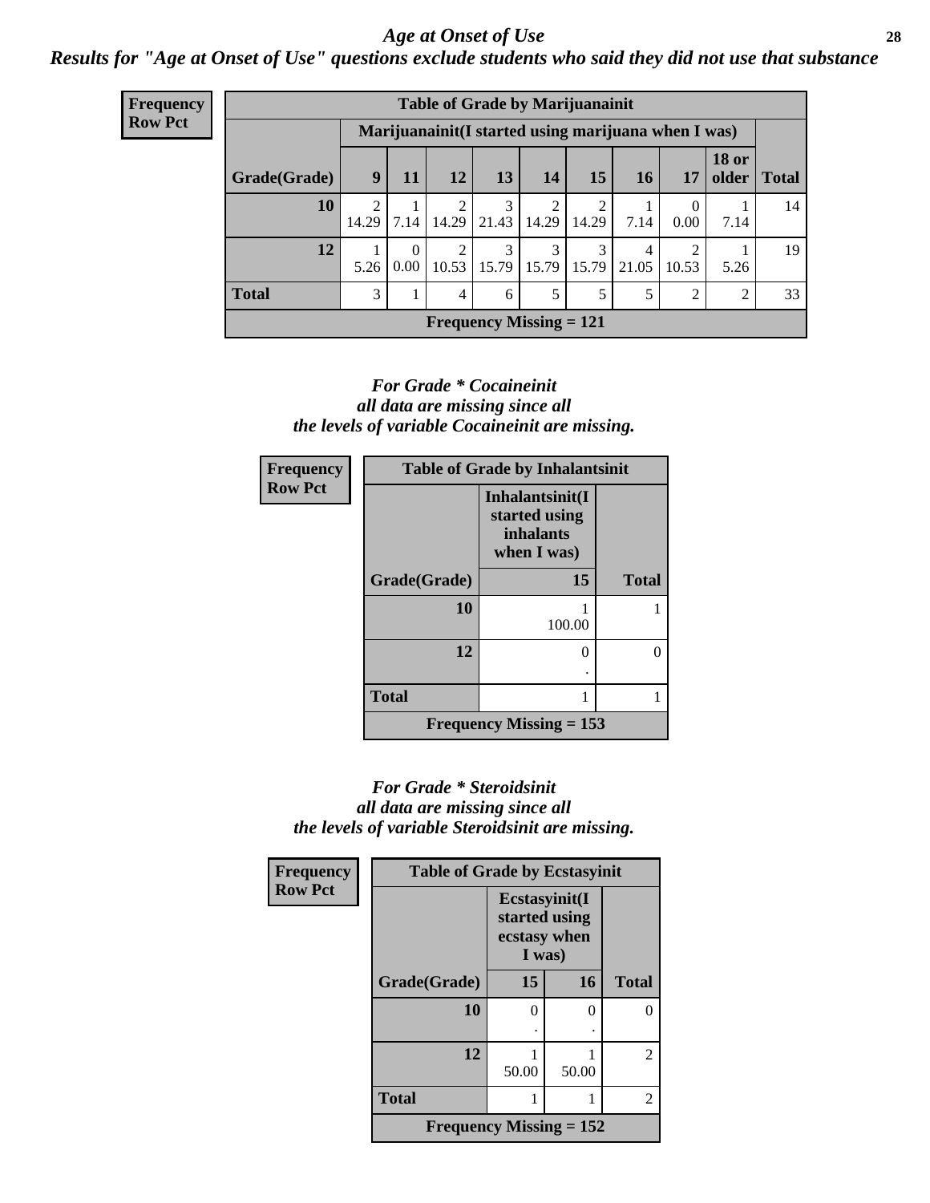# *Age at Onset of Use*

***Results for "Age at Onset of Use" questions exclude students who said they did not use that substance***

**Frequency**
**Row Pct**

| Table of Grade by Marijuanainit | | | | | | | | | | |
|---|---|---|---|---|---|---|---|---|---|---|
| | Marijuanainit(I started using marijuana when I was) | | | | | | | | | |
| Grade(Grade) | 9 | 11 | 12 | 13 | 14 | 15 | 16 | 17 | 18 or older | Total |
| 10 | 2<br>14.29 | 1<br>7.14 | 2<br>14.29 | 3<br>21.43 | 2<br>14.29 | 2<br>14.29 | 1<br>7.14 | 0<br>0.00 | 1<br>7.14 | 14 |
| 12 | 1<br>5.26 | 0<br>0.00 | 2<br>10.53 | 3<br>15.79 | 3<br>15.79 | 3<br>15.79 | 4<br>21.05 | 2<br>10.53 | 1<br>5.26 | 19 |
| Total | 3 | 1 | 4 | 6 | 5 | 5 | 5 | 2 | 2 | 33 |
| Frequency Missing = 121 | | | | | | | | | | |

*For Grade \* Cocaineinit*
*all data are missing since all*
*the levels of variable Cocaineinit are missing.*

**Frequency**
**Row Pct**

| Table of Grade by Inhalantsinit | | |
|---|---|---|
| | Inhalantsinit(I started using inhalants when I was) | |
| Grade(Grade) | 15 | Total |
| 10 | 1<br>100.00 | 1 |
| 12 | 0<br>. | 0 |
| Total | 1 | 1 |
| Frequency Missing = 153 | | |

*For Grade \* Steroidsinit*
*all data are missing since all*
*the levels of variable Steroidsinit are missing.*

**Frequency**
**Row Pct**

| Table of Grade by Ecstasyinit | | | |
|---|---|---|---|
| | Ecstasyinit(I started using ecstasy when I was) | | |
| Grade(Grade) | 15 | 16 | Total |
| 10 | 0<br>. | 0<br>. | 0 |
| 12 | 1<br>50.00 | 1<br>50.00 | 2 |
| Total | 1 | 1 | 2 |
| Frequency Missing = 152 | | | |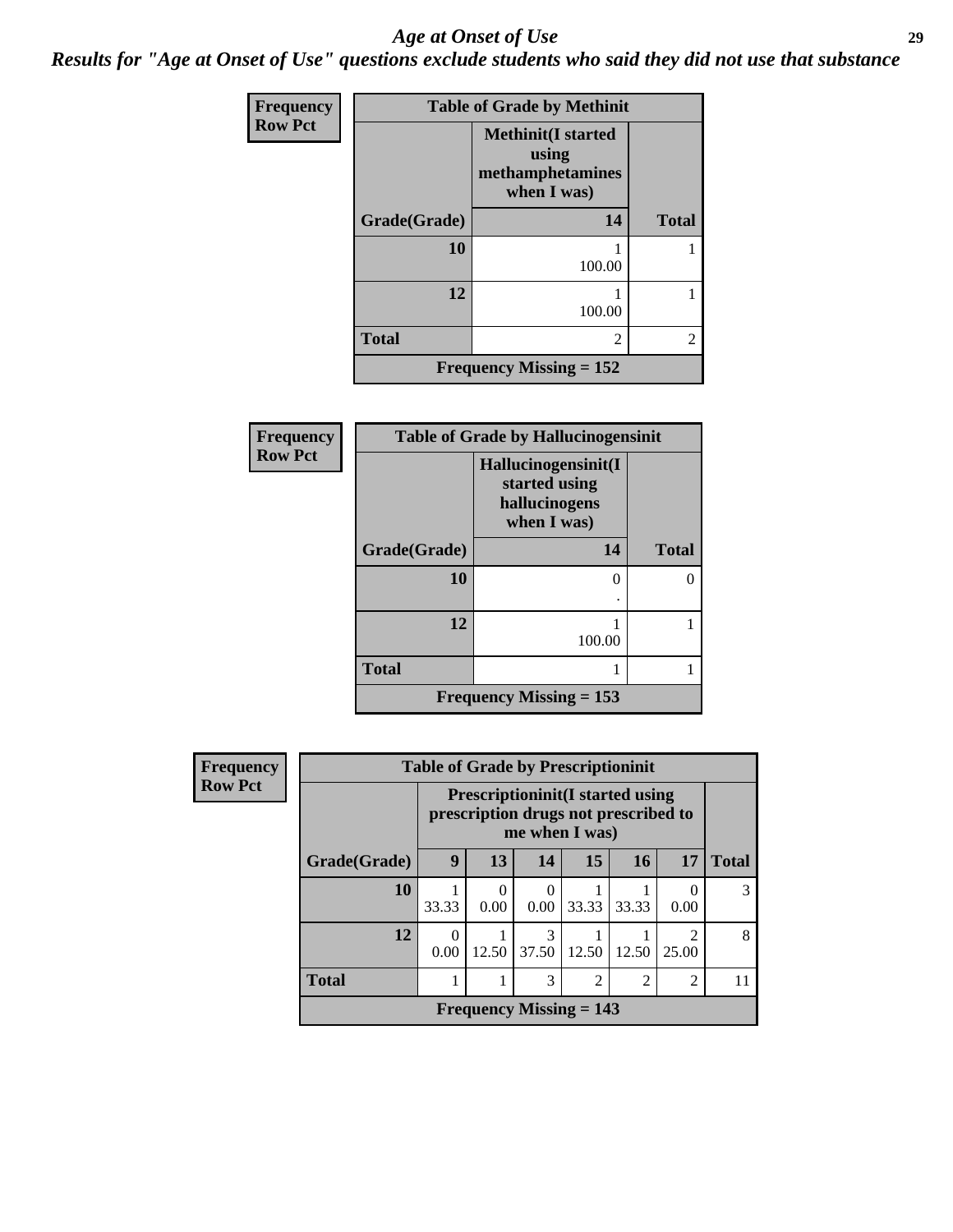# *Age at Onset of Use*

***Results for "Age at Onset of Use" questions exclude students who said they did not use that substance***

**Frequency**
**Row Pct**

| Table of Grade by Methinit | | |
|---|---|---|
| | **Methinit(I started using methamphetamines when I was)** | |
| **Grade(Grade)** | **14** | **Total** |
| **10** | 1<br>100.00 | 1 |
| **12** | 1<br>100.00 | 1 |
| **Total** | 2 | 2 |
| **Frequency Missing = 152** | | |

**Frequency**
**Row Pct**

| Table of Grade by Hallucinogensinit | | |
|---|---|---|
| | **Hallucinogensinit(I started using hallucinogens when I was)** | |
| **Grade(Grade)** | **14** | **Total** |
| **10** | 0<br>. | 0 |
| **12** | 1<br>100.00 | 1 |
| **Total** | 1 | 1 |
| **Frequency Missing = 153** | | |

**Frequency**
**Row Pct**

| Table of Grade by Prescriptioninit | | | | | | | |
|---|---|---|---|---|---|---|---|
| | **Prescriptioninit(I started using prescription drugs not prescribed to me when I was)** | | | | | | |
| **Grade(Grade)** | **9** | **13** | **14** | **15** | **16** | **17** | **Total** |
| **10** | 1<br>33.33 | 0<br>0.00 | 0<br>0.00 | 1<br>33.33 | 1<br>33.33 | 0<br>0.00 | 3 |
| **12** | 0<br>0.00 | 1<br>12.50 | 3<br>37.50 | 1<br>12.50 | 1<br>12.50 | 2<br>25.00 | 8 |
| **Total** | 1 | 1 | 3 | 2 | 2 | 2 | 11 |
| **Frequency Missing = 143** | | | | | | | |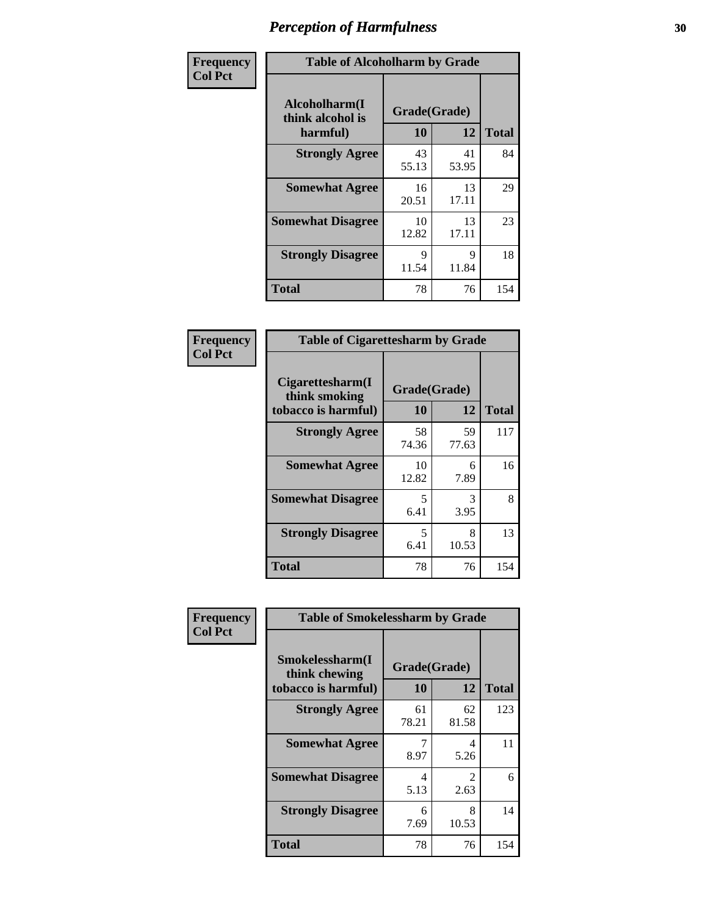# Perception of Harmfulness

| Frequency Col Pct | Table of Alcoholharm by Grade | | |
|---|---|---|---|
| Alcoholharm(I think alcohol is harmful) | Grade(Grade) | | |
| | 10 | 12 | Total |
| Strongly Agree | 43<br>55.13 | 41<br>53.95 | 84 |
| Somewhat Agree | 16<br>20.51 | 13<br>17.11 | 29 |
| Somewhat Disagree | 10<br>12.82 | 13<br>17.11 | 23 |
| Strongly Disagree | 9<br>11.54 | 9<br>11.84 | 18 |
| Total | 78 | 76 | 154 |

| Frequency Col Pct | Table of Cigarettesharm by Grade | | |
|---|---|---|---|
| Cigarettesharm(I think smoking tobacco is harmful) | Grade(Grade) | | |
| | 10 | 12 | Total |
| Strongly Agree | 58<br>74.36 | 59<br>77.63 | 117 |
| Somewhat Agree | 10<br>12.82 | 6<br>7.89 | 16 |
| Somewhat Disagree | 5<br>6.41 | 3<br>3.95 | 8 |
| Strongly Disagree | 5<br>6.41 | 8<br>10.53 | 13 |
| Total | 78 | 76 | 154 |

| Frequency Col Pct | Table of Smokelessharm by Grade | | |
|---|---|---|---|
| Smokelessharm(I think chewing tobacco is harmful) | Grade(Grade) | | |
| | 10 | 12 | Total |
| Strongly Agree | 61<br>78.21 | 62<br>81.58 | 123 |
| Somewhat Agree | 7<br>8.97 | 4<br>5.26 | 11 |
| Somewhat Disagree | 4<br>5.13 | 2<br>2.63 | 6 |
| Strongly Disagree | 6<br>7.69 | 8<br>10.53 | 14 |
| Total | 78 | 76 | 154 |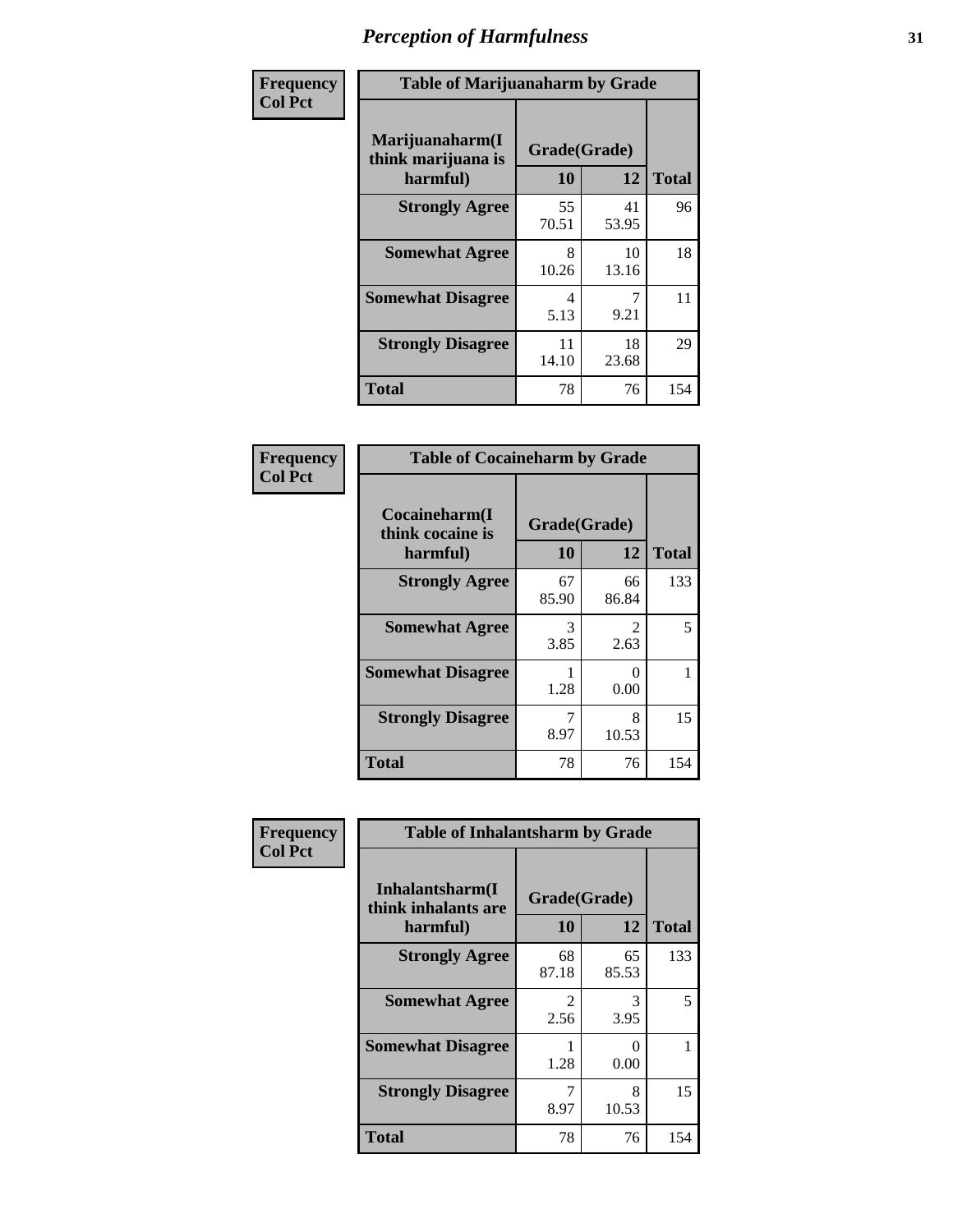# Perception of Harmfulness

**Frequency**
**Col Pct**

| Table of Marijuanaharm by Grade | | | |
|---|---|---|---|
| **Marijuanaharm(I think marijuana is harmful)** | **Grade(Grade)** | | **Total** |
| | **10** | **12** | |
| **Strongly Agree** | 55<br>70.51 | 41<br>53.95 | 96 |
| **Somewhat Agree** | 8<br>10.26 | 10<br>13.16 | 18 |
| **Somewhat Disagree** | 4<br>5.13 | 7<br>9.21 | 11 |
| **Strongly Disagree** | 11<br>14.10 | 18<br>23.68 | 29 |
| **Total** | 78 | 76 | 154 |

**Frequency**
**Col Pct**

| Table of Cocaineharm by Grade | | | |
|---|---|---|---|
| **Cocaineharm(I think cocaine is harmful)** | **Grade(Grade)** | | **Total** |
| | **10** | **12** | |
| **Strongly Agree** | 67<br>85.90 | 66<br>86.84 | 133 |
| **Somewhat Agree** | 3<br>3.85 | 2<br>2.63 | 5 |
| **Somewhat Disagree** | 1<br>1.28 | 0<br>0.00 | 1 |
| **Strongly Disagree** | 7<br>8.97 | 8<br>10.53 | 15 |
| **Total** | 78 | 76 | 154 |

**Frequency**
**Col Pct**

| Table of Inhalantsharm by Grade | | | |
|---|---|---|---|
| **Inhalantsharm(I think inhalants are harmful)** | **Grade(Grade)** | | **Total** |
| | **10** | **12** | |
| **Strongly Agree** | 68<br>87.18 | 65<br>85.53 | 133 |
| **Somewhat Agree** | 2<br>2.56 | 3<br>3.95 | 5 |
| **Somewhat Disagree** | 1<br>1.28 | 0<br>0.00 | 1 |
| **Strongly Disagree** | 7<br>8.97 | 8<br>10.53 | 15 |
| **Total** | 78 | 76 | 154 |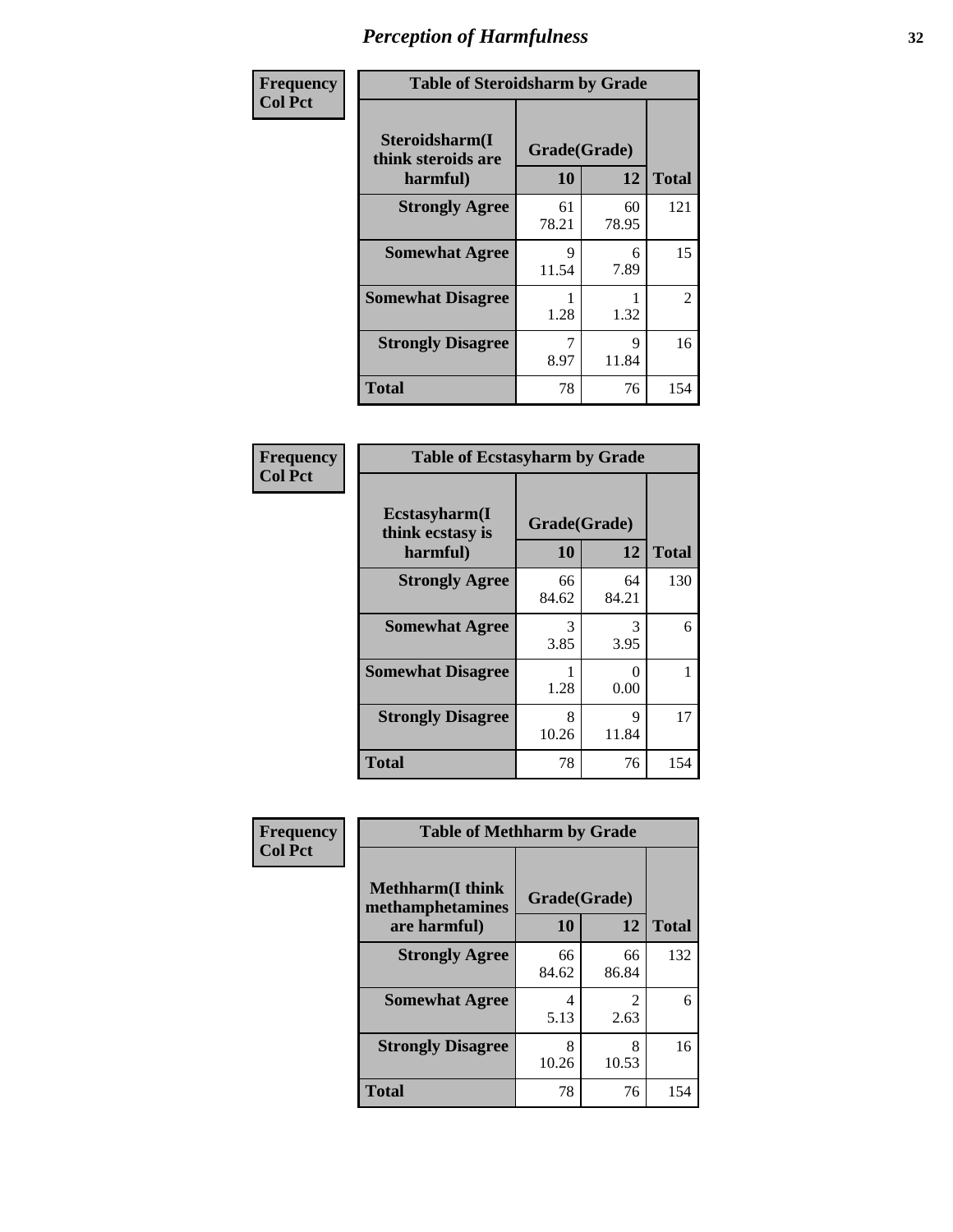# *Perception of Harmfulness*

**Frequency**
**Col Pct**

| Table of Steroidsharm by Grade | | | |
|---|---|---|---|
| Steroidsharm(I think steroids are harmful) | Grade(Grade) | | |
| | 10 | 12 | Total |
| **Strongly Agree** | 61<br>78.21 | 60<br>78.95 | 121 |
| **Somewhat Agree** | 9<br>11.54 | 6<br>7.89 | 15 |
| **Somewhat Disagree** | 1<br>1.28 | 1<br>1.32 | 2 |
| **Strongly Disagree** | 7<br>8.97 | 9<br>11.84 | 16 |
| **Total** | 78 | 76 | 154 |

**Frequency**
**Col Pct**

| Table of Ecstasyharm by Grade | | | |
|---|---|---|---|
| Ecstasyharm(I think ecstasy is harmful) | Grade(Grade) | | |
| | 10 | 12 | Total |
| **Strongly Agree** | 66<br>84.62 | 64<br>84.21 | 130 |
| **Somewhat Agree** | 3<br>3.85 | 3<br>3.95 | 6 |
| **Somewhat Disagree** | 1<br>1.28 | 0<br>0.00 | 1 |
| **Strongly Disagree** | 8<br>10.26 | 9<br>11.84 | 17 |
| **Total** | 78 | 76 | 154 |

**Frequency**
**Col Pct**

| Table of Methharm by Grade | | | |
|---|---|---|---|
| Methharm(I think methamphetamines are harmful) | Grade(Grade) | | |
| | 10 | 12 | Total |
| **Strongly Agree** | 66<br>84.62 | 66<br>86.84 | 132 |
| **Somewhat Agree** | 4<br>5.13 | 2<br>2.63 | 6 |
| **Strongly Disagree** | 8<br>10.26 | 8<br>10.53 | 16 |
| **Total** | 78 | 76 | 154 |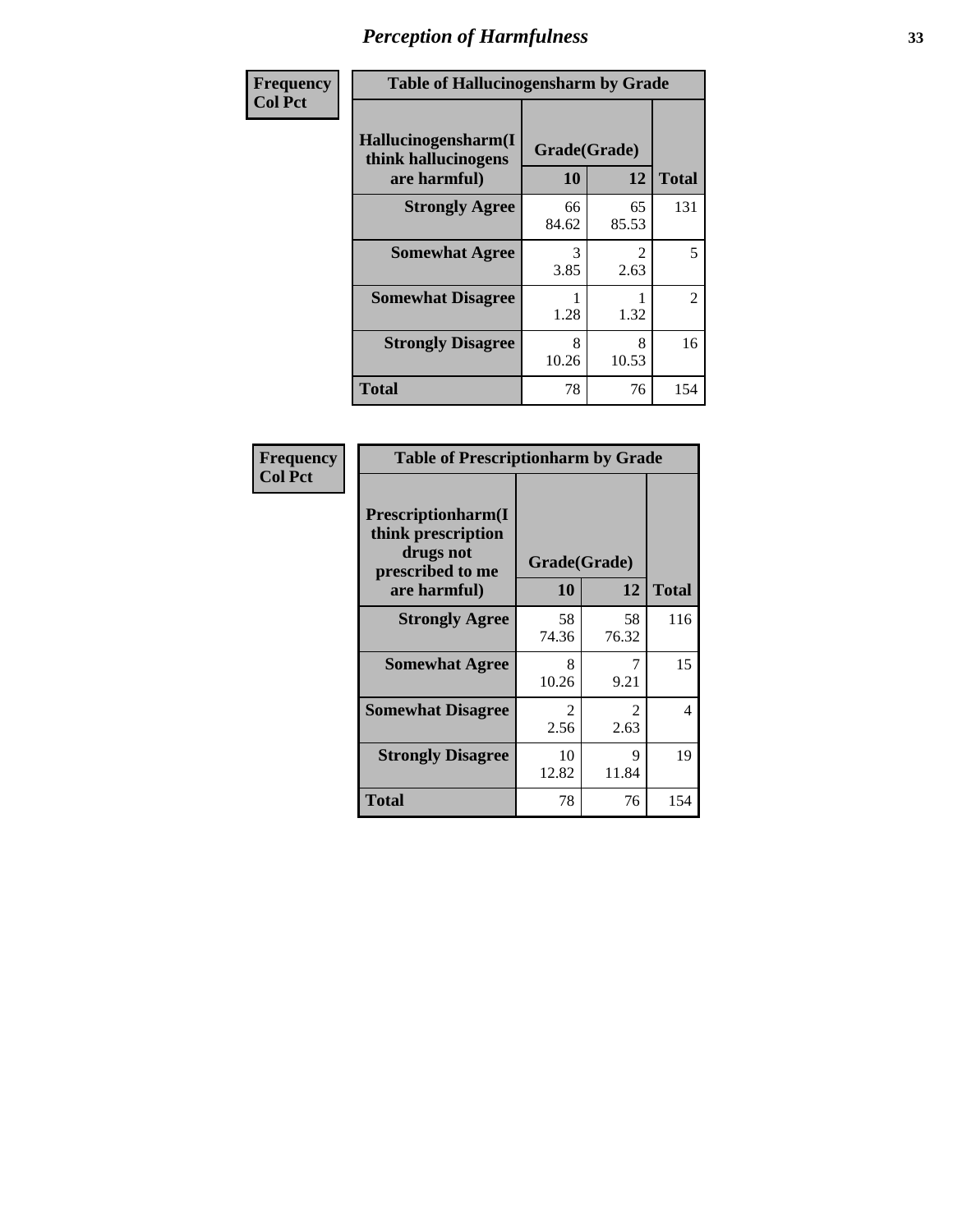# Perception of Harmfulness

| Frequency Col Pct | Table of Hallucinogensharm by Grade | | |
|---|---|---|---|
| Hallucinogensharm(I think hallucinogens are harmful) | Grade(Grade) | | |
| | 10 | 12 | Total |
| Strongly Agree | 66<br>84.62 | 65<br>85.53 | 131 |
| Somewhat Agree | 3<br>3.85 | 2<br>2.63 | 5 |
| Somewhat Disagree | 1<br>1.28 | 1<br>1.32 | 2 |
| Strongly Disagree | 8<br>10.26 | 8<br>10.53 | 16 |
| Total | 78 | 76 | 154 |

| Frequency Col Pct | Table of Prescriptionharm by Grade | | |
|---|---|---|---|
| Prescriptionharm(I think prescription drugs not prescribed to me are harmful) | Grade(Grade) | | |
| | 10 | 12 | Total |
| Strongly Agree | 58<br>74.36 | 58<br>76.32 | 116 |
| Somewhat Agree | 8<br>10.26 | 7<br>9.21 | 15 |
| Somewhat Disagree | 2<br>2.56 | 2<br>2.63 | 4 |
| Strongly Disagree | 10<br>12.82 | 9<br>11.84 | 19 |
| Total | 78 | 76 | 154 |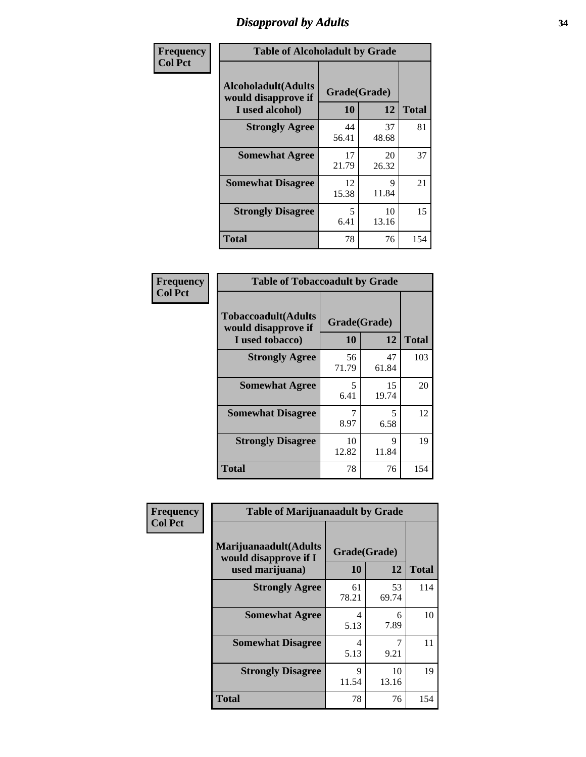# Disapproval by Adults

Frequency
Col Pct

**Table of Alcoholadult by Grade**

| Alcoholadult(Adults would disapprove if I used alcohol) | Grade(Grade) | | Total |
|---|---|---|---|
| | 10 | 12 | |
| **Strongly Agree** | 44<br>56.41 | 37<br>48.68 | 81 |
| **Somewhat Agree** | 17<br>21.79 | 20<br>26.32 | 37 |
| **Somewhat Disagree** | 12<br>15.38 | 9<br>11.84 | 21 |
| **Strongly Disagree** | 5<br>6.41 | 10<br>13.16 | 15 |
| **Total** | 78 | 76 | 154 |

Frequency
Col Pct

**Table of Tobaccoadult by Grade**

| Tobaccoadult(Adults would disapprove if I used tobacco) | Grade(Grade) | | Total |
|---|---|---|---|
| | 10 | 12 | |
| **Strongly Agree** | 56<br>71.79 | 47<br>61.84 | 103 |
| **Somewhat Agree** | 5<br>6.41 | 15<br>19.74 | 20 |
| **Somewhat Disagree** | 7<br>8.97 | 5<br>6.58 | 12 |
| **Strongly Disagree** | 10<br>12.82 | 9<br>11.84 | 19 |
| **Total** | 78 | 76 | 154 |

Frequency
Col Pct

**Table of Marijuanaadult by Grade**

| Marijuanaadult(Adults would disapprove if I used marijuana) | Grade(Grade) | | Total |
|---|---|---|---|
| | 10 | 12 | |
| **Strongly Agree** | 61<br>78.21 | 53<br>69.74 | 114 |
| **Somewhat Agree** | 4<br>5.13 | 6<br>7.89 | 10 |
| **Somewhat Disagree** | 4<br>5.13 | 7<br>9.21 | 11 |
| **Strongly Disagree** | 9<br>11.54 | 10<br>13.16 | 19 |
| **Total** | 78 | 76 | 154 |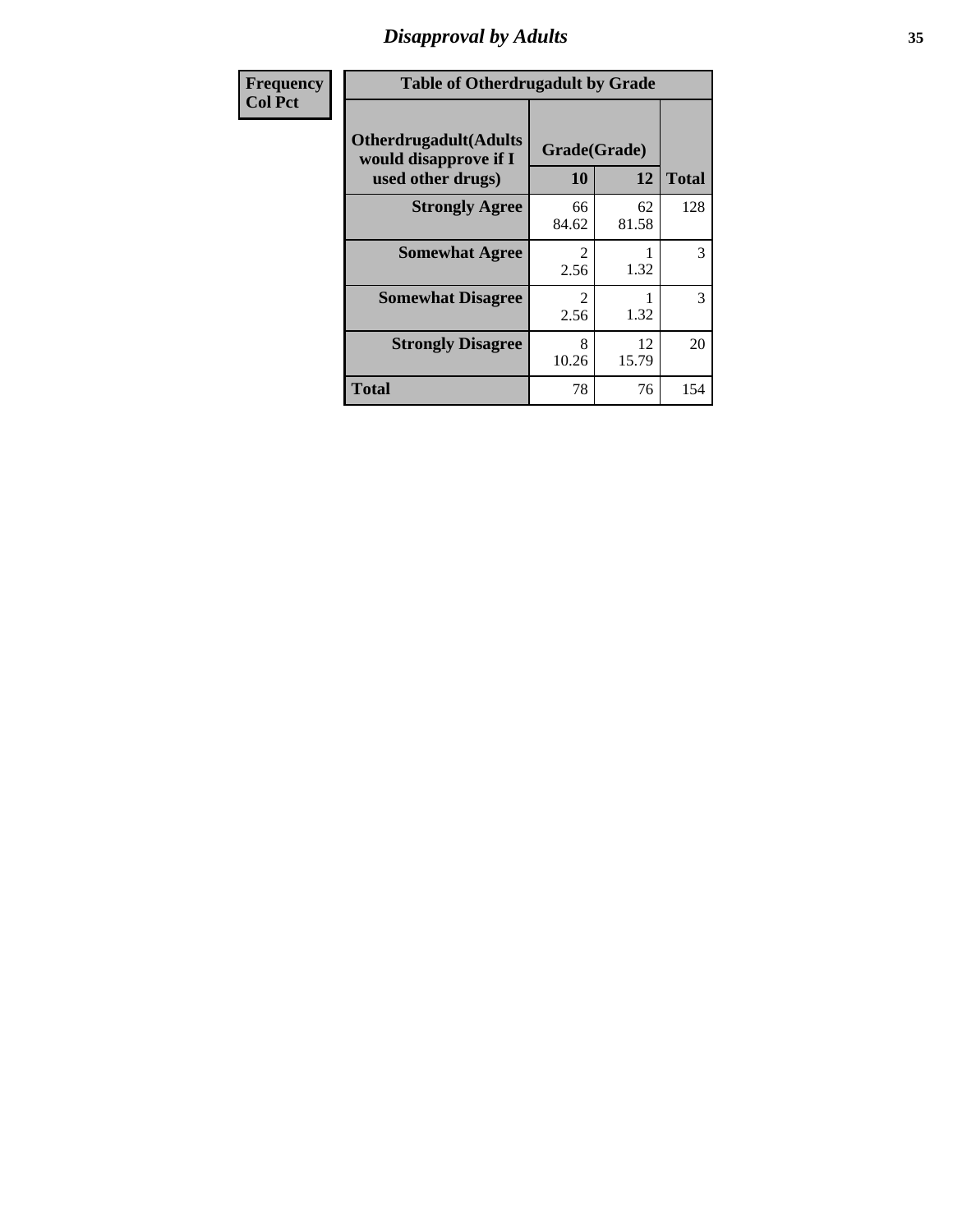# *Disapproval by Adults*

| Frequency<br>Col Pct |
|---|

**Table of Otherdrugadult by Grade**

| Otherdrugadult(Adults would disapprove if I used other drugs) | Grade(Grade) | | Total |
|---|---|---|---|
| | 10 | 12 | |
| **Strongly Agree** | 66<br>84.62 | 62<br>81.58 | 128 |
| **Somewhat Agree** | 2<br>2.56 | 1<br>1.32 | 3 |
| **Somewhat Disagree** | 2<br>2.56 | 1<br>1.32 | 3 |
| **Strongly Disagree** | 8<br>10.26 | 12<br>15.79 | 20 |
| **Total** | 78 | 76 | 154 |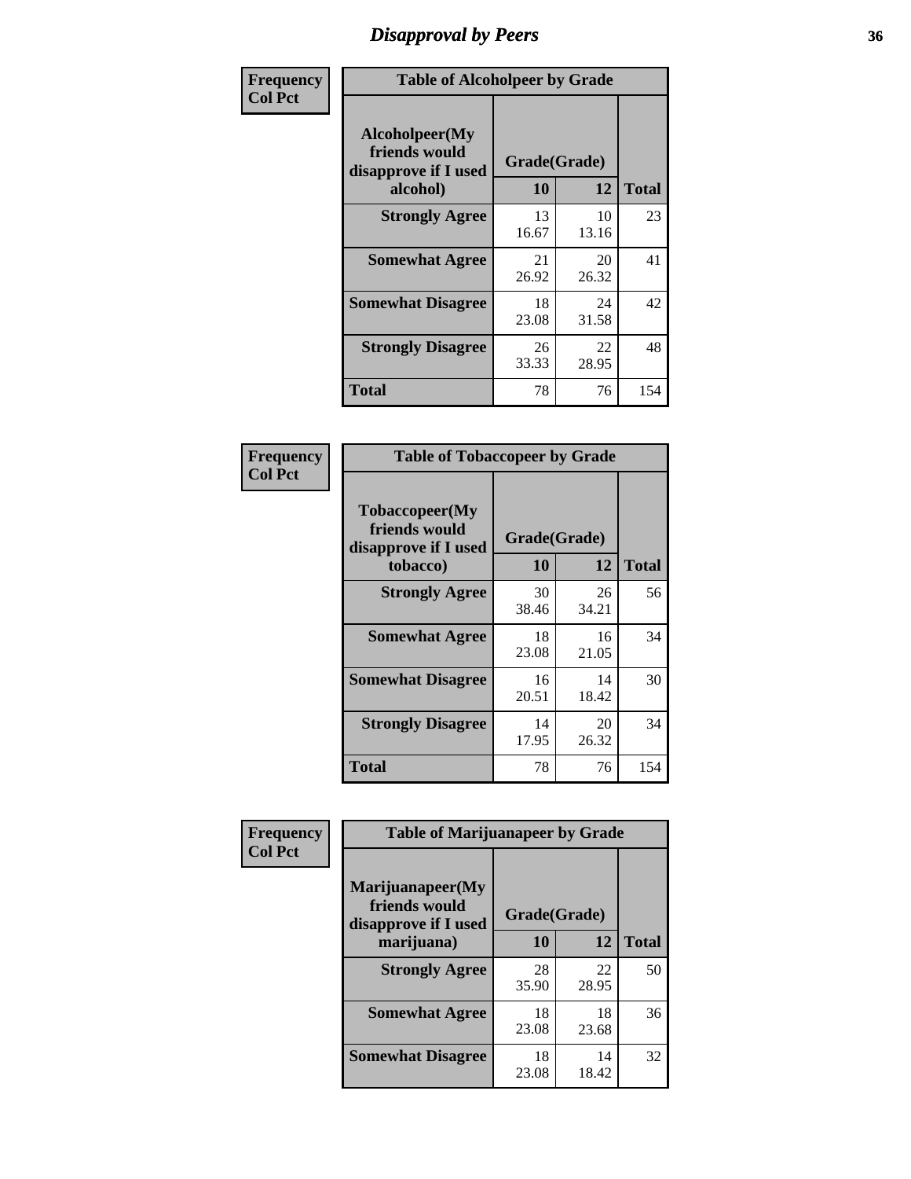## Disapproval by Peers

| Frequency Col Pct | Table of Alcoholpeer by Grade | | |
|---|---|---|---|
| **Alcoholpeer(My friends would disapprove if I used alcohol)** | **Grade(Grade)** | | |
| | **10** | **12** | **Total** |
| **Strongly Agree** | 13<br>16.67 | 10<br>13.16 | 23 |
| **Somewhat Agree** | 21<br>26.92 | 20<br>26.32 | 41 |
| **Somewhat Disagree** | 18<br>23.08 | 24<br>31.58 | 42 |
| **Strongly Disagree** | 26<br>33.33 | 22<br>28.95 | 48 |
| **Total** | 78 | 76 | 154 |

| Frequency Col Pct | Table of Tobaccopeer by Grade | | |
|---|---|---|---|
| **Tobaccopeer(My friends would disapprove if I used tobacco)** | **Grade(Grade)** | | |
| | **10** | **12** | **Total** |
| **Strongly Agree** | 30<br>38.46 | 26<br>34.21 | 56 |
| **Somewhat Agree** | 18<br>23.08 | 16<br>21.05 | 34 |
| **Somewhat Disagree** | 16<br>20.51 | 14<br>18.42 | 30 |
| **Strongly Disagree** | 14<br>17.95 | 20<br>26.32 | 34 |
| **Total** | 78 | 76 | 154 |

| Frequency Col Pct | Table of Marijuanapeer by Grade | | |
|---|---|---|---|
| **Marijuanapeer(My friends would disapprove if I used marijuana)** | **Grade(Grade)** | | |
| | **10** | **12** | **Total** |
| **Strongly Agree** | 28<br>35.90 | 22<br>28.95 | 50 |
| **Somewhat Agree** | 18<br>23.08 | 18<br>23.68 | 36 |
| **Somewhat Disagree** | 18<br>23.08 | 14<br>18.42 | 32 |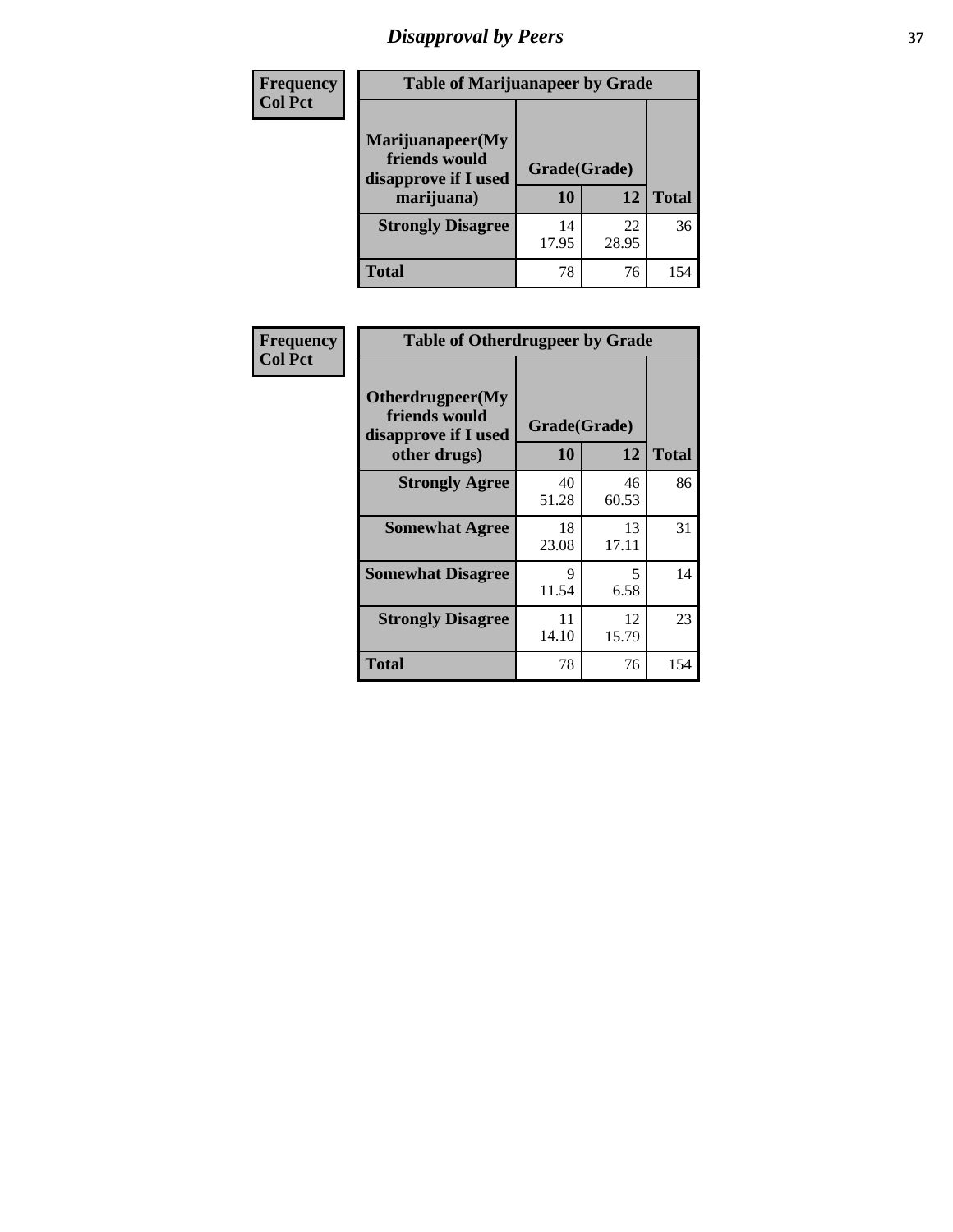# Disapproval by Peers

| Frequency<br>Col Pct | Table of Marijuanapeer by Grade | | |
|---|---|---|---|
| Marijuanapeer(My friends would disapprove if I used marijuana) | Grade(Grade) | | |
| | 10 | 12 | Total |
| Strongly Disagree | 14<br>17.95 | 22<br>28.95 | 36 |
| Total | 78 | 76 | 154 |

| Frequency<br>Col Pct | Table of Otherdrugpeer by Grade | | |
|---|---|---|---|
| Otherdrugpeer(My friends would disapprove if I used other drugs) | Grade(Grade) | | |
| | 10 | 12 | Total |
| Strongly Agree | 40<br>51.28 | 46<br>60.53 | 86 |
| Somewhat Agree | 18<br>23.08 | 13<br>17.11 | 31 |
| Somewhat Disagree | 9<br>11.54 | 5<br>6.58 | 14 |
| Strongly Disagree | 11<br>14.10 | 12<br>15.79 | 23 |
| Total | 78 | 76 | 154 |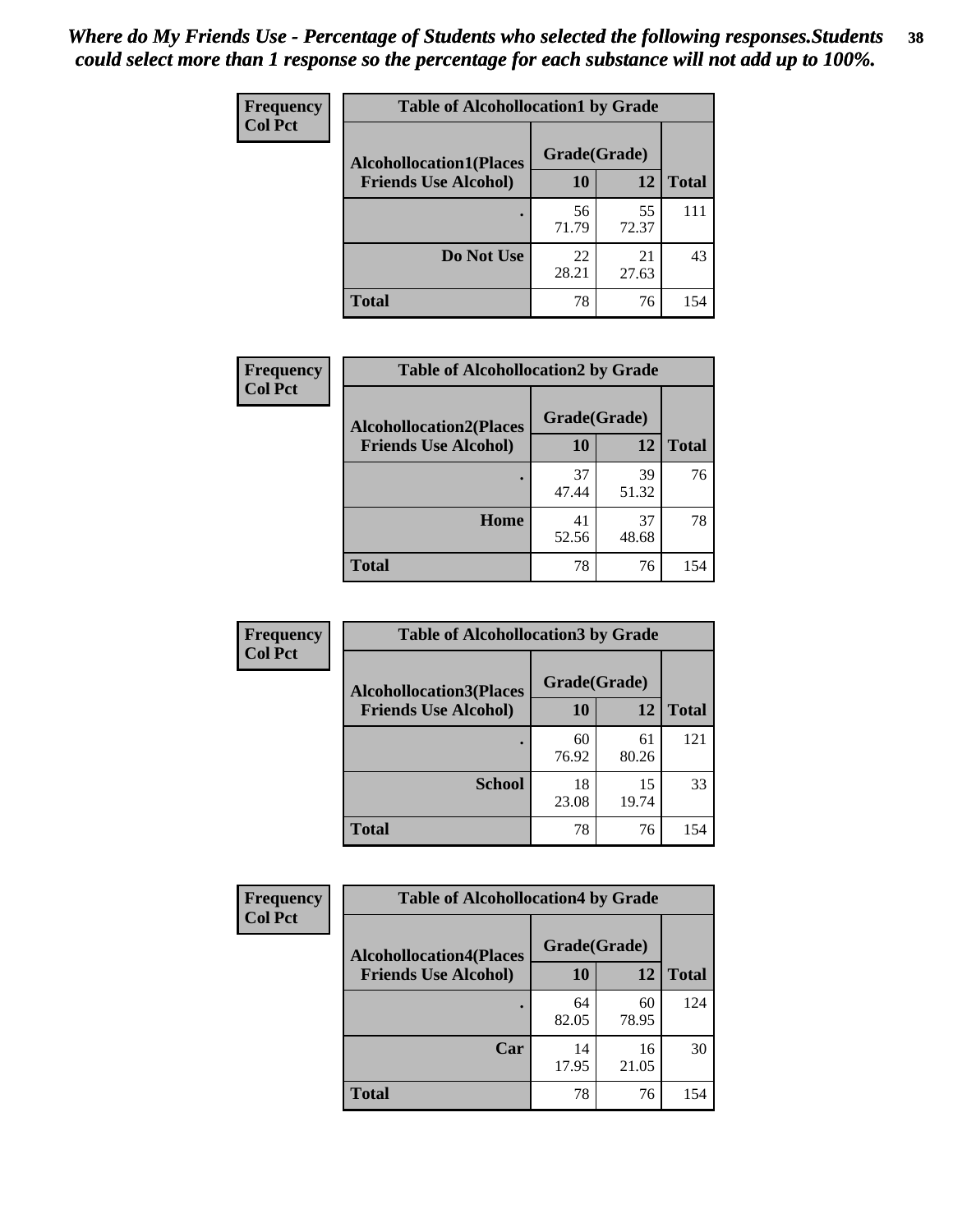*Where do My Friends Use - Percentage of Students who selected the following responses.Students could select more than 1 response so the percentage for each substance will not add up to 100%.*

**Frequency**
**Col Pct**

| Table of Alcohollocation1 by Grade | | | |
|---|---|---|---|
| **Alcohollocation1(Places Friends Use Alcohol)** | **Grade(Grade)** | | **Total** |
| | **10** | **12** | |
| **.** | 56<br>71.79 | 55<br>72.37 | 111 |
| **Do Not Use** | 22<br>28.21 | 21<br>27.63 | 43 |
| **Total** | 78 | 76 | 154 |

**Frequency**
**Col Pct**

| Table of Alcohollocation2 by Grade | | | |
|---|---|---|---|
| **Alcohollocation2(Places Friends Use Alcohol)** | **Grade(Grade)** | | **Total** |
| | **10** | **12** | |
| **.** | 37<br>47.44 | 39<br>51.32 | 76 |
| **Home** | 41<br>52.56 | 37<br>48.68 | 78 |
| **Total** | 78 | 76 | 154 |

**Frequency**
**Col Pct**

| Table of Alcohollocation3 by Grade | | | |
|---|---|---|---|
| **Alcohollocation3(Places Friends Use Alcohol)** | **Grade(Grade)** | | **Total** |
| | **10** | **12** | |
| **.** | 60<br>76.92 | 61<br>80.26 | 121 |
| **School** | 18<br>23.08 | 15<br>19.74 | 33 |
| **Total** | 78 | 76 | 154 |

**Frequency**
**Col Pct**

| Table of Alcohollocation4 by Grade | | | |
|---|---|---|---|
| **Alcohollocation4(Places Friends Use Alcohol)** | **Grade(Grade)** | | **Total** |
| | **10** | **12** | |
| **.** | 64<br>82.05 | 60<br>78.95 | 124 |
| **Car** | 14<br>17.95 | 16<br>21.05 | 30 |
| **Total** | 78 | 76 | 154 |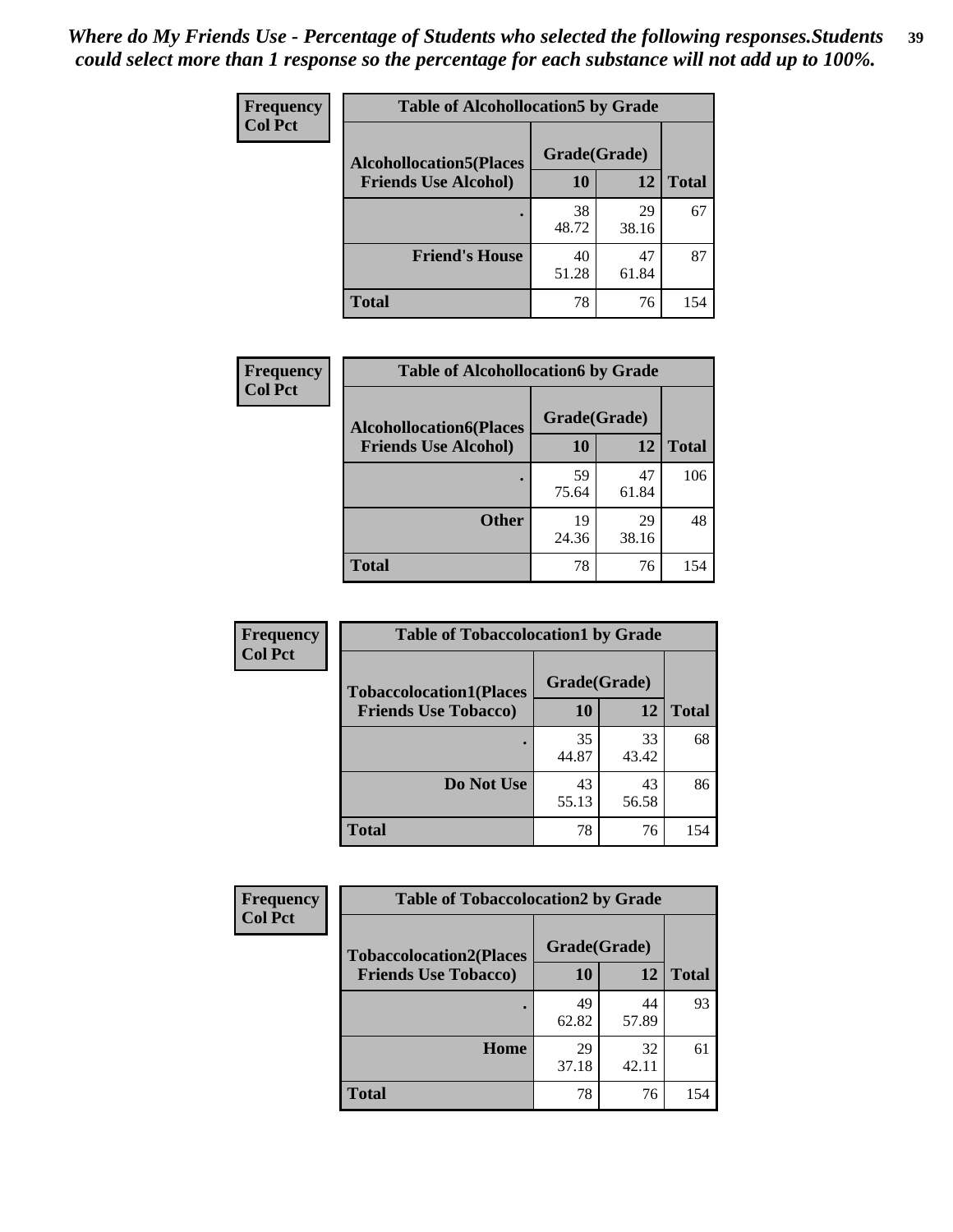*Where do My Friends Use - Percentage of Students who selected the following responses.Students could select more than 1 response so the percentage for each substance will not add up to 100%.*

**Frequency**
**Col Pct**

| Table of Alcohollocation5 by Grade | | | |
|---|---|---|---|
| **Alcohollocation5(Places Friends Use Alcohol)** | **Grade(Grade)** | | **Total** |
| | **10** | **12** | |
| **.** | 38<br>48.72 | 29<br>38.16 | 67 |
| **Friend's House** | 40<br>51.28 | 47<br>61.84 | 87 |
| **Total** | 78 | 76 | 154 |

**Frequency**
**Col Pct**

| Table of Alcohollocation6 by Grade | | | |
|---|---|---|---|
| **Alcohollocation6(Places Friends Use Alcohol)** | **Grade(Grade)** | | **Total** |
| | **10** | **12** | |
| **.** | 59<br>75.64 | 47<br>61.84 | 106 |
| **Other** | 19<br>24.36 | 29<br>38.16 | 48 |
| **Total** | 78 | 76 | 154 |

**Frequency**
**Col Pct**

| Table of Tobaccolocation1 by Grade | | | |
|---|---|---|---|
| **Tobaccolocation1(Places Friends Use Tobacco)** | **Grade(Grade)** | | **Total** |
| | **10** | **12** | |
| **.** | 35<br>44.87 | 33<br>43.42 | 68 |
| **Do Not Use** | 43<br>55.13 | 43<br>56.58 | 86 |
| **Total** | 78 | 76 | 154 |

**Frequency**
**Col Pct**

| Table of Tobaccolocation2 by Grade | | | |
|---|---|---|---|
| **Tobaccolocation2(Places Friends Use Tobacco)** | **Grade(Grade)** | | **Total** |
| | **10** | **12** | |
| **.** | 49<br>62.82 | 44<br>57.89 | 93 |
| **Home** | 29<br>37.18 | 32<br>42.11 | 61 |
| **Total** | 78 | 76 | 154 |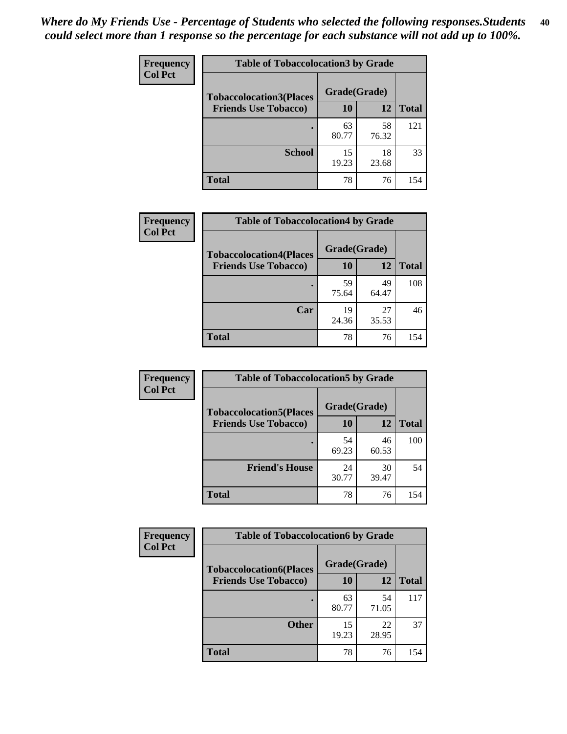*Where do My Friends Use - Percentage of Students who selected the following responses.Students could select more than 1 response so the percentage for each substance will not add up to 100%.*

**Frequency**
**Col Pct**

| Table of Tobaccolocation3 by Grade | | | |
|---|---|---|---|
| **Tobaccolocation3(Places Friends Use Tobacco)** | **Grade(Grade)** | | **Total** |
| | **10** | **12** | |
| **.** | 63<br>80.77 | 58<br>76.32 | 121 |
| **School** | 15<br>19.23 | 18<br>23.68 | 33 |
| **Total** | 78 | 76 | 154 |

**Frequency**
**Col Pct**

| Table of Tobaccolocation4 by Grade | | | |
|---|---|---|---|
| **Tobaccolocation4(Places Friends Use Tobacco)** | **Grade(Grade)** | | **Total** |
| | **10** | **12** | |
| **.** | 59<br>75.64 | 49<br>64.47 | 108 |
| **Car** | 19<br>24.36 | 27<br>35.53 | 46 |
| **Total** | 78 | 76 | 154 |

**Frequency**
**Col Pct**

| Table of Tobaccolocation5 by Grade | | | |
|---|---|---|---|
| **Tobaccolocation5(Places Friends Use Tobacco)** | **Grade(Grade)** | | **Total** |
| | **10** | **12** | |
| **.** | 54<br>69.23 | 46<br>60.53 | 100 |
| **Friend's House** | 24<br>30.77 | 30<br>39.47 | 54 |
| **Total** | 78 | 76 | 154 |

**Frequency**
**Col Pct**

| Table of Tobaccolocation6 by Grade | | | |
|---|---|---|---|
| **Tobaccolocation6(Places Friends Use Tobacco)** | **Grade(Grade)** | | **Total** |
| | **10** | **12** | |
| **.** | 63<br>80.77 | 54<br>71.05 | 117 |
| **Other** | 15<br>19.23 | 22<br>28.95 | 37 |
| **Total** | 78 | 76 | 154 |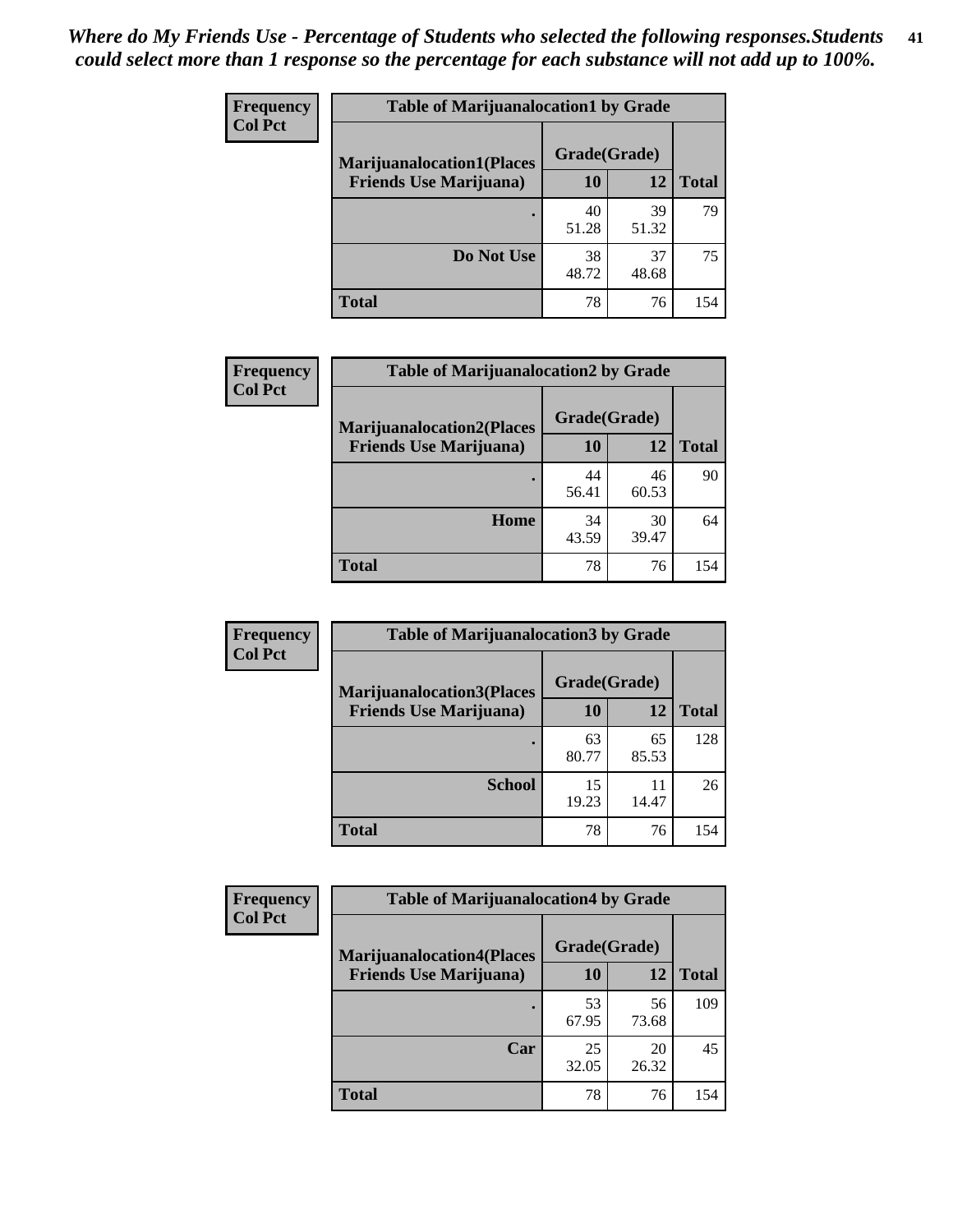*Where do My Friends Use - Percentage of Students who selected the following responses.Students could select more than 1 response so the percentage for each substance will not add up to 100%.*

| Frequency<br>Col Pct | Table of Marijuanalocation1 by Grade | | |
|---|---|---|---|
| Marijuanalocation1(Places Friends Use Marijuana) | Grade(Grade) | | |
| | 10 | 12 | Total |
| . | 40<br>51.28 | 39<br>51.32 | 79 |
| Do Not Use | 38<br>48.72 | 37<br>48.68 | 75 |
| Total | 78 | 76 | 154 |

| Frequency<br>Col Pct | Table of Marijuanalocation2 by Grade | | |
|---|---|---|---|
| Marijuanalocation2(Places Friends Use Marijuana) | Grade(Grade) | | |
| | 10 | 12 | Total |
| . | 44<br>56.41 | 46<br>60.53 | 90 |
| Home | 34<br>43.59 | 30<br>39.47 | 64 |
| Total | 78 | 76 | 154 |

| Frequency<br>Col Pct | Table of Marijuanalocation3 by Grade | | |
|---|---|---|---|
| Marijuanalocation3(Places Friends Use Marijuana) | Grade(Grade) | | |
| | 10 | 12 | Total |
| . | 63<br>80.77 | 65<br>85.53 | 128 |
| School | 15<br>19.23 | 11<br>14.47 | 26 |
| Total | 78 | 76 | 154 |

| Frequency<br>Col Pct | Table of Marijuanalocation4 by Grade | | |
|---|---|---|---|
| Marijuanalocation4(Places Friends Use Marijuana) | Grade(Grade) | | |
| | 10 | 12 | Total |
| . | 53<br>67.95 | 56<br>73.68 | 109 |
| Car | 25<br>32.05 | 20<br>26.32 | 45 |
| Total | 78 | 76 | 154 |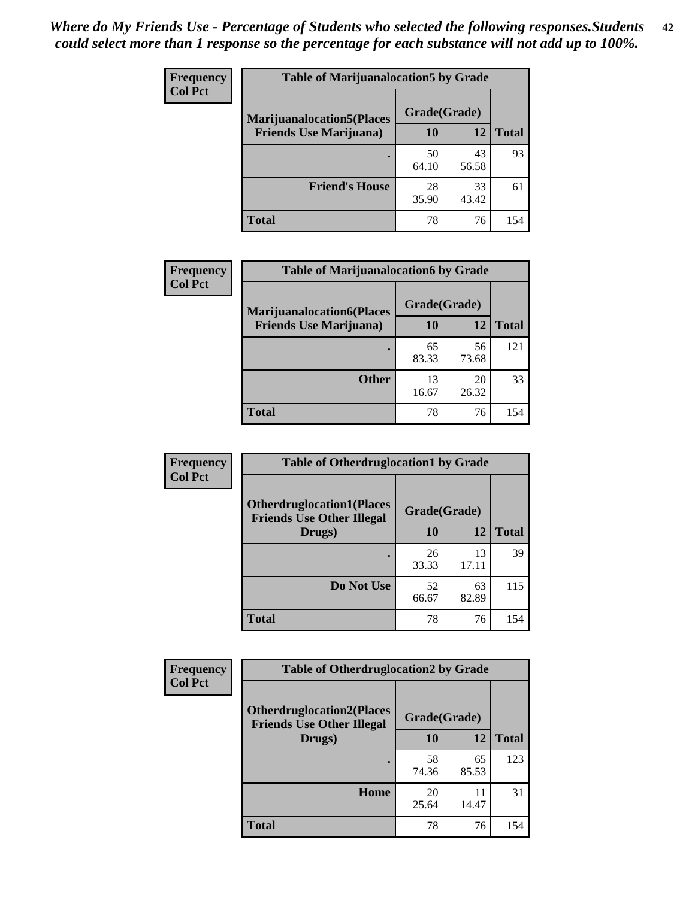*Where do My Friends Use - Percentage of Students who selected the following responses.Students could select more than 1 response so the percentage for each substance will not add up to 100%.*

**Frequency**
**Col Pct**

| Table of Marijuanalocation5 by Grade | | | |
|---|---|---|---|
| **Marijuanalocation5(Places Friends Use Marijuana)** | **Grade(Grade)** | | **Total** |
| | **10** | **12** | |
| . | 50<br>64.10 | 43<br>56.58 | 93 |
| **Friend's House** | 28<br>35.90 | 33<br>43.42 | 61 |
| **Total** | 78 | 76 | 154 |

**Frequency**
**Col Pct**

| Table of Marijuanalocation6 by Grade | | | |
|---|---|---|---|
| **Marijuanalocation6(Places Friends Use Marijuana)** | **Grade(Grade)** | | **Total** |
| | **10** | **12** | |
| . | 65<br>83.33 | 56<br>73.68 | 121 |
| **Other** | 13<br>16.67 | 20<br>26.32 | 33 |
| **Total** | 78 | 76 | 154 |

**Frequency**
**Col Pct**

| Table of Otherdruglocation1 by Grade | | | |
|---|---|---|---|
| **Otherdruglocation1(Places Friends Use Other Illegal Drugs)** | **Grade(Grade)** | | **Total** |
| | **10** | **12** | |
| . | 26<br>33.33 | 13<br>17.11 | 39 |
| **Do Not Use** | 52<br>66.67 | 63<br>82.89 | 115 |
| **Total** | 78 | 76 | 154 |

**Frequency**
**Col Pct**

| Table of Otherdruglocation2 by Grade | | | |
|---|---|---|---|
| **Otherdruglocation2(Places Friends Use Other Illegal Drugs)** | **Grade(Grade)** | | **Total** |
| | **10** | **12** | |
| . | 58<br>74.36 | 65<br>85.53 | 123 |
| **Home** | 20<br>25.64 | 11<br>14.47 | 31 |
| **Total** | 78 | 76 | 154 |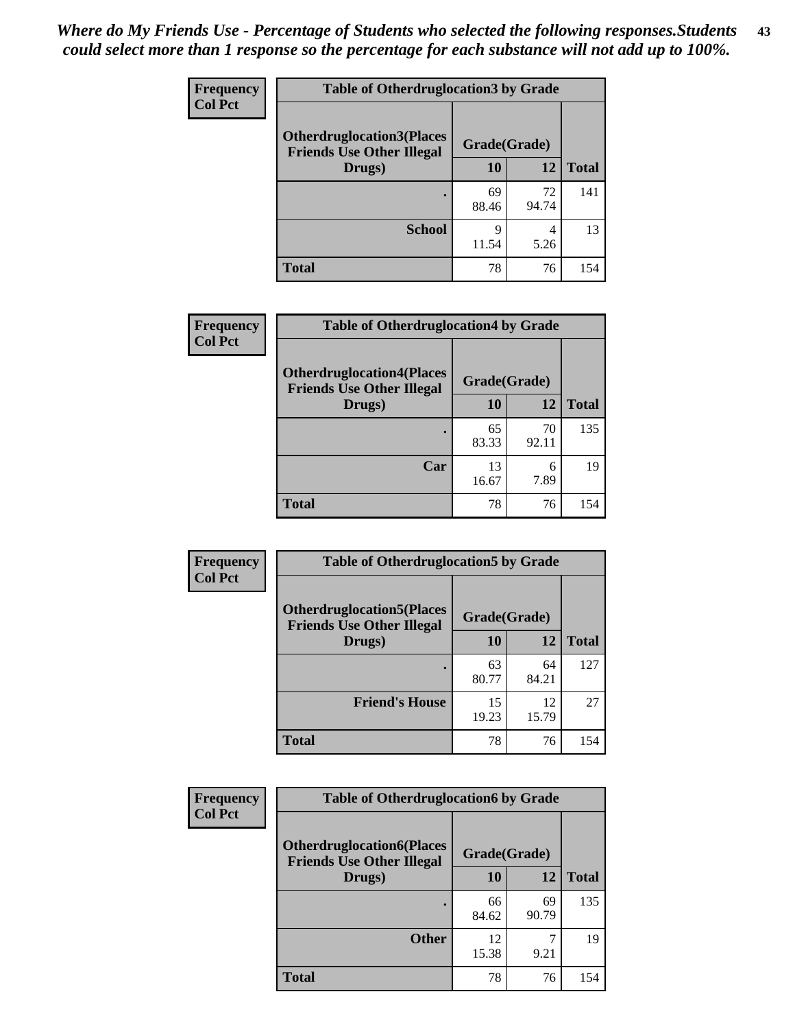*Where do My Friends Use - Percentage of Students who selected the following responses.Students could select more than 1 response so the percentage for each substance will not add up to 100%.*

| Frequency<br>Col Pct | Table of Otherdruglocation3 by Grade | | |
|---|---|---|---|
| **Otherdruglocation3(Places Friends Use Other Illegal Drugs)** | **Grade(Grade)** | | |
| | **10** | **12** | **Total** |
| **.** | 69<br>88.46 | 72<br>94.74 | 141 |
| **School** | 9<br>11.54 | 4<br>5.26 | 13 |
| **Total** | 78 | 76 | 154 |

| Frequency<br>Col Pct | Table of Otherdruglocation4 by Grade | | |
|---|---|---|---|
| **Otherdruglocation4(Places Friends Use Other Illegal Drugs)** | **Grade(Grade)** | | |
| | **10** | **12** | **Total** |
| **.** | 65<br>83.33 | 70<br>92.11 | 135 |
| **Car** | 13<br>16.67 | 6<br>7.89 | 19 |
| **Total** | 78 | 76 | 154 |

| Frequency<br>Col Pct | Table of Otherdruglocation5 by Grade | | |
|---|---|---|---|
| **Otherdruglocation5(Places Friends Use Other Illegal Drugs)** | **Grade(Grade)** | | |
| | **10** | **12** | **Total** |
| **.** | 63<br>80.77 | 64<br>84.21 | 127 |
| **Friend's House** | 15<br>19.23 | 12<br>15.79 | 27 |
| **Total** | 78 | 76 | 154 |

| Frequency<br>Col Pct | Table of Otherdruglocation6 by Grade | | |
|---|---|---|---|
| **Otherdruglocation6(Places Friends Use Other Illegal Drugs)** | **Grade(Grade)** | | |
| | **10** | **12** | **Total** |
| **.** | 66<br>84.62 | 69<br>90.79 | 135 |
| **Other** | 12<br>15.38 | 7<br>9.21 | 19 |
| **Total** | 78 | 76 | 154 |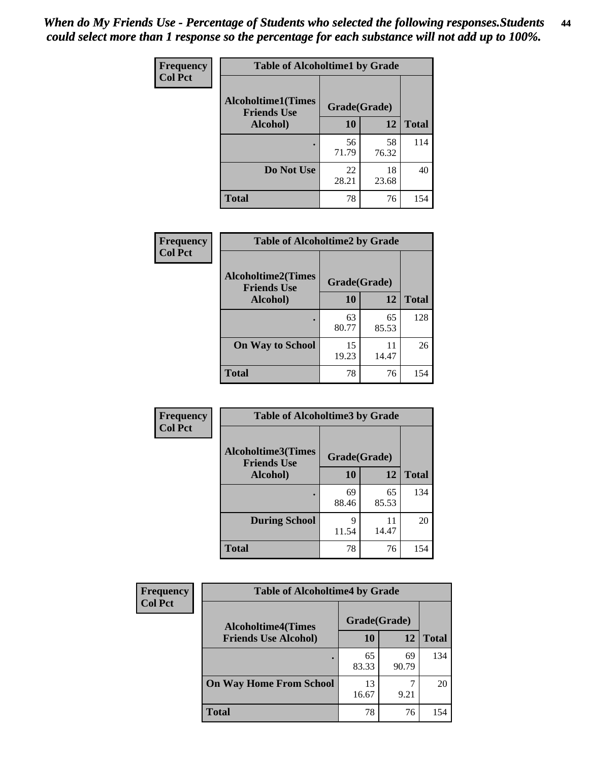*When do My Friends Use - Percentage of Students who selected the following responses.Students could select more than 1 response so the percentage for each substance will not add up to 100%.*

**Frequency**
**Col Pct**

**Table of Alcoholtime1 by Grade**

| Alcoholtime1(Times Friends Use Alcohol) | Grade(Grade) | | Total |
|---|---|---|---|
| | 10 | 12 | |
| . | 56<br>71.79 | 58<br>76.32 | 114 |
| Do Not Use | 22<br>28.21 | 18<br>23.68 | 40 |
| Total | 78 | 76 | 154 |

**Frequency**
**Col Pct**

**Table of Alcoholtime2 by Grade**

| Alcoholtime2(Times Friends Use Alcohol) | Grade(Grade) | | Total |
|---|---|---|---|
| | 10 | 12 | |
| . | 63<br>80.77 | 65<br>85.53 | 128 |
| On Way to School | 15<br>19.23 | 11<br>14.47 | 26 |
| Total | 78 | 76 | 154 |

**Frequency**
**Col Pct**

**Table of Alcoholtime3 by Grade**

| Alcoholtime3(Times Friends Use Alcohol) | Grade(Grade) | | Total |
|---|---|---|---|
| | 10 | 12 | |
| . | 69<br>88.46 | 65<br>85.53 | 134 |
| During School | 9<br>11.54 | 11<br>14.47 | 20 |
| Total | 78 | 76 | 154 |

**Frequency**
**Col Pct**

**Table of Alcoholtime4 by Grade**

| Alcoholtime4(Times Friends Use Alcohol) | Grade(Grade) | | Total |
|---|---|---|---|
| | 10 | 12 | |
| . | 65<br>83.33 | 69<br>90.79 | 134 |
| On Way Home From School | 13<br>16.67 | 7<br>9.21 | 20 |
| Total | 78 | 76 | 154 |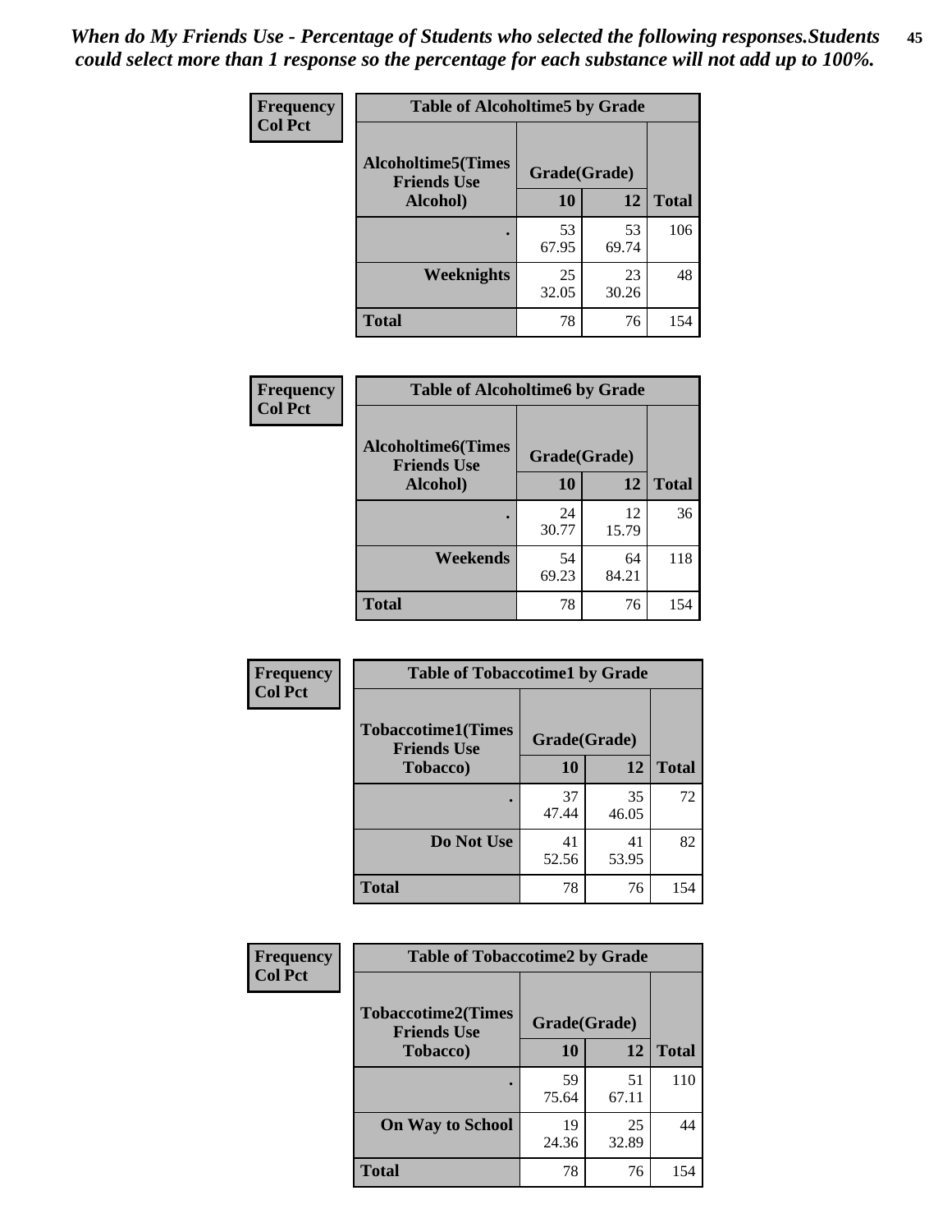*When do My Friends Use - Percentage of Students who selected the following responses.Students could select more than 1 response so the percentage for each substance will not add up to 100%.*

**Frequency**
**Col Pct**

| Table of Alcoholtime5 by Grade | | | |
|---|---|---|---|
| **Alcoholtime5(Times Friends Use Alcohol)** | **Grade(Grade)** | | **Total** |
| | **10** | **12** | |
| **.** | 53<br>67.95 | 53<br>69.74 | 106 |
| **Weeknights** | 25<br>32.05 | 23<br>30.26 | 48 |
| **Total** | 78 | 76 | 154 |

**Frequency**
**Col Pct**

| Table of Alcoholtime6 by Grade | | | |
|---|---|---|---|
| **Alcoholtime6(Times Friends Use Alcohol)** | **Grade(Grade)** | | **Total** |
| | **10** | **12** | |
| **.** | 24<br>30.77 | 12<br>15.79 | 36 |
| **Weekends** | 54<br>69.23 | 64<br>84.21 | 118 |
| **Total** | 78 | 76 | 154 |

**Frequency**
**Col Pct**

| Table of Tobaccotime1 by Grade | | | |
|---|---|---|---|
| **Tobaccotime1(Times Friends Use Tobacco)** | **Grade(Grade)** | | **Total** |
| | **10** | **12** | |
| **.** | 37<br>47.44 | 35<br>46.05 | 72 |
| **Do Not Use** | 41<br>52.56 | 41<br>53.95 | 82 |
| **Total** | 78 | 76 | 154 |

**Frequency**
**Col Pct**

| Table of Tobaccotime2 by Grade | | | |
|---|---|---|---|
| **Tobaccotime2(Times Friends Use Tobacco)** | **Grade(Grade)** | | **Total** |
| | **10** | **12** | |
| **.** | 59<br>75.64 | 51<br>67.11 | 110 |
| **On Way to School** | 19<br>24.36 | 25<br>32.89 | 44 |
| **Total** | 78 | 76 | 154 |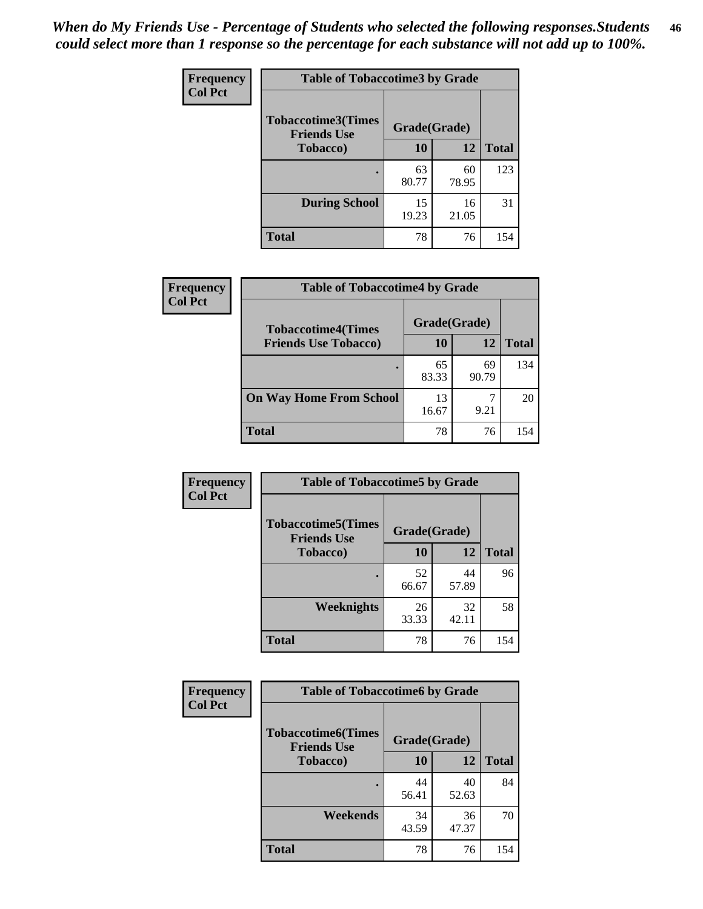*When do My Friends Use - Percentage of Students who selected the following responses.Students could select more than 1 response so the percentage for each substance will not add up to 100%.*

**Frequency**
**Col Pct**

| Table of Tobaccotime3 by Grade | | | |
|---|---|---|---|
| **Tobaccotime3(Times Friends Use Tobacco)** | **Grade(Grade)** | | **Total** |
| | **10** | **12** | |
| . | 63<br>80.77 | 60<br>78.95 | 123 |
| **During School** | 15<br>19.23 | 16<br>21.05 | 31 |
| **Total** | 78 | 76 | 154 |

**Frequency**
**Col Pct**

| Table of Tobaccotime4 by Grade | | | |
|---|---|---|---|
| **Tobaccotime4(Times Friends Use Tobacco)** | **Grade(Grade)** | | **Total** |
| | **10** | **12** | |
| . | 65<br>83.33 | 69<br>90.79 | 134 |
| **On Way Home From School** | 13<br>16.67 | 7<br>9.21 | 20 |
| **Total** | 78 | 76 | 154 |

**Frequency**
**Col Pct**

| Table of Tobaccotime5 by Grade | | | |
|---|---|---|---|
| **Tobaccotime5(Times Friends Use Tobacco)** | **Grade(Grade)** | | **Total** |
| | **10** | **12** | |
| . | 52<br>66.67 | 44<br>57.89 | 96 |
| **Weeknights** | 26<br>33.33 | 32<br>42.11 | 58 |
| **Total** | 78 | 76 | 154 |

**Frequency**
**Col Pct**

| Table of Tobaccotime6 by Grade | | | |
|---|---|---|---|
| **Tobaccotime6(Times Friends Use Tobacco)** | **Grade(Grade)** | | **Total** |
| | **10** | **12** | |
| . | 44<br>56.41 | 40<br>52.63 | 84 |
| **Weekends** | 34<br>43.59 | 36<br>47.37 | 70 |
| **Total** | 78 | 76 | 154 |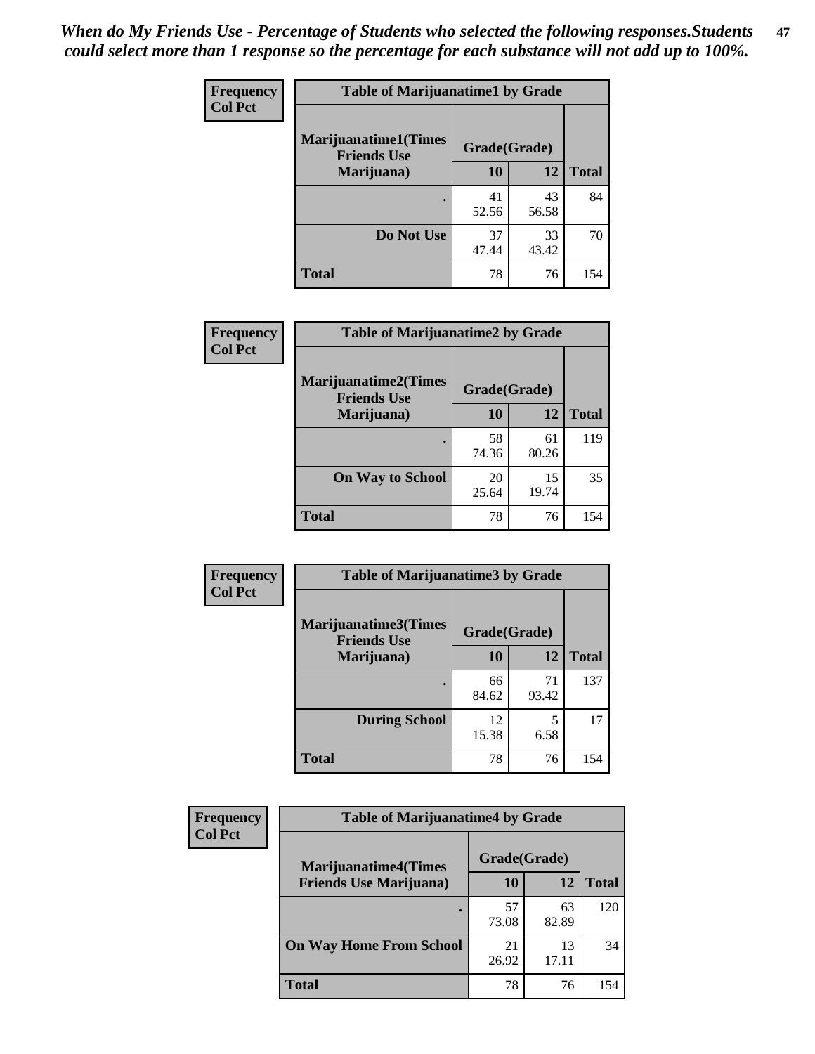*When do My Friends Use - Percentage of Students who selected the following responses.Students could select more than 1 response so the percentage for each substance will not add up to 100%.*

**Frequency**
**Col Pct**

**Table of Marijuanatime1 by Grade**

| Marijuanatime1(Times Friends Use Marijuana) | Grade(Grade) | | |
|---|---|---|---|
| | 10 | 12 | Total |
| . | 41<br>52.56 | 43<br>56.58 | 84 |
| Do Not Use | 37<br>47.44 | 33<br>43.42 | 70 |
| Total | 78 | 76 | 154 |

**Frequency**
**Col Pct**

**Table of Marijuanatime2 by Grade**

| Marijuanatime2(Times Friends Use Marijuana) | Grade(Grade) | | |
|---|---|---|---|
| | 10 | 12 | Total |
| . | 58<br>74.36 | 61<br>80.26 | 119 |
| On Way to School | 20<br>25.64 | 15<br>19.74 | 35 |
| Total | 78 | 76 | 154 |

**Frequency**
**Col Pct**

**Table of Marijuanatime3 by Grade**

| Marijuanatime3(Times Friends Use Marijuana) | Grade(Grade) | | |
|---|---|---|---|
| | 10 | 12 | Total |
| . | 66<br>84.62 | 71<br>93.42 | 137 |
| During School | 12<br>15.38 | 5<br>6.58 | 17 |
| Total | 78 | 76 | 154 |

**Frequency**
**Col Pct**

**Table of Marijuanatime4 by Grade**

| Marijuanatime4(Times Friends Use Marijuana) | Grade(Grade) | | |
|---|---|---|---|
| | 10 | 12 | Total |
| . | 57<br>73.08 | 63<br>82.89 | 120 |
| On Way Home From School | 21<br>26.92 | 13<br>17.11 | 34 |
| Total | 78 | 76 | 154 |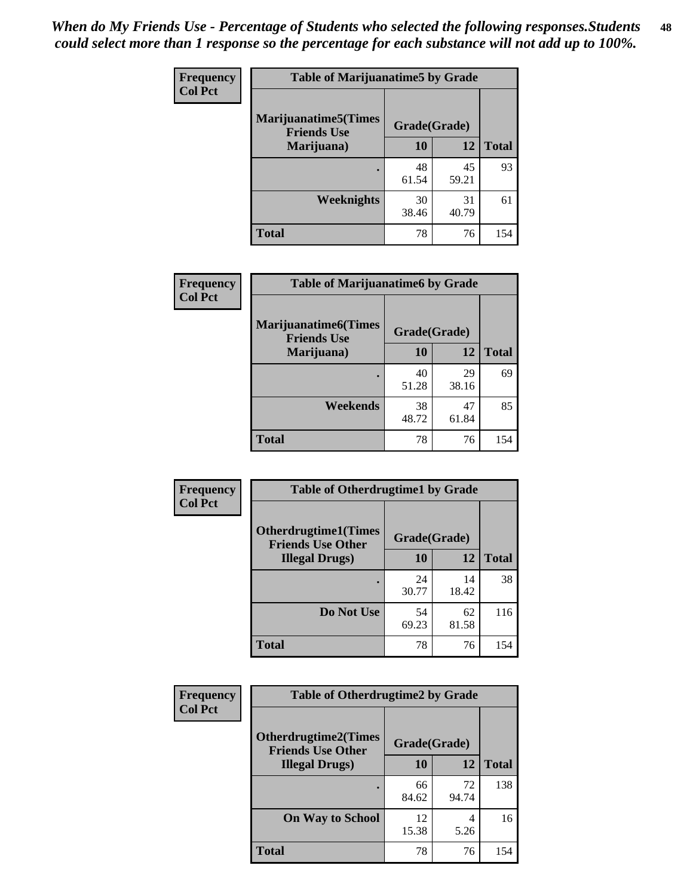*When do My Friends Use - Percentage of Students who selected the following responses.Students could select more than 1 response so the percentage for each substance will not add up to 100%.*

| Frequency Col Pct | Table of Marijuanatime5 by Grade | | |
|---|---|---|---|
| Marijuanatime5(Times Friends Use Marijuana) | Grade(Grade) | | |
| | 10 | 12 | Total |
| . | 48<br>61.54 | 45<br>59.21 | 93 |
| Weeknights | 30<br>38.46 | 31<br>40.79 | 61 |
| Total | 78 | 76 | 154 |

| Frequency Col Pct | Table of Marijuanatime6 by Grade | | |
|---|---|---|---|
| Marijuanatime6(Times Friends Use Marijuana) | Grade(Grade) | | |
| | 10 | 12 | Total |
| . | 40<br>51.28 | 29<br>38.16 | 69 |
| Weekends | 38<br>48.72 | 47<br>61.84 | 85 |
| Total | 78 | 76 | 154 |

| Frequency Col Pct | Table of Otherdrugtime1 by Grade | | |
|---|---|---|---|
| Otherdrugtime1(Times Friends Use Other Illegal Drugs) | Grade(Grade) | | |
| | 10 | 12 | Total |
| . | 24<br>30.77 | 14<br>18.42 | 38 |
| Do Not Use | 54<br>69.23 | 62<br>81.58 | 116 |
| Total | 78 | 76 | 154 |

| Frequency Col Pct | Table of Otherdrugtime2 by Grade | | |
|---|---|---|---|
| Otherdrugtime2(Times Friends Use Other Illegal Drugs) | Grade(Grade) | | |
| | 10 | 12 | Total |
| . | 66<br>84.62 | 72<br>94.74 | 138 |
| On Way to School | 12<br>15.38 | 4<br>5.26 | 16 |
| Total | 78 | 76 | 154 |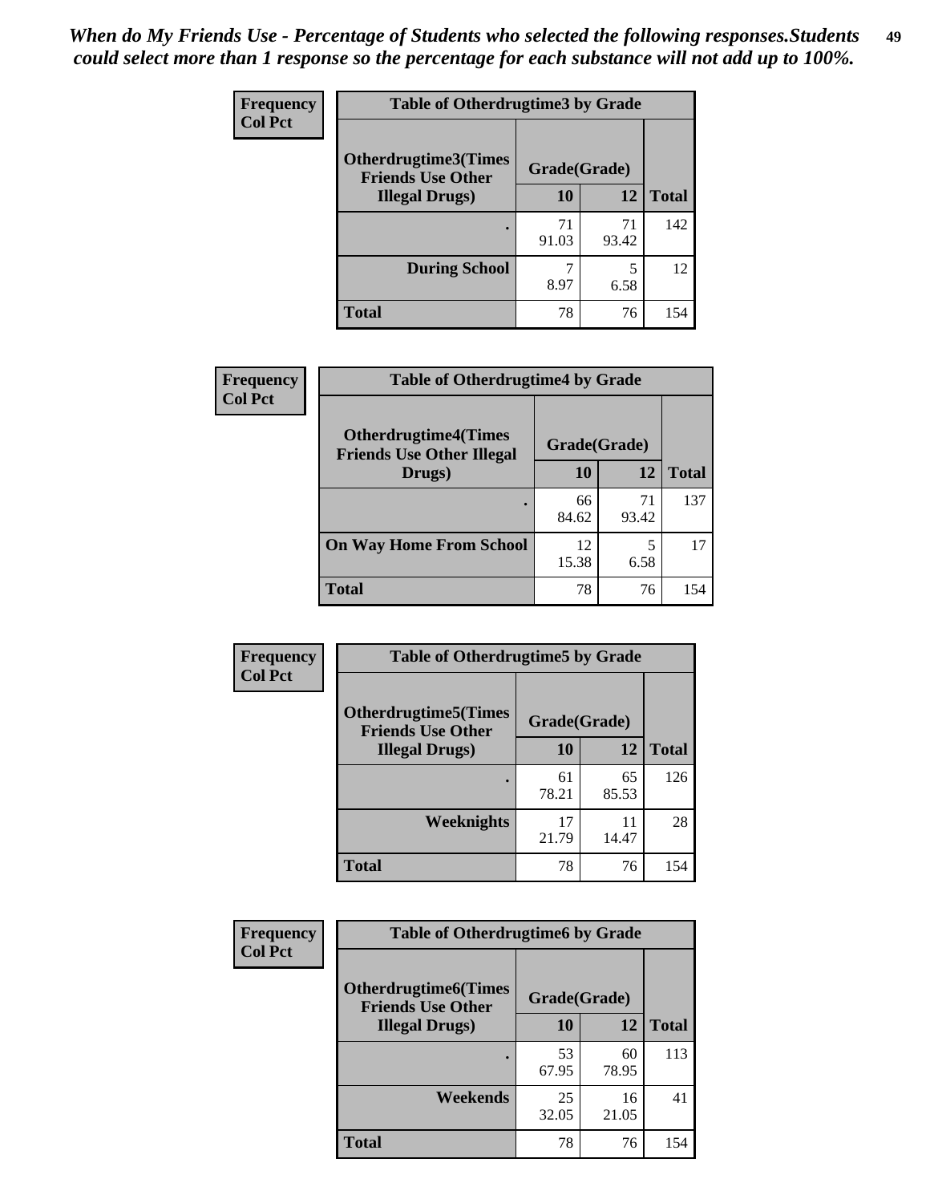*When do My Friends Use - Percentage of Students who selected the following responses.Students could select more than 1 response so the percentage for each substance will not add up to 100%.*

**Frequency**
**Col Pct**

| Table of Otherdrugtime3 by Grade | | | |
|---|---|---|---|
| **Otherdrugtime3(Times Friends Use Other Illegal Drugs)** | **Grade(Grade)** | | |
| | **10** | **12** | **Total** |
| **.** | 71<br>91.03 | 71<br>93.42 | 142 |
| **During School** | 7<br>8.97 | 5<br>6.58 | 12 |
| **Total** | 78 | 76 | 154 |

**Frequency**
**Col Pct**

| Table of Otherdrugtime4 by Grade | | | |
|---|---|---|---|
| **Otherdrugtime4(Times Friends Use Other Illegal Drugs)** | **Grade(Grade)** | | |
| | **10** | **12** | **Total** |
| **.** | 66<br>84.62 | 71<br>93.42 | 137 |
| **On Way Home From School** | 12<br>15.38 | 5<br>6.58 | 17 |
| **Total** | 78 | 76 | 154 |

**Frequency**
**Col Pct**

| Table of Otherdrugtime5 by Grade | | | |
|---|---|---|---|
| **Otherdrugtime5(Times Friends Use Other Illegal Drugs)** | **Grade(Grade)** | | |
| | **10** | **12** | **Total** |
| **.** | 61<br>78.21 | 65<br>85.53 | 126 |
| **Weeknights** | 17<br>21.79 | 11<br>14.47 | 28 |
| **Total** | 78 | 76 | 154 |

**Frequency**
**Col Pct**

| Table of Otherdrugtime6 by Grade | | | |
|---|---|---|---|
| **Otherdrugtime6(Times Friends Use Other Illegal Drugs)** | **Grade(Grade)** | | |
| | **10** | **12** | **Total** |
| **.** | 53<br>67.95 | 60<br>78.95 | 113 |
| **Weekends** | 25<br>32.05 | 16<br>21.05 | 41 |
| **Total** | 78 | 76 | 154 |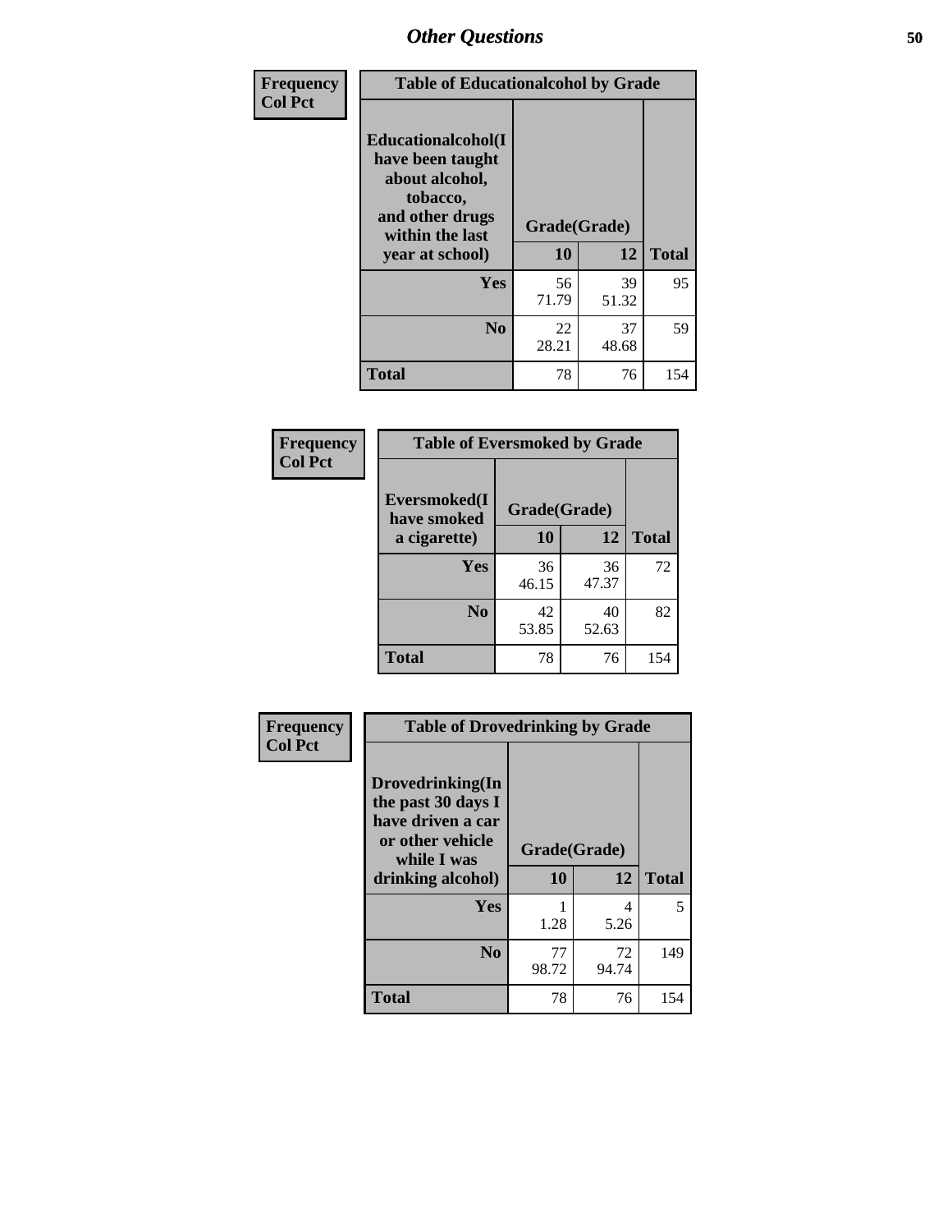## Other Questions

**Frequency**
**Col Pct**

| Table of Educationalalcohol by Grade | | | |
|---|---|---|---|
| **Educationalalcohol(I have been taught about alcohol, tobacco, and other drugs within the last year at school)** | **Grade(Grade)** | | |
| | **10** | **12** | **Total** |
| **Yes** | 56<br>71.79 | 39<br>51.32 | 95 |
| **No** | 22<br>28.21 | 37<br>48.68 | 59 |
| **Total** | 78 | 76 | 154 |

**Frequency**
**Col Pct**

| Table of Eversmoked by Grade | | | |
|---|---|---|---|
| **Eversmoked(I have smoked a cigarette)** | **Grade(Grade)** | | |
| | **10** | **12** | **Total** |
| **Yes** | 36<br>46.15 | 36<br>47.37 | 72 |
| **No** | 42<br>53.85 | 40<br>52.63 | 82 |
| **Total** | 78 | 76 | 154 |

**Frequency**
**Col Pct**

| Table of Drovedrinking by Grade | | | |
|---|---|---|---|
| **Drovedrinking(In the past 30 days I have driven a car or other vehicle while I was drinking alcohol)** | **Grade(Grade)** | | |
| | **10** | **12** | **Total** |
| **Yes** | 1<br>1.28 | 4<br>5.26 | 5 |
| **No** | 77<br>98.72 | 72<br>94.74 | 149 |
| **Total** | 78 | 76 | 154 |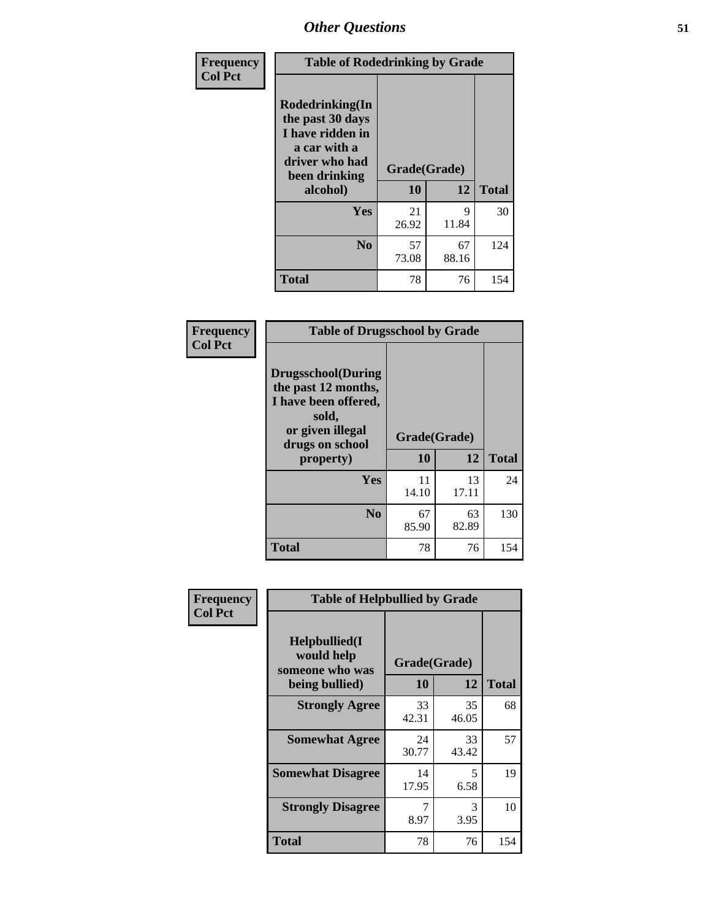## Other Questions

**Frequency**
**Col Pct**

| Table of Rodedrinking by Grade | | | |
|---|---|---|---|
| **Rodedrinking(In the past 30 days I have ridden in a car with a driver who had been drinking alcohol)** | **Grade(Grade)** | | |
| | **10** | **12** | **Total** |
| **Yes** | 21<br>26.92 | 9<br>11.84 | 30 |
| **No** | 57<br>73.08 | 67<br>88.16 | 124 |
| **Total** | 78 | 76 | 154 |

**Frequency**
**Col Pct**

| Table of Drugsschool by Grade | | | |
|---|---|---|---|
| **Drugsschool(During the past 12 months, I have been offered, sold, or given illegal drugs on school property)** | **Grade(Grade)** | | |
| | **10** | **12** | **Total** |
| **Yes** | 11<br>14.10 | 13<br>17.11 | 24 |
| **No** | 67<br>85.90 | 63<br>82.89 | 130 |
| **Total** | 78 | 76 | 154 |

**Frequency**
**Col Pct**

| Table of Helpbullied by Grade | | | |
|---|---|---|---|
| **Helpbullied(I would help someone who was being bullied)** | **Grade(Grade)** | | |
| | **10** | **12** | **Total** |
| **Strongly Agree** | 33<br>42.31 | 35<br>46.05 | 68 |
| **Somewhat Agree** | 24<br>30.77 | 33<br>43.42 | 57 |
| **Somewhat Disagree** | 14<br>17.95 | 5<br>6.58 | 19 |
| **Strongly Disagree** | 7<br>8.97 | 3<br>3.95 | 10 |
| **Total** | 78 | 76 | 154 |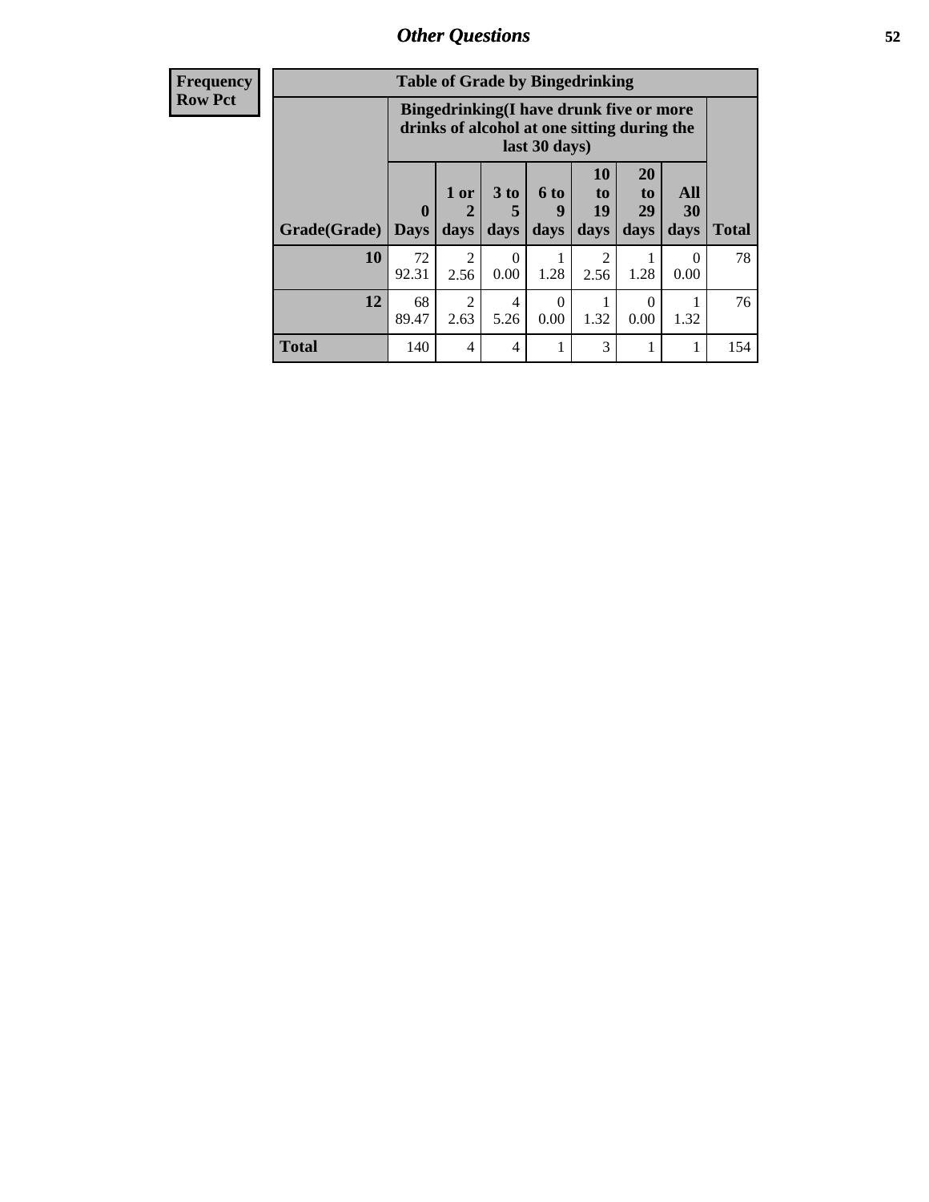## Other Questions

**Frequency**
**Row Pct**

| Table of Grade by Bingedrinking | | | | | | | | |
|---|---|---|---|---|---|---|---|---|
| | Bingedrinking(I have drunk five or more drinks of alcohol at one sitting during the last 30 days) | | | | | | | |
| Grade(Grade) | 0 Days | 1 or 2 days | 3 to 5 days | 6 to 9 days | 10 to 19 days | 20 to 29 days | All 30 days | Total |
| **10** | 72<br>92.31 | 2<br>2.56 | 0<br>0.00 | 1<br>1.28 | 2<br>2.56 | 1<br>1.28 | 0<br>0.00 | 78 |
| **12** | 68<br>89.47 | 2<br>2.63 | 4<br>5.26 | 0<br>0.00 | 1<br>1.32 | 0<br>0.00 | 1<br>1.32 | 76 |
| **Total** | 140 | 4 | 4 | 1 | 3 | 1 | 1 | 154 |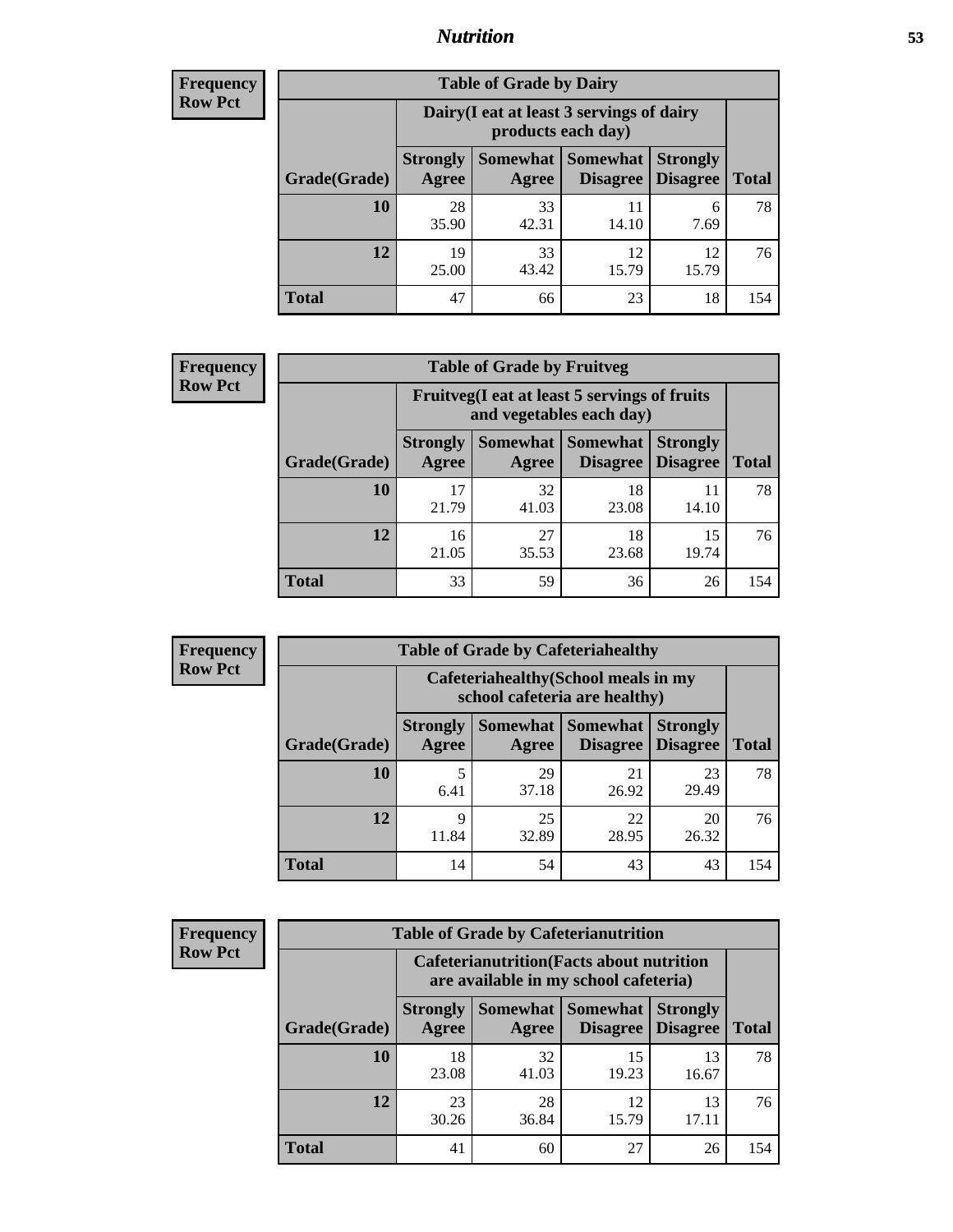## Nutrition

**Frequency**
**Row Pct**

| Table of Grade by Dairy | | | | | |
|---|---|---|---|---|---|
| | Dairy(I eat at least 3 servings of dairy products each day) | | | | |
| Grade(Grade) | Strongly Agree | Somewhat Agree | Somewhat Disagree | Strongly Disagree | Total |
| **10** | 28<br>35.90 | 33<br>42.31 | 11<br>14.10 | 6<br>7.69 | 78 |
| **12** | 19<br>25.00 | 33<br>43.42 | 12<br>15.79 | 12<br>15.79 | 76 |
| **Total** | 47 | 66 | 23 | 18 | 154 |

**Frequency**
**Row Pct**

| Table of Grade by Fruitveg | | | | | |
|---|---|---|---|---|---|
| | Fruitveg(I eat at least 5 servings of fruits and vegetables each day) | | | | |
| Grade(Grade) | Strongly Agree | Somewhat Agree | Somewhat Disagree | Strongly Disagree | Total |
| **10** | 17<br>21.79 | 32<br>41.03 | 18<br>23.08 | 11<br>14.10 | 78 |
| **12** | 16<br>21.05 | 27<br>35.53 | 18<br>23.68 | 15<br>19.74 | 76 |
| **Total** | 33 | 59 | 36 | 26 | 154 |

**Frequency**
**Row Pct**

| Table of Grade by Cafeteriahealthy | | | | | |
|---|---|---|---|---|---|
| | Cafeteriahealthy(School meals in my school cafeteria are healthy) | | | | |
| Grade(Grade) | Strongly Agree | Somewhat Agree | Somewhat Disagree | Strongly Disagree | Total |
| **10** | 5<br>6.41 | 29<br>37.18 | 21<br>26.92 | 23<br>29.49 | 78 |
| **12** | 9<br>11.84 | 25<br>32.89 | 22<br>28.95 | 20<br>26.32 | 76 |
| **Total** | 14 | 54 | 43 | 43 | 154 |

**Frequency**
**Row Pct**

| Table of Grade by Cafeterianutrition | | | | | |
|---|---|---|---|---|---|
| | Cafeterianutrition(Facts about nutrition are available in my school cafeteria) | | | | |
| Grade(Grade) | Strongly Agree | Somewhat Agree | Somewhat Disagree | Strongly Disagree | Total |
| **10** | 18<br>23.08 | 32<br>41.03 | 15<br>19.23 | 13<br>16.67 | 78 |
| **12** | 23<br>30.26 | 28<br>36.84 | 12<br>15.79 | 13<br>17.11 | 76 |
| **Total** | 41 | 60 | 27 | 26 | 154 |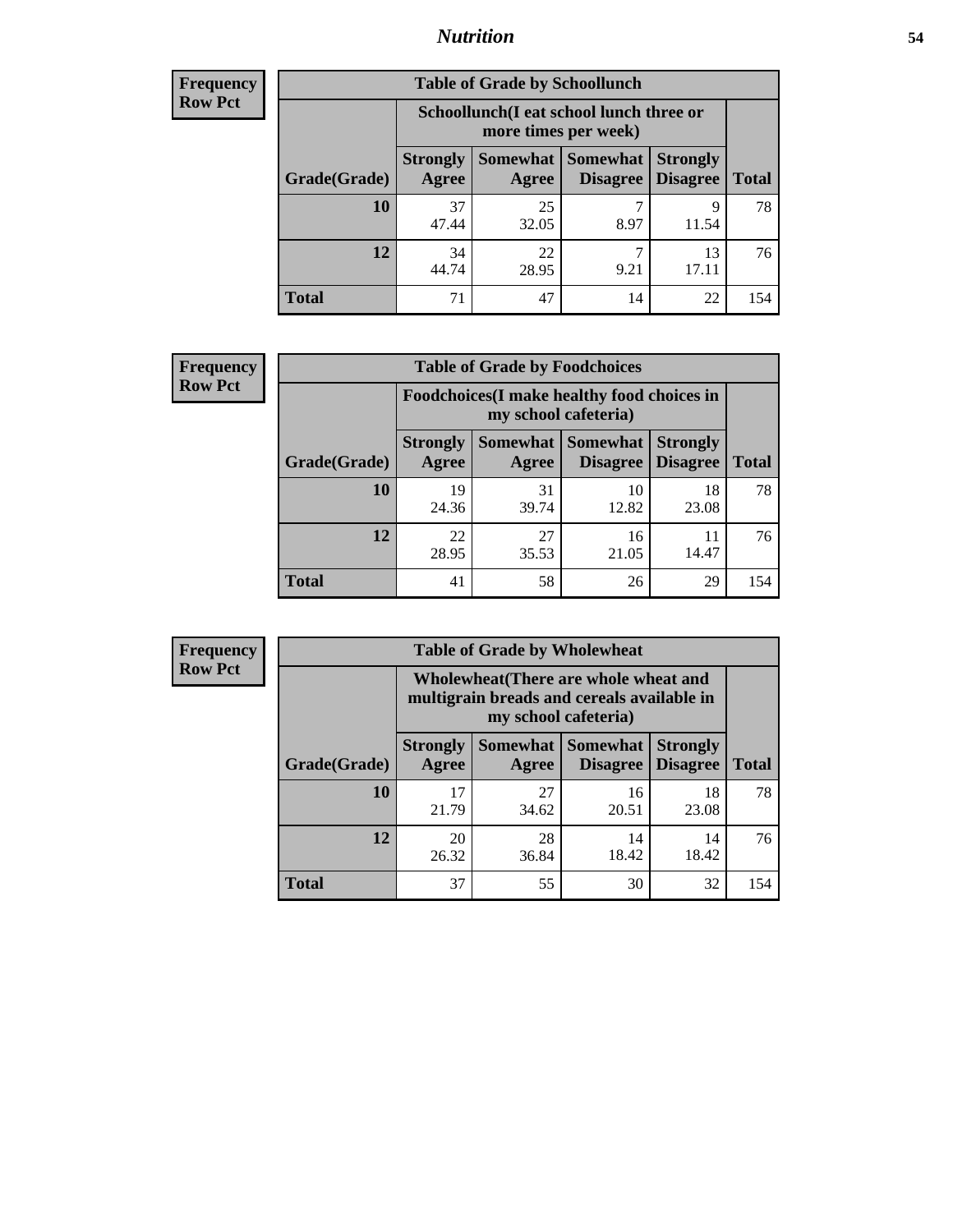Frequency
Row Pct

| Table of Grade by Schoollunch | | | | | |
|---|---|---|---|---|---|
| | Schoollunch(I eat school lunch three or more times per week) | | | | |
| Grade(Grade) | Strongly Agree | Somewhat Agree | Somewhat Disagree | Strongly Disagree | Total |
| **10** | 37<br>47.44 | 25<br>32.05 | 7<br>8.97 | 9<br>11.54 | 78 |
| **12** | 34<br>44.74 | 22<br>28.95 | 7<br>9.21 | 13<br>17.11 | 76 |
| **Total** | 71 | 47 | 14 | 22 | 154 |

Frequency
Row Pct

| Table of Grade by Foodchoices | | | | | |
|---|---|---|---|---|---|
| | Foodchoices(I make healthy food choices in my school cafeteria) | | | | |
| Grade(Grade) | Strongly Agree | Somewhat Agree | Somewhat Disagree | Strongly Disagree | Total |
| **10** | 19<br>24.36 | 31<br>39.74 | 10<br>12.82 | 18<br>23.08 | 78 |
| **12** | 22<br>28.95 | 27<br>35.53 | 16<br>21.05 | 11<br>14.47 | 76 |
| **Total** | 41 | 58 | 26 | 29 | 154 |

Frequency
Row Pct

| Table of Grade by Wholewheat | | | | | |
|---|---|---|---|---|---|
| | Wholewheat(There are whole wheat and multigrain breads and cereals available in my school cafeteria) | | | | |
| Grade(Grade) | Strongly Agree | Somewhat Agree | Somewhat Disagree | Strongly Disagree | Total |
| **10** | 17<br>21.79 | 27<br>34.62 | 16<br>20.51 | 18<br>23.08 | 78 |
| **12** | 20<br>26.32 | 28<br>36.84 | 14<br>18.42 | 14<br>18.42 | 76 |
| **Total** | 37 | 55 | 30 | 32 | 154 |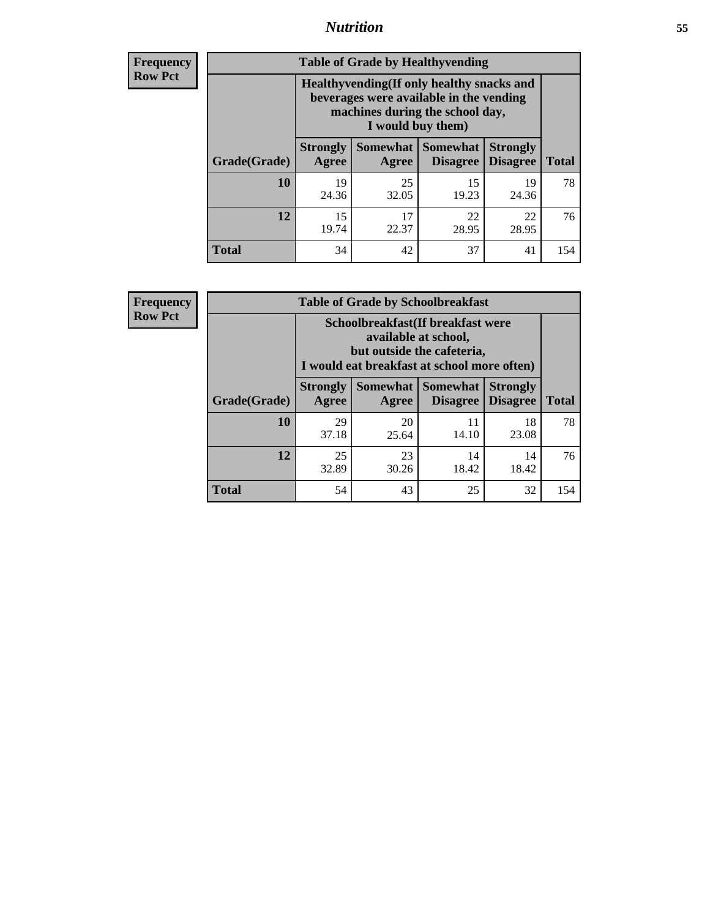| Frequency Row Pct |
|---|

**Table of Grade by Healthyvending**

| Grade(Grade) | Healthyvending(If only healthy snacks and beverages were available in the vending machines during the school day, I would buy them) | | | | Total |
|---|---|---|---|---|---|
| | Strongly Agree | Somewhat Agree | Somewhat Disagree | Strongly Disagree | Total |
| 10 | 19<br>24.36 | 25<br>32.05 | 15<br>19.23 | 19<br>24.36 | 78 |
| 12 | 15<br>19.74 | 17<br>22.37 | 22<br>28.95 | 22<br>28.95 | 76 |
| Total | 34 | 42 | 37 | 41 | 154 |

| Frequency Row Pct |
|---|

**Table of Grade by Schoolbreakfast**

| Grade(Grade) | Schoolbreakfast(If breakfast were available at school, but outside the cafeteria, I would eat breakfast at school more often) | | | | Total |
|---|---|---|---|---|---|
| | Strongly Agree | Somewhat Agree | Somewhat Disagree | Strongly Disagree | Total |
| 10 | 29<br>37.18 | 20<br>25.64 | 11<br>14.10 | 18<br>23.08 | 78 |
| 12 | 25<br>32.89 | 23<br>30.26 | 14<br>18.42 | 14<br>18.42 | 76 |
| Total | 54 | 43 | 25 | 32 | 154 |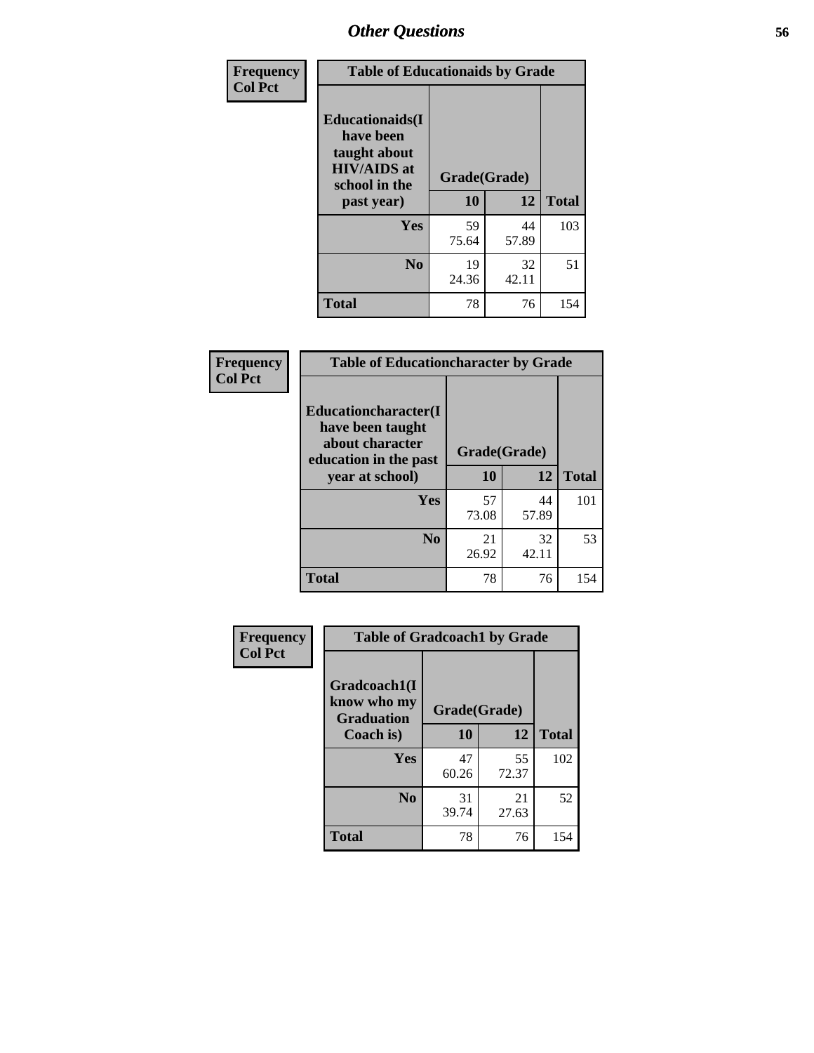## Other Questions

**Frequency**
**Col Pct**

**Table of Educationaids by Grade**

| Educationaids(I have been taught about HIV/AIDS at school in the past year) | Grade(Grade) | | Total |
|---|---|---|---|
| | 10 | 12 | |
| Yes | 59<br>75.64 | 44<br>57.89 | 103 |
| No | 19<br>24.36 | 32<br>42.11 | 51 |
| Total | 78 | 76 | 154 |

**Frequency**
**Col Pct**

**Table of Educationcharacter by Grade**

| Educationcharacter(I have been taught about character education in the past year at school) | Grade(Grade) | | Total |
|---|---|---|---|
| | 10 | 12 | |
| Yes | 57<br>73.08 | 44<br>57.89 | 101 |
| No | 21<br>26.92 | 32<br>42.11 | 53 |
| Total | 78 | 76 | 154 |

**Frequency**
**Col Pct**

**Table of Gradcoach1 by Grade**

| Gradcoach1(I know who my Graduation Coach is) | Grade(Grade) | | Total |
|---|---|---|---|
| | 10 | 12 | |
| Yes | 47<br>60.26 | 55<br>72.37 | 102 |
| No | 31<br>39.74 | 21<br>27.63 | 52 |
| Total | 78 | 76 | 154 |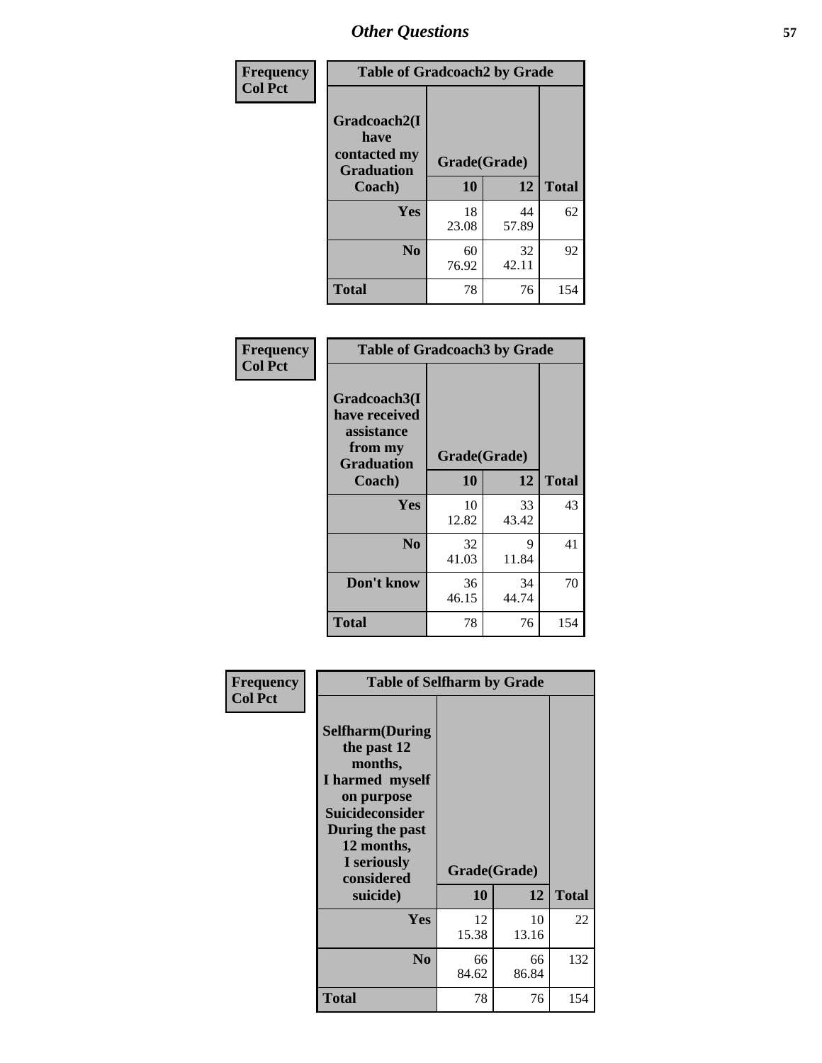# Other Questions

**Frequency Col Pct**

| Table of Gradcoach2 by Grade | | | |
|---|---|---|---|
| Gradcoach2(I have contacted my Graduation Coach) | Grade(Grade) | | |
| | 10 | 12 | Total |
| Yes | 18<br>23.08 | 44<br>57.89 | 62 |
| No | 60<br>76.92 | 32<br>42.11 | 92 |
| Total | 78 | 76 | 154 |

**Frequency Col Pct**

| Table of Gradcoach3 by Grade | | | |
|---|---|---|---|
| Gradcoach3(I have received assistance from my Graduation Coach) | Grade(Grade) | | |
| | 10 | 12 | Total |
| Yes | 10<br>12.82 | 33<br>43.42 | 43 |
| No | 32<br>41.03 | 9<br>11.84 | 41 |
| Don't know | 36<br>46.15 | 34<br>44.74 | 70 |
| Total | 78 | 76 | 154 |

**Frequency Col Pct**

| Table of Selfharm by Grade | | | |
|---|---|---|---|
| Selfharm(During the past 12 months, I harmed myself on purpose Suicideconsider During the past 12 months, I seriously considered suicide) | Grade(Grade) | | |
| | 10 | 12 | Total |
| Yes | 12<br>15.38 | 10<br>13.16 | 22 |
| No | 66<br>84.62 | 66<br>86.84 | 132 |
| Total | 78 | 76 | 154 |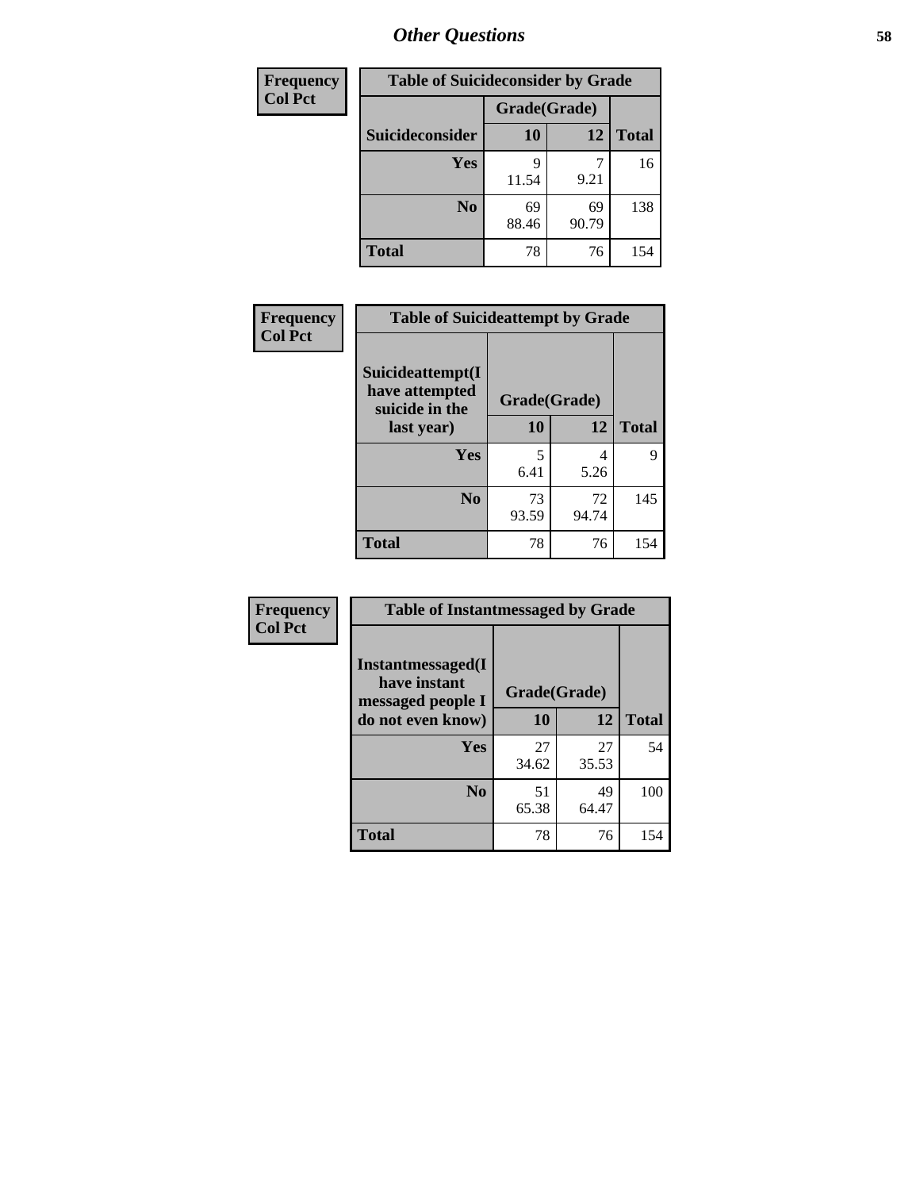## Other Questions

**Frequency**
**Col Pct**

| Table of Suicideconsider by Grade | | | |
|---|---|---|---|
| | Grade(Grade) | | |
| **Suicideconsider** | **10** | **12** | **Total** |
| **Yes** | 9<br>11.54 | 7<br>9.21 | 16 |
| **No** | 69<br>88.46 | 69<br>90.79 | 138 |
| **Total** | 78 | 76 | 154 |

**Frequency**
**Col Pct**

| Table of Suicideattempt by Grade | | | |
|---|---|---|---|
| **Suicideattempt(I have attempted suicide in the last year)** | Grade(Grade) | | |
| | **10** | **12** | **Total** |
| **Yes** | 5<br>6.41 | 4<br>5.26 | 9 |
| **No** | 73<br>93.59 | 72<br>94.74 | 145 |
| **Total** | 78 | 76 | 154 |

**Frequency**
**Col Pct**

| Table of Instantmessaged by Grade | | | |
|---|---|---|---|
| **Instantmessaged(I have instant messaged people I do not even know)** | Grade(Grade) | | |
| | **10** | **12** | **Total** |
| **Yes** | 27<br>34.62 | 27<br>35.53 | 54 |
| **No** | 51<br>65.38 | 49<br>64.47 | 100 |
| **Total** | 78 | 76 | 154 |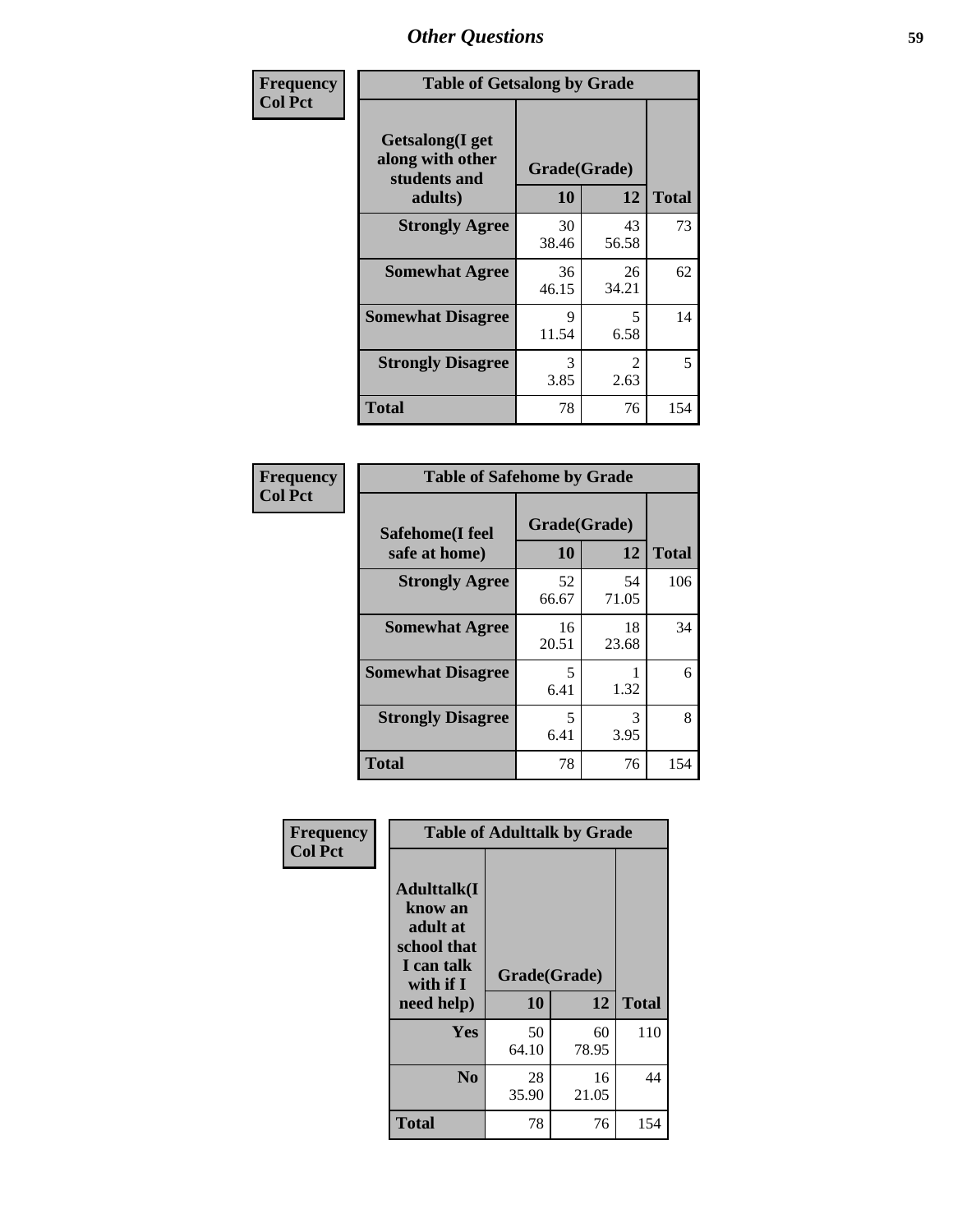# Other Questions

**Frequency / Col Pct**

| Table of Getsalong by Grade | | | |
|---|---|---|---|
| Getsalong(I get along with other students and adults) | Grade(Grade) | | |
| | 10 | 12 | Total |
| **Strongly Agree** | 30<br>38.46 | 43<br>56.58 | 73 |
| **Somewhat Agree** | 36<br>46.15 | 26<br>34.21 | 62 |
| **Somewhat Disagree** | 9<br>11.54 | 5<br>6.58 | 14 |
| **Strongly Disagree** | 3<br>3.85 | 2<br>2.63 | 5 |
| **Total** | 78 | 76 | 154 |

**Frequency / Col Pct**

| Table of Safehome by Grade | | | |
|---|---|---|---|
| Safehome(I feel safe at home) | Grade(Grade) | | |
| | 10 | 12 | Total |
| **Strongly Agree** | 52<br>66.67 | 54<br>71.05 | 106 |
| **Somewhat Agree** | 16<br>20.51 | 18<br>23.68 | 34 |
| **Somewhat Disagree** | 5<br>6.41 | 1<br>1.32 | 6 |
| **Strongly Disagree** | 5<br>6.41 | 3<br>3.95 | 8 |
| **Total** | 78 | 76 | 154 |

**Frequency / Col Pct**

| Table of Adulttalk by Grade | | | |
|---|---|---|---|
| Adulttalk(I know an adult at school that I can talk with if I need help) | Grade(Grade) | | |
| | 10 | 12 | Total |
| **Yes** | 50<br>64.10 | 60<br>78.95 | 110 |
| **No** | 28<br>35.90 | 16<br>21.05 | 44 |
| **Total** | 78 | 76 | 154 |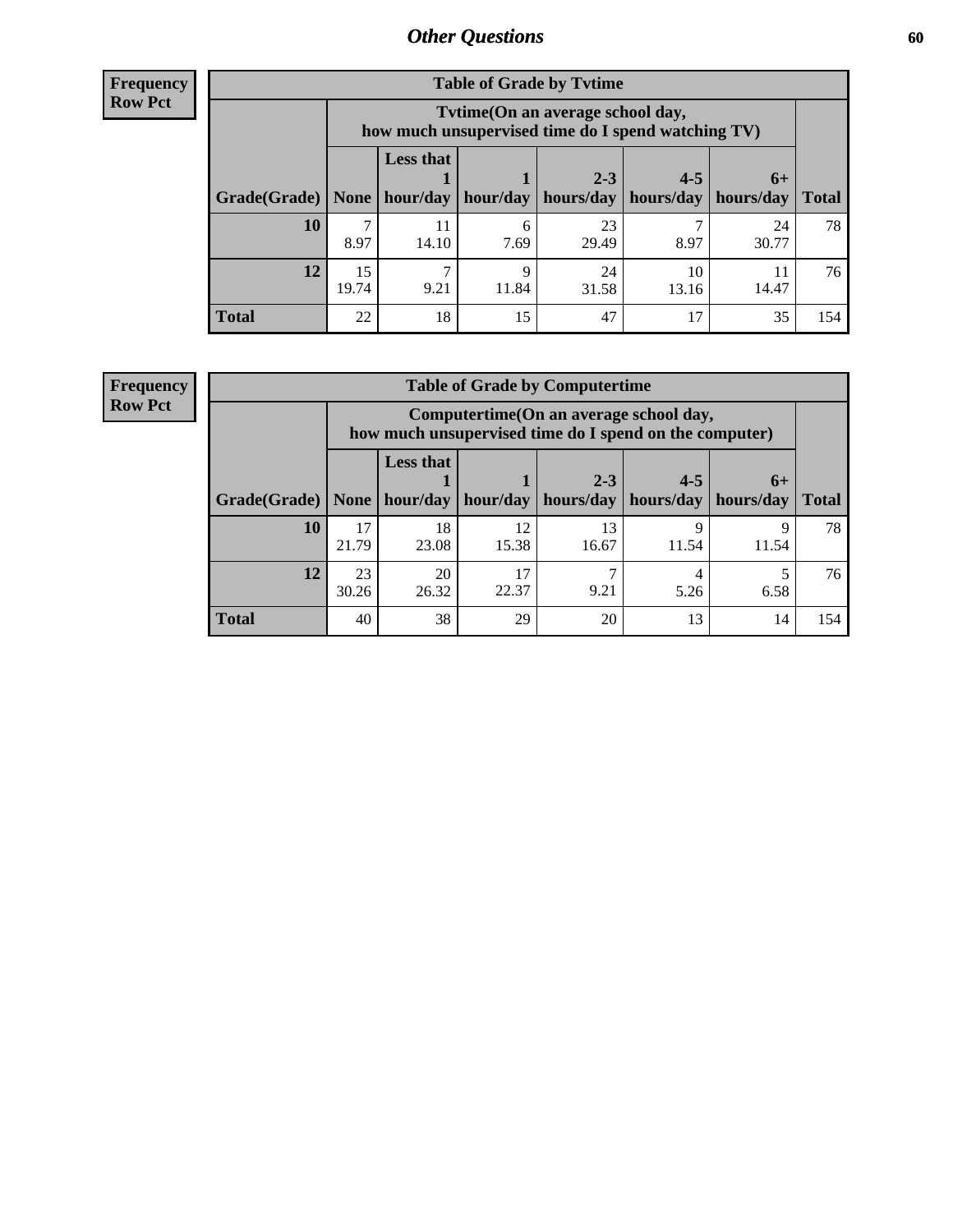## Other Questions

**Frequency**
**Row Pct**

**Table of Grade by Tvtime**

| Grade(Grade) | Tvtime(On an average school day, how much unsupervised time do I spend watching TV) | | | | | | Total |
|---|---|---|---|---|---|---|---|
| | None | Less that 1 hour/day | 1 hour/day | 2-3 hours/day | 4-5 hours/day | 6+ hours/day | |
| **10** | 7<br>8.97 | 11<br>14.10 | 6<br>7.69 | 23<br>29.49 | 7<br>8.97 | 24<br>30.77 | 78 |
| **12** | 15<br>19.74 | 7<br>9.21 | 9<br>11.84 | 24<br>31.58 | 10<br>13.16 | 11<br>14.47 | 76 |
| **Total** | 22 | 18 | 15 | 47 | 17 | 35 | 154 |

**Frequency**
**Row Pct**

**Table of Grade by Computertime**

| Grade(Grade) | Computertime(On an average school day, how much unsupervised time do I spend on the computer) | | | | | | Total |
|---|---|---|---|---|---|---|---|
| | None | Less that 1 hour/day | 1 hour/day | 2-3 hours/day | 4-5 hours/day | 6+ hours/day | |
| **10** | 17<br>21.79 | 18<br>23.08 | 12<br>15.38 | 13<br>16.67 | 9<br>11.54 | 9<br>11.54 | 78 |
| **12** | 23<br>30.26 | 20<br>26.32 | 17<br>22.37 | 7<br>9.21 | 4<br>5.26 | 5<br>6.58 | 76 |
| **Total** | 40 | 38 | 29 | 20 | 13 | 14 | 154 |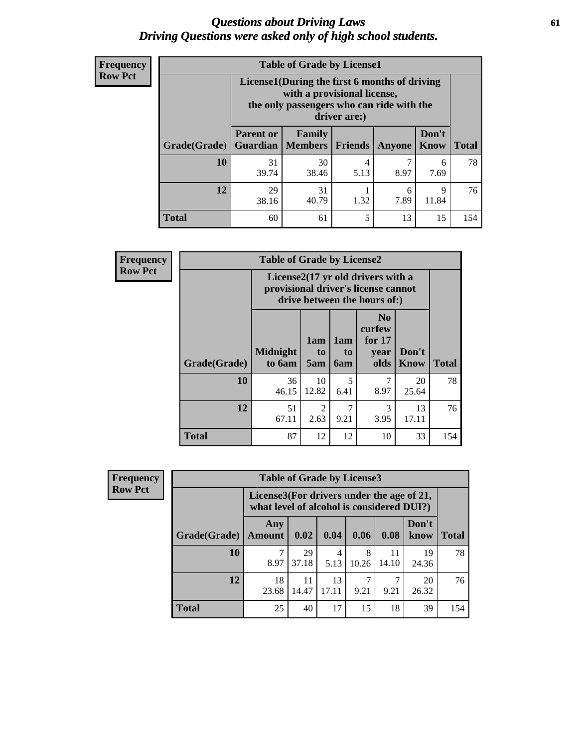# *Questions about Driving Laws*
# *Driving Questions were asked only of high school students.*

**Frequency**
**Row Pct**

**Table of Grade by License1**

| | License1(During the first 6 months of driving with a provisional license, the only passengers who can ride with the driver are:) | | | | | |
|---|---|---|---|---|---|---|
| **Grade(Grade)** | **Parent or Guardian** | **Family Members** | **Friends** | **Anyone** | **Don't Know** | **Total** |
| **10** | 31<br>39.74 | 30<br>38.46 | 4<br>5.13 | 7<br>8.97 | 6<br>7.69 | 78 |
| **12** | 29<br>38.16 | 31<br>40.79 | 1<br>1.32 | 6<br>7.89 | 9<br>11.84 | 76 |
| **Total** | 60 | 61 | 5 | 13 | 15 | 154 |

**Frequency**
**Row Pct**

**Table of Grade by License2**

| | License2(17 yr old drivers with a provisional driver's license cannot drive between the hours of:) | | | | | |
|---|---|---|---|---|---|---|
| **Grade(Grade)** | **Midnight to 6am** | **1am to 5am** | **1am to 6am** | **No curfew for 17 year olds** | **Don't Know** | **Total** |
| **10** | 36<br>46.15 | 10<br>12.82 | 5<br>6.41 | 7<br>8.97 | 20<br>25.64 | 78 |
| **12** | 51<br>67.11 | 2<br>2.63 | 7<br>9.21 | 3<br>3.95 | 13<br>17.11 | 76 |
| **Total** | 87 | 12 | 12 | 10 | 33 | 154 |

**Frequency**
**Row Pct**

**Table of Grade by License3**

| | License3(For drivers under the age of 21, what level of alcohol is considered DUI?) | | | | | | |
|---|---|---|---|---|---|---|---|
| **Grade(Grade)** | **Any Amount** | **0.02** | **0.04** | **0.06** | **0.08** | **Don't know** | **Total** |
| **10** | 7<br>8.97 | 29<br>37.18 | 4<br>5.13 | 8<br>10.26 | 11<br>14.10 | 19<br>24.36 | 78 |
| **12** | 18<br>23.68 | 11<br>14.47 | 13<br>17.11 | 7<br>9.21 | 7<br>9.21 | 20<br>26.32 | 76 |
| **Total** | 25 | 40 | 17 | 15 | 18 | 39 | 154 |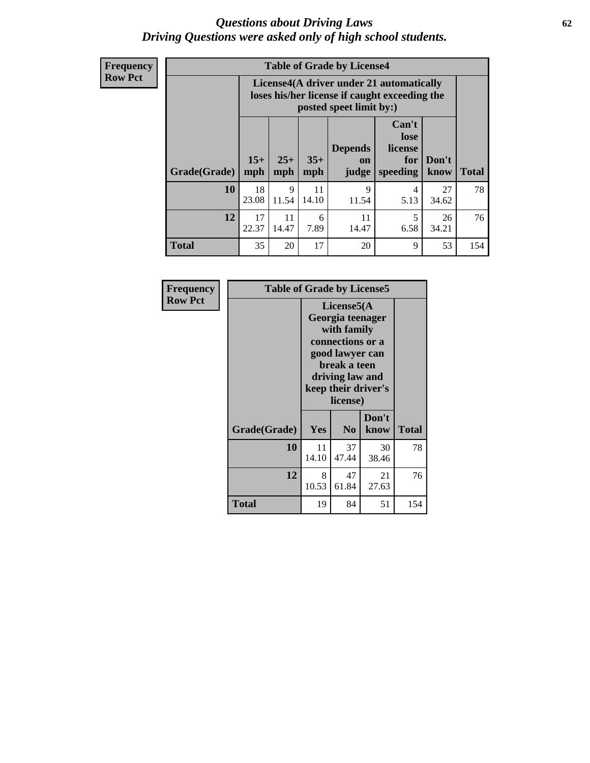# *Questions about Driving Laws*
## *Driving Questions were asked only of high school students.*

**Frequency**
**Row Pct**

| Table of Grade by License4 | | | | | | | |
|---|---|---|---|---|---|---|---|
| | License4(A driver under 21 automatically loses his/her license if caught exceeding the posted speet limit by:) | | | | | | |
| Grade(Grade) | 15+ mph | 25+ mph | 35+ mph | Depends on judge | Can't lose license for speeding | Don't know | Total |
| **10** | 18<br>23.08 | 9<br>11.54 | 11<br>14.10 | 9<br>11.54 | 4<br>5.13 | 27<br>34.62 | 78 |
| **12** | 17<br>22.37 | 11<br>14.47 | 6<br>7.89 | 11<br>14.47 | 5<br>6.58 | 26<br>34.21 | 76 |
| **Total** | 35 | 20 | 17 | 20 | 9 | 53 | 154 |

**Frequency**
**Row Pct**

| Table of Grade by License5 | | | | |
|---|---|---|---|---|
| | License5(A Georgia teenager with family connections or a good lawyer can break a teen driving law and keep their driver's license) | | | |
| Grade(Grade) | Yes | No | Don't know | Total |
| **10** | 11<br>14.10 | 37<br>47.44 | 30<br>38.46 | 78 |
| **12** | 8<br>10.53 | 47<br>61.84 | 21<br>27.63 | 76 |
| **Total** | 19 | 84 | 51 | 154 |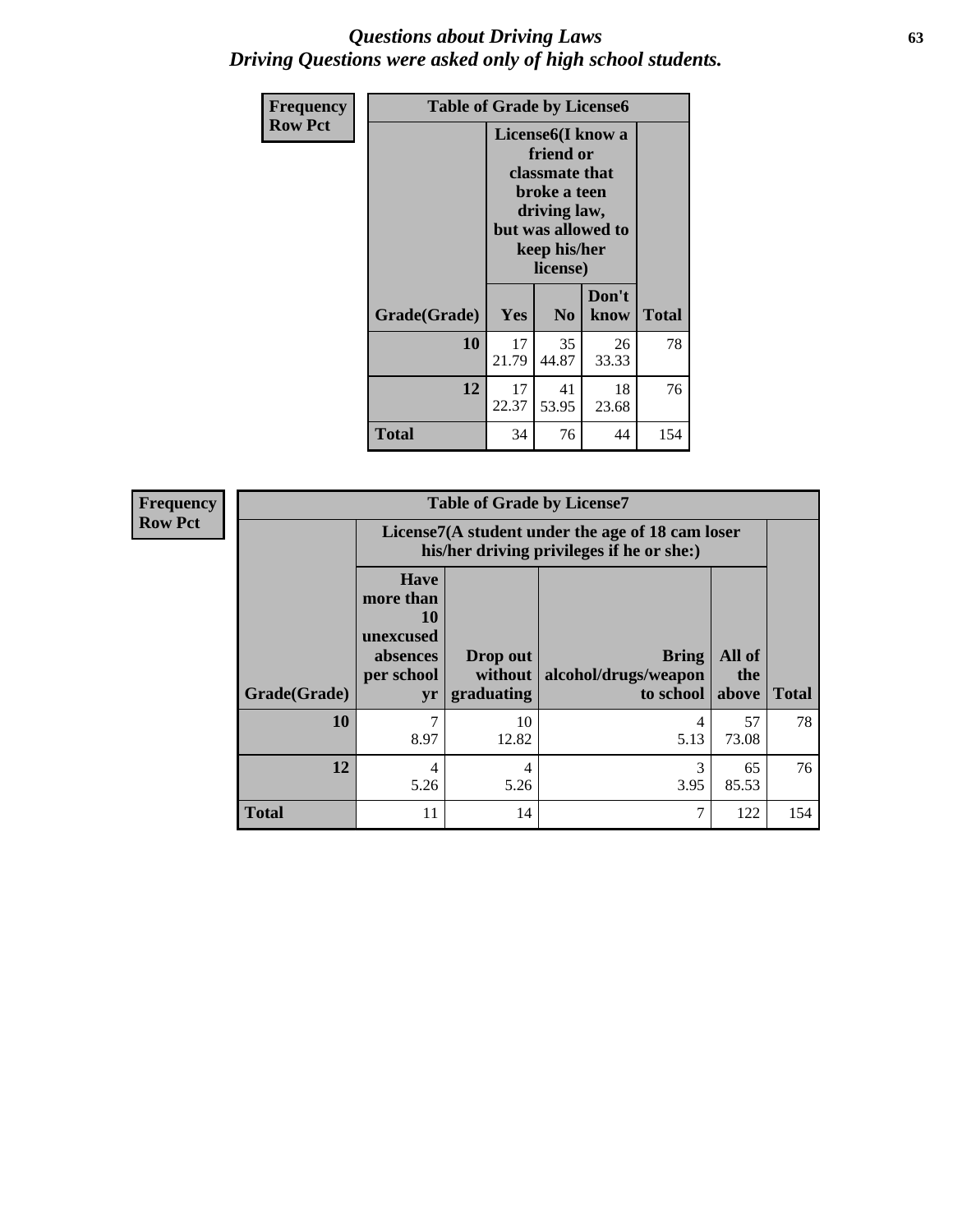# Questions about Driving Laws
## Driving Questions were asked only of high school students.

**Frequency**
**Row Pct**

| Table of Grade by License6 | | | | |
|---|---|---|---|---|
| | License6(I know a friend or classmate that broke a teen driving law, but was allowed to keep his/her license) | | | |
| Grade(Grade) | Yes | No | Don't know | Total |
| 10 | 17<br>21.79 | 35<br>44.87 | 26<br>33.33 | 78 |
| 12 | 17<br>22.37 | 41<br>53.95 | 18<br>23.68 | 76 |
| Total | 34 | 76 | 44 | 154 |

**Frequency**
**Row Pct**

| Table of Grade by License7 | | | | | |
|---|---|---|---|---|---|
| | License7(A student under the age of 18 cam loser his/her driving privileges if he or she:) | | | | |
| Grade(Grade) | Have more than 10 unexcused absences per school yr | Drop out without graduating | Bring alcohol/drugs/weapon to school | All of the above | Total |
| 10 | 7<br>8.97 | 10<br>12.82 | 4<br>5.13 | 57<br>73.08 | 78 |
| 12 | 4<br>5.26 | 4<br>5.26 | 3<br>3.95 | 65<br>85.53 | 76 |
| Total | 11 | 14 | 7 | 122 | 154 |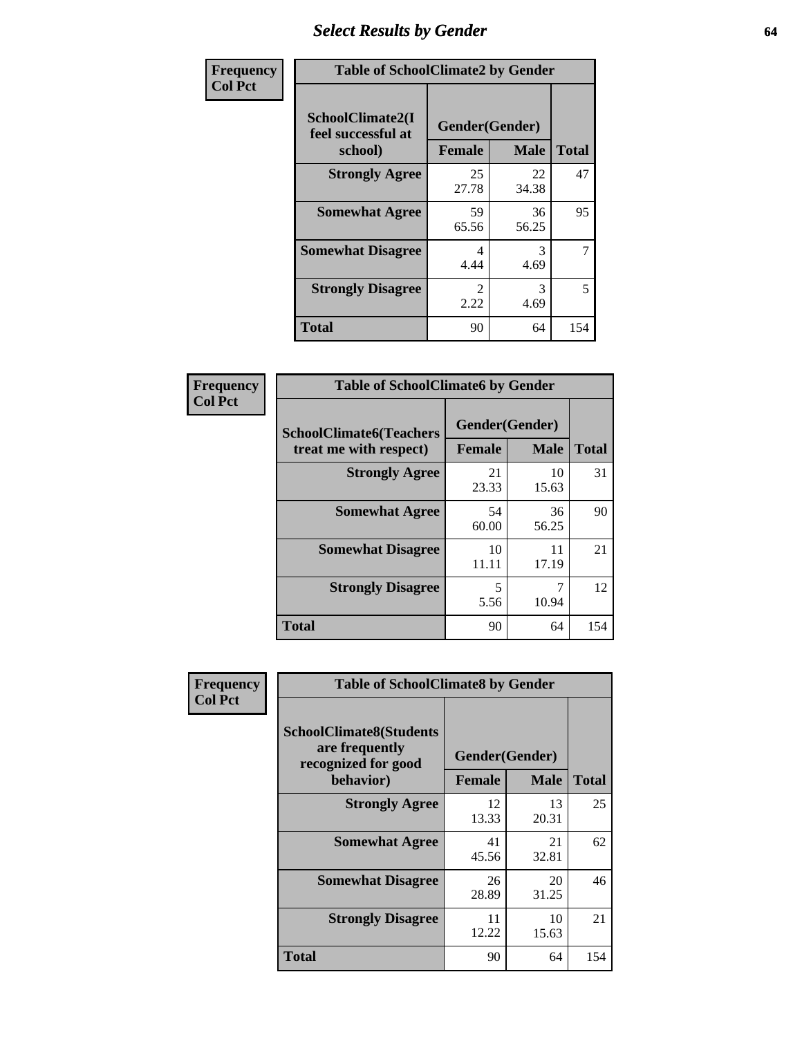## Select Results by Gender

| Frequency<br>Col Pct | Table of SchoolClimate2 by Gender | | |
|---|---|---|---|
| SchoolClimate2(I feel successful at school) | Gender(Gender) | | |
| | Female | Male | Total |
| Strongly Agree | 25<br>27.78 | 22<br>34.38 | 47 |
| Somewhat Agree | 59<br>65.56 | 36<br>56.25 | 95 |
| Somewhat Disagree | 4<br>4.44 | 3<br>4.69 | 7 |
| Strongly Disagree | 2<br>2.22 | 3<br>4.69 | 5 |
| Total | 90 | 64 | 154 |

| Frequency<br>Col Pct | Table of SchoolClimate6 by Gender | | |
|---|---|---|---|
| SchoolClimate6(Teachers treat me with respect) | Gender(Gender) | | |
| | Female | Male | Total |
| Strongly Agree | 21<br>23.33 | 10<br>15.63 | 31 |
| Somewhat Agree | 54<br>60.00 | 36<br>56.25 | 90 |
| Somewhat Disagree | 10<br>11.11 | 11<br>17.19 | 21 |
| Strongly Disagree | 5<br>5.56 | 7<br>10.94 | 12 |
| Total | 90 | 64 | 154 |

| Frequency<br>Col Pct | Table of SchoolClimate8 by Gender | | |
|---|---|---|---|
| SchoolClimate8(Students are frequently recognized for good behavior) | Gender(Gender) | | |
| | Female | Male | Total |
| Strongly Agree | 12<br>13.33 | 13<br>20.31 | 25 |
| Somewhat Agree | 41<br>45.56 | 21<br>32.81 | 62 |
| Somewhat Disagree | 26<br>28.89 | 20<br>31.25 | 46 |
| Strongly Disagree | 11<br>12.22 | 10<br>15.63 | 21 |
| Total | 90 | 64 | 154 |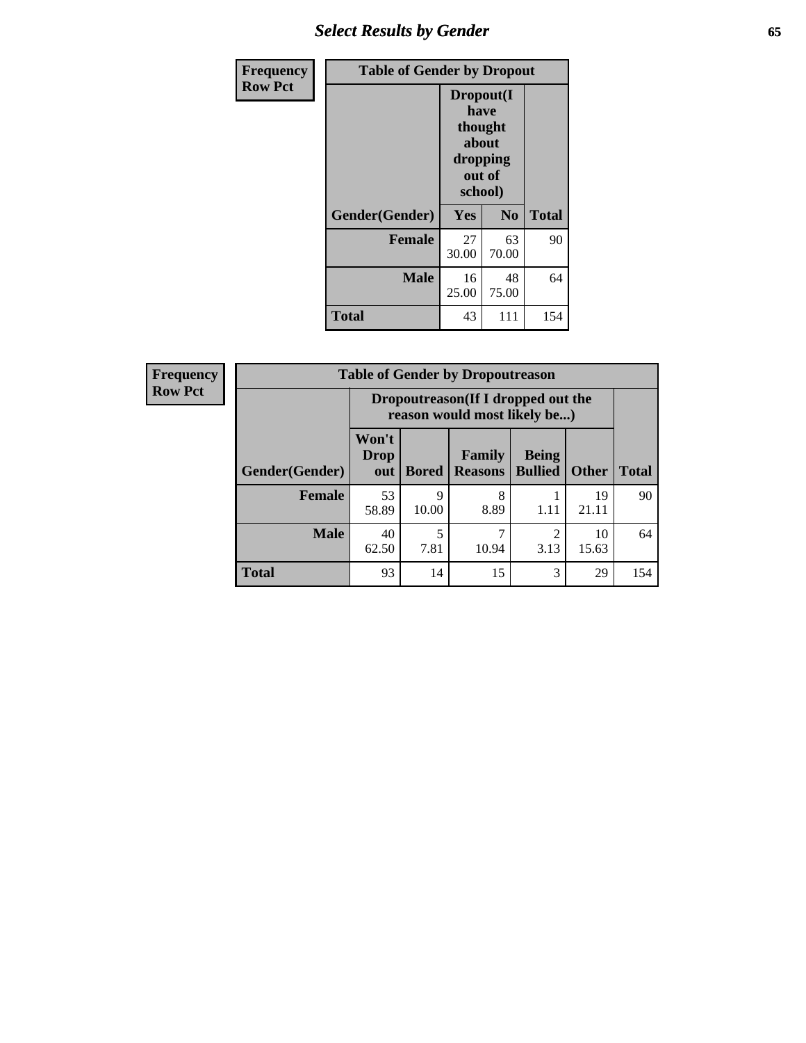| Frequency Row Pct | Table of Gender by Dropout | | |
|---|---|---|---|
| | Dropout(I have thought about dropping out of school) | | |
| Gender(Gender) | Yes | No | Total |
| Female | 27<br>30.00 | 63<br>70.00 | 90 |
| Male | 16<br>25.00 | 48<br>75.00 | 64 |
| Total | 43 | 111 | 154 |

| Frequency Row Pct | Table of Gender by Dropoutreason | | | | | |
|---|---|---|---|---|---|---|
| | Dropoutreason(If I dropped out the reason would most likely be...) | | | | | |
| Gender(Gender) | Won't Drop out | Bored | Family Reasons | Being Bullied | Other | Total |
| Female | 53<br>58.89 | 9<br>10.00 | 8<br>8.89 | 1<br>1.11 | 19<br>21.11 | 90 |
| Male | 40<br>62.50 | 5<br>7.81 | 7<br>10.94 | 2<br>3.13 | 10<br>15.63 | 64 |
| Total | 93 | 14 | 15 | 3 | 29 | 154 |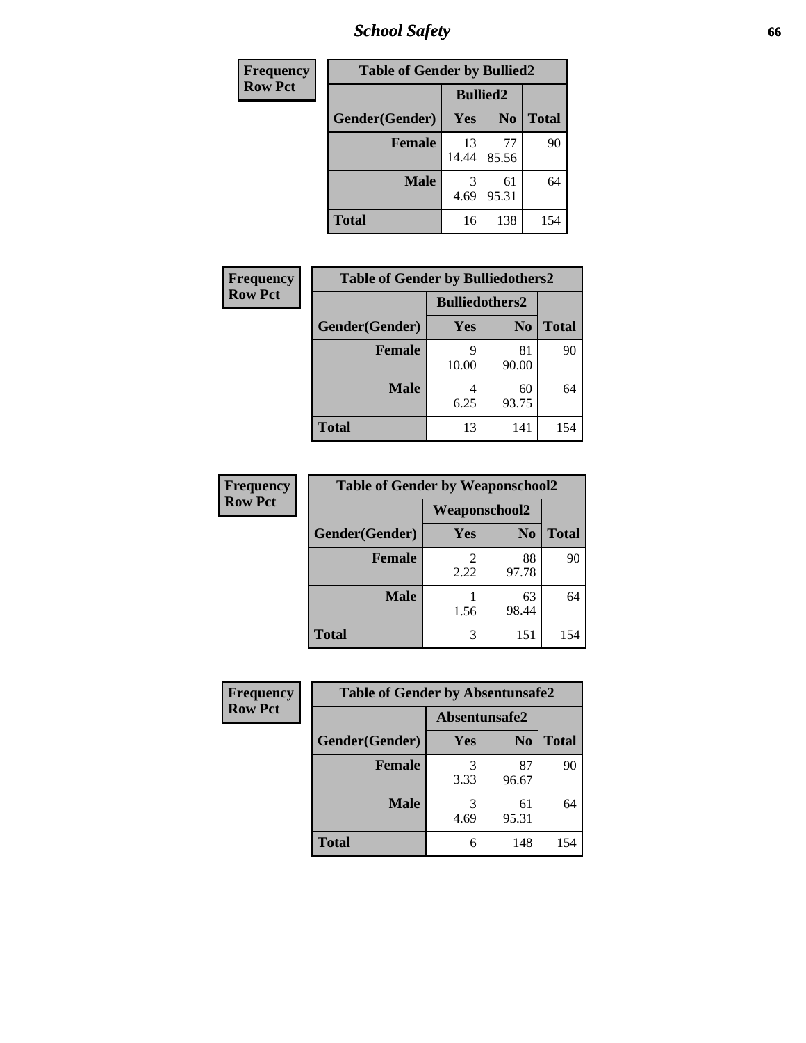# School Safety

| Frequency<br>Row Pct | Table of Gender by Bullied2 | | |
|---|---|---|---|
| | Bullied2 | | |
| Gender(Gender) | Yes | No | Total |
| Female | 13<br>14.44 | 77<br>85.56 | 90 |
| Male | 3<br>4.69 | 61<br>95.31 | 64 |
| Total | 16 | 138 | 154 |

| Frequency<br>Row Pct | Table of Gender by Bulliedothers2 | | |
|---|---|---|---|
| | Bulliedothers2 | | |
| Gender(Gender) | Yes | No | Total |
| Female | 9<br>10.00 | 81<br>90.00 | 90 |
| Male | 4<br>6.25 | 60<br>93.75 | 64 |
| Total | 13 | 141 | 154 |

| Frequency<br>Row Pct | Table of Gender by Weaponschool2 | | |
|---|---|---|---|
| | Weaponschool2 | | |
| Gender(Gender) | Yes | No | Total |
| Female | 2<br>2.22 | 88<br>97.78 | 90 |
| Male | 1<br>1.56 | 63<br>98.44 | 64 |
| Total | 3 | 151 | 154 |

| Frequency<br>Row Pct | Table of Gender by Absentunsafe2 | | |
|---|---|---|---|
| | Absentunsafe2 | | |
| Gender(Gender) | Yes | No | Total |
| Female | 3<br>3.33 | 87<br>96.67 | 90 |
| Male | 3<br>4.69 | 61<br>95.31 | 64 |
| Total | 6 | 148 | 154 |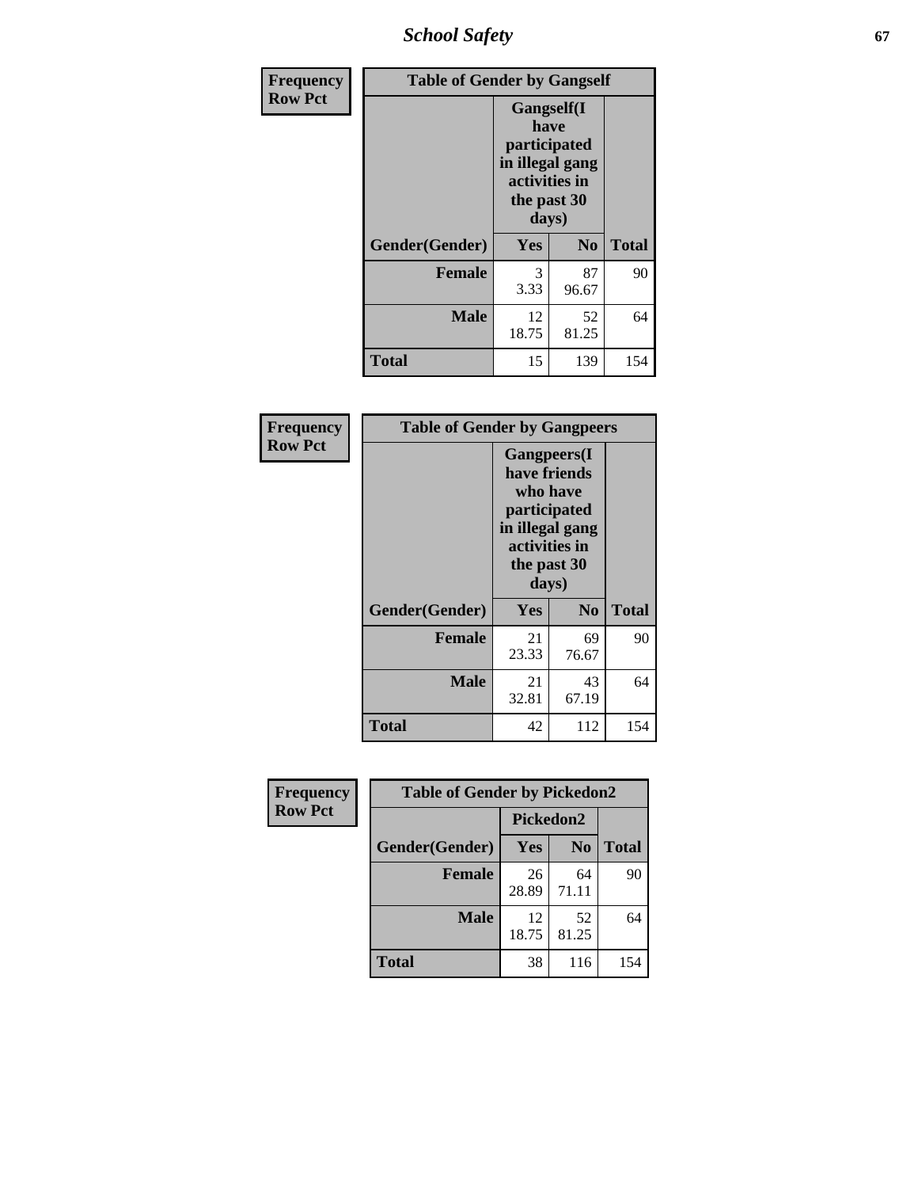| Frequency Row Pct | Table of Gender by Gangself | | |
|---|---|---|---|
| | Gangself(I have participated in illegal gang activities in the past 30 days) | | |
| Gender(Gender) | Yes | No | Total |
| Female | 3<br>3.33 | 87<br>96.67 | 90 |
| Male | 12<br>18.75 | 52<br>81.25 | 64 |
| Total | 15 | 139 | 154 |

| Frequency Row Pct | Table of Gender by Gangpeers | | |
|---|---|---|---|
| | Gangpeers(I have friends who have participated in illegal gang activities in the past 30 days) | | |
| Gender(Gender) | Yes | No | Total |
| Female | 21<br>23.33 | 69<br>76.67 | 90 |
| Male | 21<br>32.81 | 43<br>67.19 | 64 |
| Total | 42 | 112 | 154 |

| Frequency Row Pct | Table of Gender by Pickedon2 | | |
|---|---|---|---|
| | Pickedon2 | | |
| Gender(Gender) | Yes | No | Total |
| Female | 26<br>28.89 | 64<br>71.11 | 90 |
| Male | 12<br>18.75 | 52<br>81.25 | 64 |
| Total | 38 | 116 | 154 |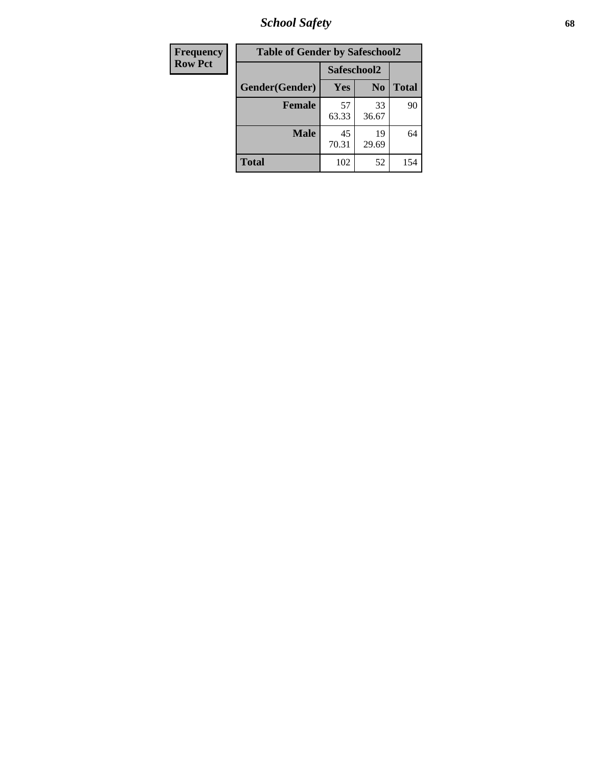| Frequency<br>Row Pct | Table of Gender by Safeschool2 | | |
|---|---|---|---|
| | Safeschool2 | | |
| Gender(Gender) | Yes | No | Total |
| Female | 57<br>63.33 | 33<br>36.67 | 90 |
| Male | 45<br>70.31 | 19<br>29.69 | 64 |
| Total | 102 | 52 | 154 |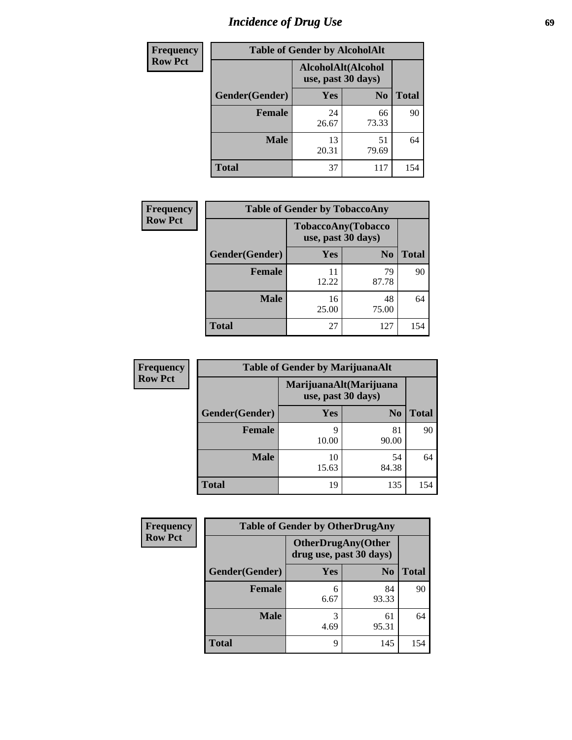# Incidence of Drug Use

**Frequency**
**Row Pct**

| Table of Gender by AlcoholAlt | | | |
|---|---|---|---|
| | AlcoholAlt(Alcohol use, past 30 days) | | |
| Gender(Gender) | Yes | No | Total |
| Female | 24<br>26.67 | 66<br>73.33 | 90 |
| Male | 13<br>20.31 | 51<br>79.69 | 64 |
| Total | 37 | 117 | 154 |

**Frequency**
**Row Pct**

| Table of Gender by TobaccoAny | | | |
|---|---|---|---|
| | TobaccoAny(Tobacco use, past 30 days) | | |
| Gender(Gender) | Yes | No | Total |
| Female | 11<br>12.22 | 79<br>87.78 | 90 |
| Male | 16<br>25.00 | 48<br>75.00 | 64 |
| Total | 27 | 127 | 154 |

**Frequency**
**Row Pct**

| Table of Gender by MarijuanaAlt | | | |
|---|---|---|---|
| | MarijuanaAlt(Marijuana use, past 30 days) | | |
| Gender(Gender) | Yes | No | Total |
| Female | 9<br>10.00 | 81<br>90.00 | 90 |
| Male | 10<br>15.63 | 54<br>84.38 | 64 |
| Total | 19 | 135 | 154 |

**Frequency**
**Row Pct**

| Table of Gender by OtherDrugAny | | | |
|---|---|---|---|
| | OtherDrugAny(Other drug use, past 30 days) | | |
| Gender(Gender) | Yes | No | Total |
| Female | 6<br>6.67 | 84<br>93.33 | 90 |
| Male | 3<br>4.69 | 61<br>95.31 | 64 |
| Total | 9 | 145 | 154 |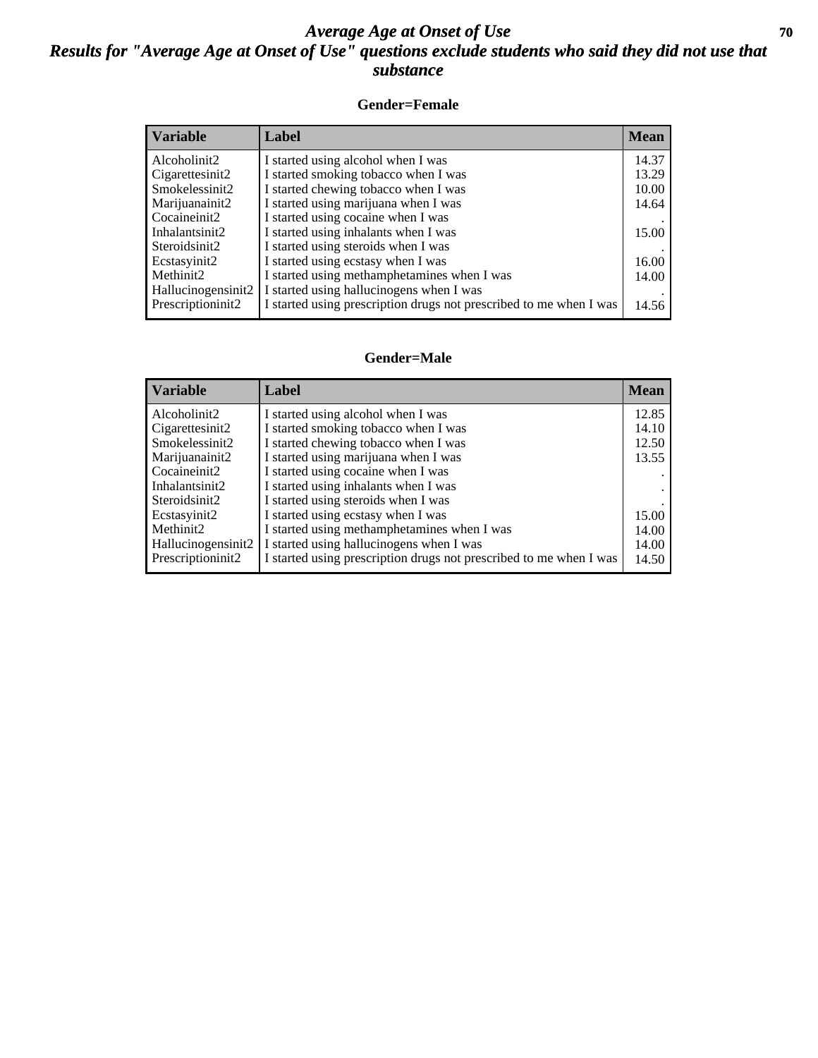# Average Age at Onset of Use
# Results for "Average Age at Onset of Use" questions exclude students who said they did not use that substance

### Gender=Female

| Variable | Label | Mean |
|---|---|---|
| Alcoholinit2 | I started using alcohol when I was | 14.37 |
| Cigarettesinit2 | I started smoking tobacco when I was | 13.29 |
| Smokelessinit2 | I started chewing tobacco when I was | 10.00 |
| Marijuanainit2 | I started using marijuana when I was | 14.64 |
| Cocaineinit2 | I started using cocaine when I was | . |
| Inhalantsinit2 | I started using inhalants when I was | 15.00 |
| Steroidsinit2 | I started using steroids when I was | . |
| Ecstasyinit2 | I started using ecstasy when I was | 16.00 |
| Methinit2 | I started using methamphetamines when I was | 14.00 |
| Hallucinogensinit2 | I started using hallucinogens when I was | . |
| Prescriptioninit2 | I started using prescription drugs not prescribed to me when I was | 14.56 |

### Gender=Male

| Variable | Label | Mean |
|---|---|---|
| Alcoholinit2 | I started using alcohol when I was | 12.85 |
| Cigarettesinit2 | I started smoking tobacco when I was | 14.10 |
| Smokelessinit2 | I started chewing tobacco when I was | 12.50 |
| Marijuanainit2 | I started using marijuana when I was | 13.55 |
| Cocaineinit2 | I started using cocaine when I was | . |
| Inhalantsinit2 | I started using inhalants when I was | . |
| Steroidsinit2 | I started using steroids when I was | . |
| Ecstasyinit2 | I started using ecstasy when I was | 15.00 |
| Methinit2 | I started using methamphetamines when I was | 14.00 |
| Hallucinogensinit2 | I started using hallucinogens when I was | 14.00 |
| Prescriptioninit2 | I started using prescription drugs not prescribed to me when I was | 14.50 |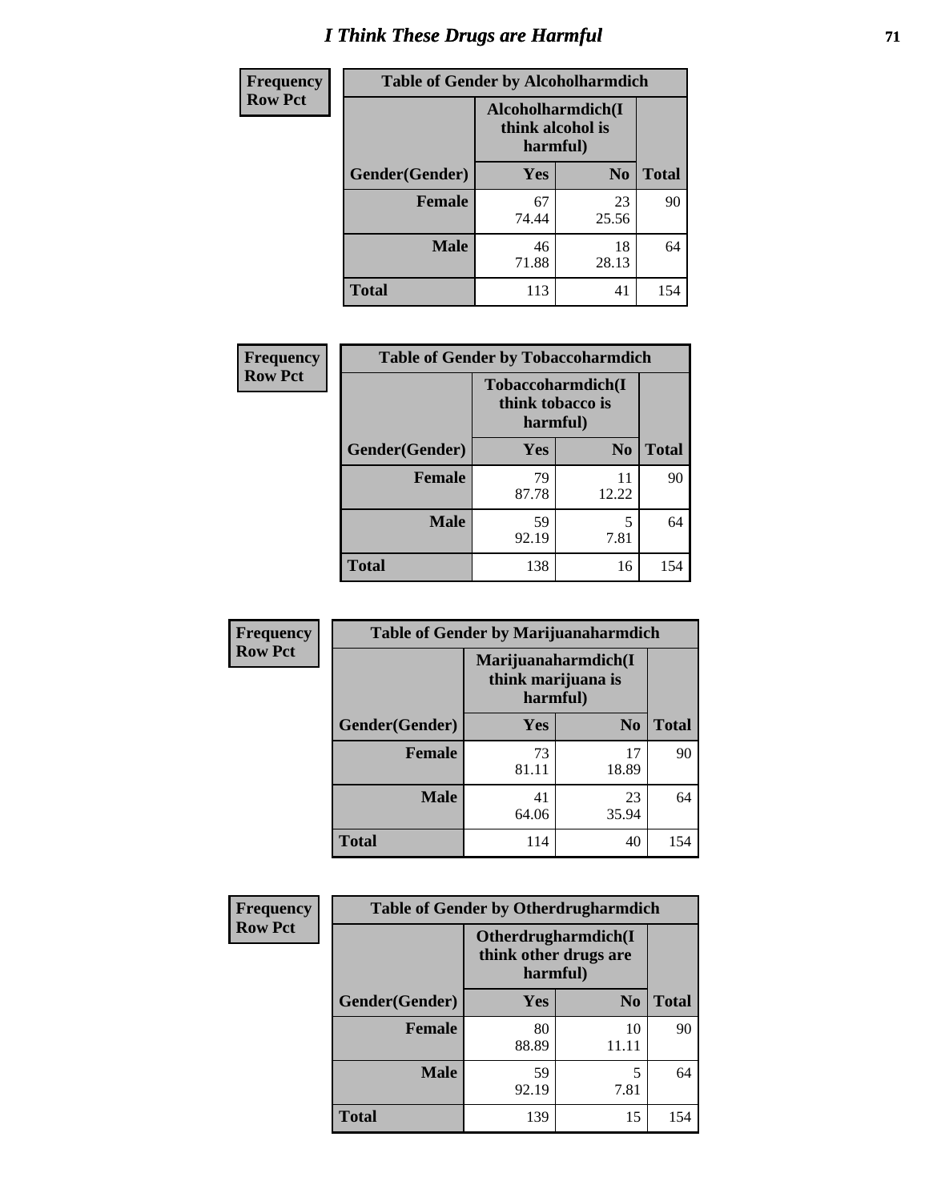# I Think These Drugs are Harmful

| Frequency<br>Row Pct |
|---|

**Table of Gender by Alcoholharmdich**

| | Alcoholharmdich(I think alcohol is harmful) | | |
|---|---|---|---|
| Gender(Gender) | Yes | No | Total |
| Female | 67<br>74.44 | 23<br>25.56 | 90 |
| Male | 46<br>71.88 | 18<br>28.13 | 64 |
| Total | 113 | 41 | 154 |

| Frequency<br>Row Pct |
|---|

**Table of Gender by Tobaccoharmdich**

| | Tobaccoharmdich(I think tobacco is harmful) | | |
|---|---|---|---|
| Gender(Gender) | Yes | No | Total |
| Female | 79<br>87.78 | 11<br>12.22 | 90 |
| Male | 59<br>92.19 | 5<br>7.81 | 64 |
| Total | 138 | 16 | 154 |

| Frequency<br>Row Pct |
|---|

**Table of Gender by Marijuanaharmdich**

| | Marijuanaharmdich(I think marijuana is harmful) | | |
|---|---|---|---|
| Gender(Gender) | Yes | No | Total |
| Female | 73<br>81.11 | 17<br>18.89 | 90 |
| Male | 41<br>64.06 | 23<br>35.94 | 64 |
| Total | 114 | 40 | 154 |

| Frequency<br>Row Pct |
|---|

**Table of Gender by Otherdrugharmdich**

| | Otherdrugharmdich(I think other drugs are harmful) | | |
|---|---|---|---|
| Gender(Gender) | Yes | No | Total |
| Female | 80<br>88.89 | 10<br>11.11 | 90 |
| Male | 59<br>92.19 | 5<br>7.81 | 64 |
| Total | 139 | 15 | 154 |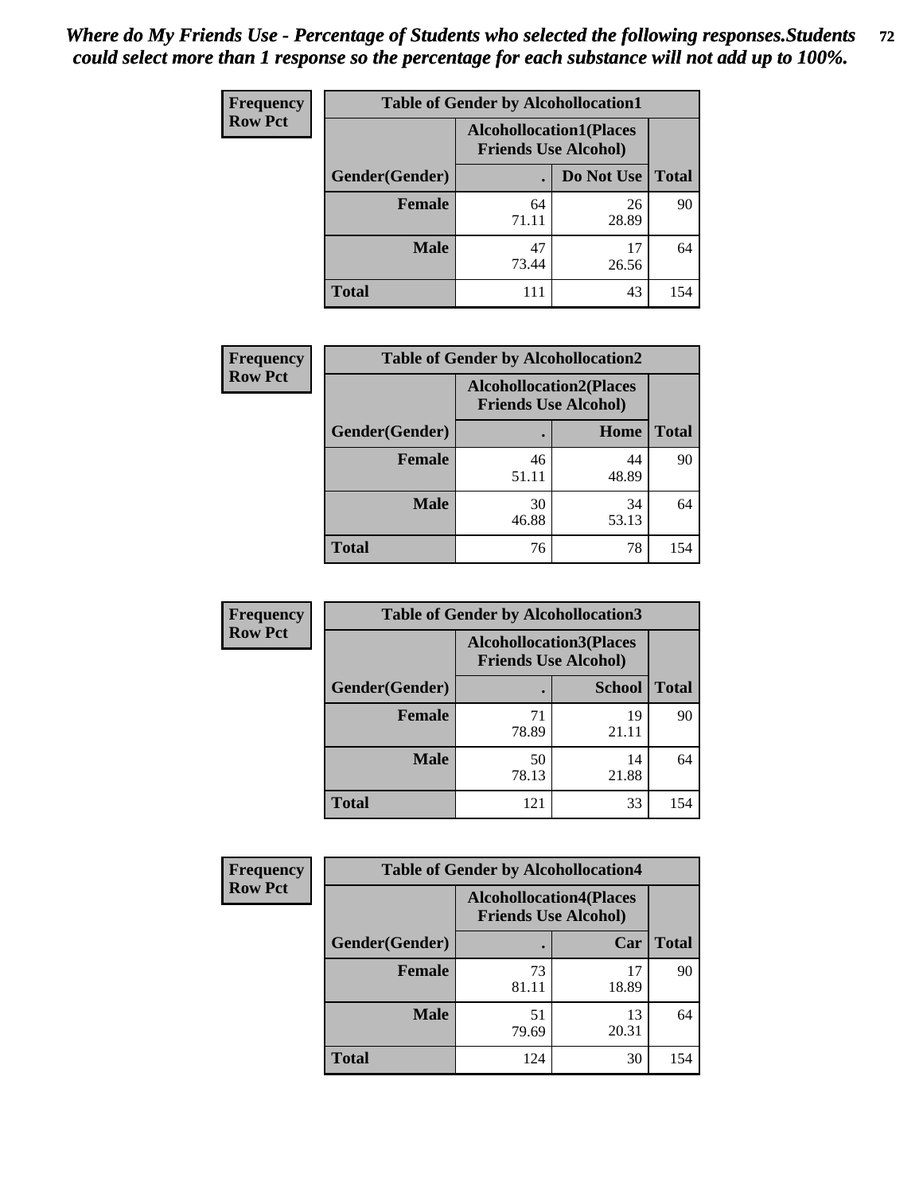*Where do My Friends Use - Percentage of Students who selected the following responses.Students could select more than 1 response so the percentage for each substance will not add up to 100%.*

**Frequency**
**Row Pct**

| Table of Gender by Alcohollocation1 | | | |
|---|---|---|---|
| | Alcohollocation1(Places Friends Use Alcohol) | | |
| Gender(Gender) | . | Do Not Use | Total |
| Female | 64<br>71.11 | 26<br>28.89 | 90 |
| Male | 47<br>73.44 | 17<br>26.56 | 64 |
| Total | 111 | 43 | 154 |

**Frequency**
**Row Pct**

| Table of Gender by Alcohollocation2 | | | |
|---|---|---|---|
| | Alcohollocation2(Places Friends Use Alcohol) | | |
| Gender(Gender) | . | Home | Total |
| Female | 46<br>51.11 | 44<br>48.89 | 90 |
| Male | 30<br>46.88 | 34<br>53.13 | 64 |
| Total | 76 | 78 | 154 |

**Frequency**
**Row Pct**

| Table of Gender by Alcohollocation3 | | | |
|---|---|---|---|
| | Alcohollocation3(Places Friends Use Alcohol) | | |
| Gender(Gender) | . | School | Total |
| Female | 71<br>78.89 | 19<br>21.11 | 90 |
| Male | 50<br>78.13 | 14<br>21.88 | 64 |
| Total | 121 | 33 | 154 |

**Frequency**
**Row Pct**

| Table of Gender by Alcohollocation4 | | | |
|---|---|---|---|
| | Alcohollocation4(Places Friends Use Alcohol) | | |
| Gender(Gender) | . | Car | Total |
| Female | 73<br>81.11 | 17<br>18.89 | 90 |
| Male | 51<br>79.69 | 13<br>20.31 | 64 |
| Total | 124 | 30 | 154 |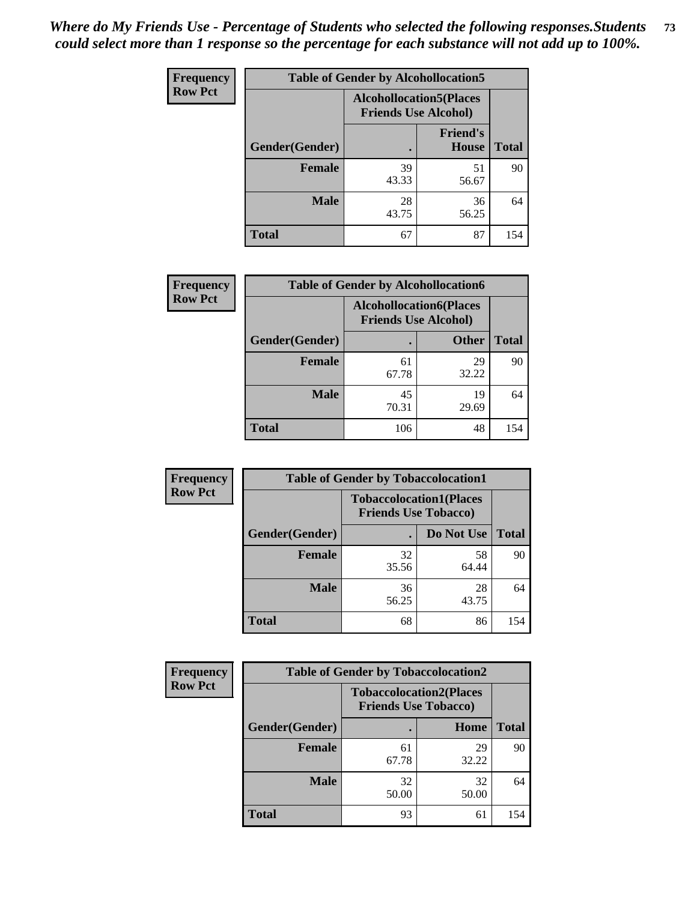*Where do My Friends Use - Percentage of Students who selected the following responses.Students could select more than 1 response so the percentage for each substance will not add up to 100%.*

**Frequency / Row Pct**

| Table of Gender by Alcohollocation5 | | | |
|---|---|---|---|
| | Alcohollocation5(Places Friends Use Alcohol) | | |
| Gender(Gender) | . | Friend's House | Total |
| **Female** | 39<br>43.33 | 51<br>56.67 | 90 |
| **Male** | 28<br>43.75 | 36<br>56.25 | 64 |
| **Total** | 67 | 87 | 154 |

**Frequency / Row Pct**

| Table of Gender by Alcohollocation6 | | | |
|---|---|---|---|
| | Alcohollocation6(Places Friends Use Alcohol) | | |
| Gender(Gender) | . | Other | Total |
| **Female** | 61<br>67.78 | 29<br>32.22 | 90 |
| **Male** | 45<br>70.31 | 19<br>29.69 | 64 |
| **Total** | 106 | 48 | 154 |

**Frequency / Row Pct**

| Table of Gender by Tobaccolocation1 | | | |
|---|---|---|---|
| | Tobaccolocation1(Places Friends Use Tobacco) | | |
| Gender(Gender) | . | Do Not Use | Total |
| **Female** | 32<br>35.56 | 58<br>64.44 | 90 |
| **Male** | 36<br>56.25 | 28<br>43.75 | 64 |
| **Total** | 68 | 86 | 154 |

**Frequency / Row Pct**

| Table of Gender by Tobaccolocation2 | | | |
|---|---|---|---|
| | Tobaccolocation2(Places Friends Use Tobacco) | | |
| Gender(Gender) | . | Home | Total |
| **Female** | 61<br>67.78 | 29<br>32.22 | 90 |
| **Male** | 32<br>50.00 | 32<br>50.00 | 64 |
| **Total** | 93 | 61 | 154 |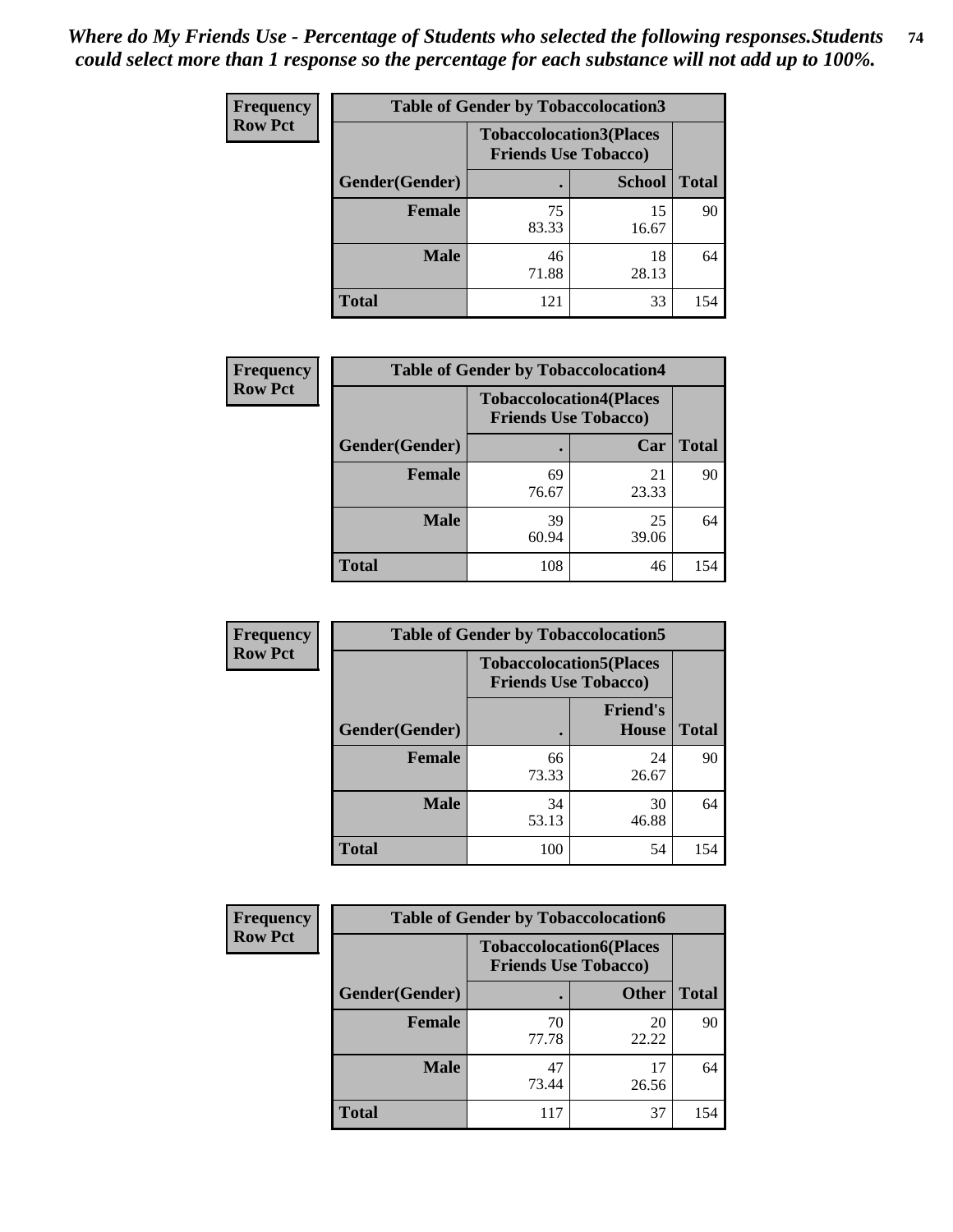*Where do My Friends Use - Percentage of Students who selected the following responses.Students could select more than 1 response so the percentage for each substance will not add up to 100%.*

**Frequency / Row Pct**

| Table of Gender by Tobaccolocation3 | | | |
|---|---|---|---|
| | Tobaccolocation3(Places Friends Use Tobacco) | | |
| Gender(Gender) | . | School | Total |
| Female | 75<br>83.33 | 15<br>16.67 | 90 |
| Male | 46<br>71.88 | 18<br>28.13 | 64 |
| Total | 121 | 33 | 154 |

**Frequency / Row Pct**

| Table of Gender by Tobaccolocation4 | | | |
|---|---|---|---|
| | Tobaccolocation4(Places Friends Use Tobacco) | | |
| Gender(Gender) | . | Car | Total |
| Female | 69<br>76.67 | 21<br>23.33 | 90 |
| Male | 39<br>60.94 | 25<br>39.06 | 64 |
| Total | 108 | 46 | 154 |

**Frequency / Row Pct**

| Table of Gender by Tobaccolocation5 | | | |
|---|---|---|---|
| | Tobaccolocation5(Places Friends Use Tobacco) | | |
| Gender(Gender) | . | Friend's House | Total |
| Female | 66<br>73.33 | 24<br>26.67 | 90 |
| Male | 34<br>53.13 | 30<br>46.88 | 64 |
| Total | 100 | 54 | 154 |

**Frequency / Row Pct**

| Table of Gender by Tobaccolocation6 | | | |
|---|---|---|---|
| | Tobaccolocation6(Places Friends Use Tobacco) | | |
| Gender(Gender) | . | Other | Total |
| Female | 70<br>77.78 | 20<br>22.22 | 90 |
| Male | 47<br>73.44 | 17<br>26.56 | 64 |
| Total | 117 | 37 | 154 |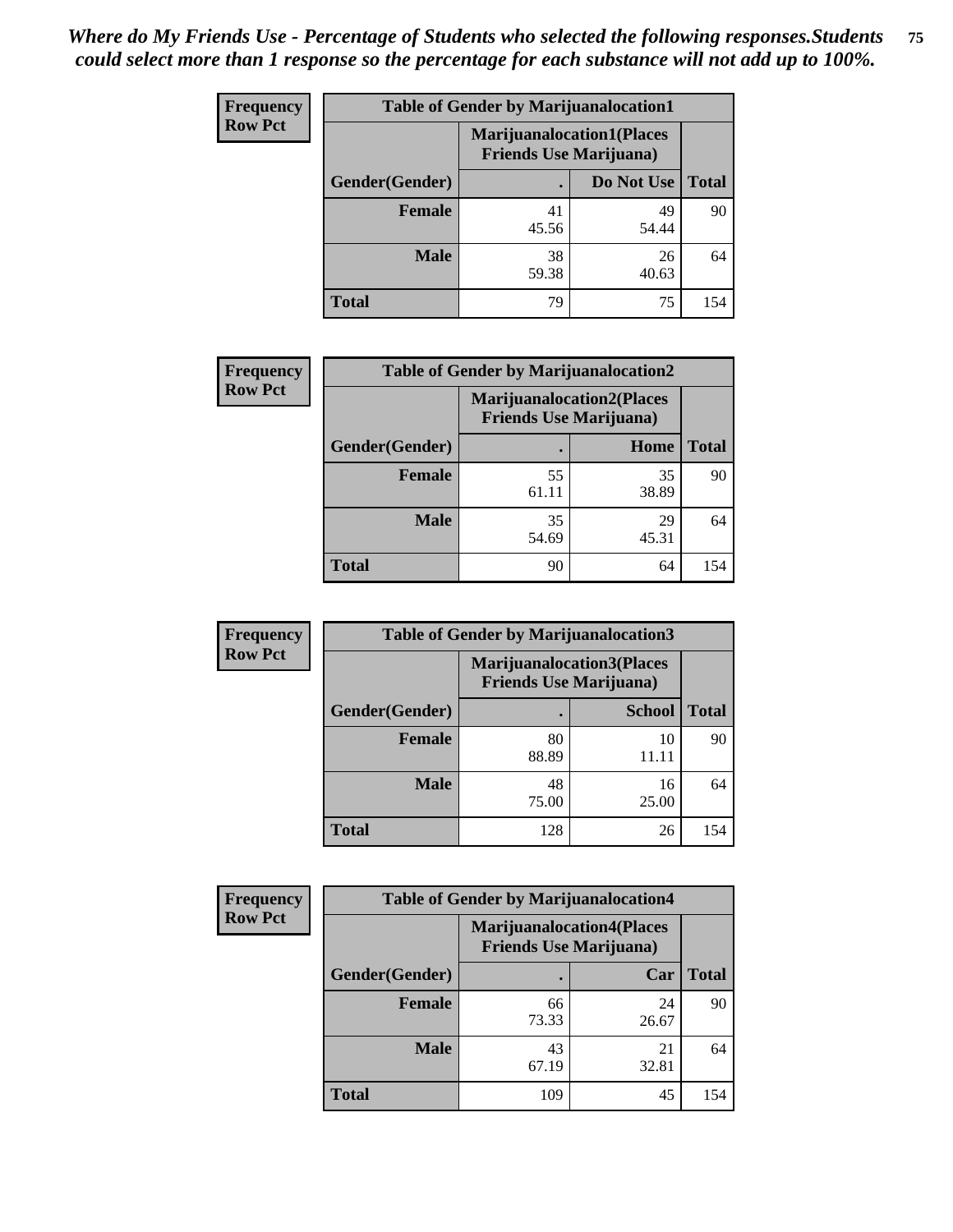*Where do My Friends Use - Percentage of Students who selected the following responses.Students could select more than 1 response so the percentage for each substance will not add up to 100%.*

**Frequency Row Pct**

| Table of Gender by Marijuanalocation1 | | | |
|---|---|---|---|
| | Marijuanalocation1(Places Friends Use Marijuana) | | |
| Gender(Gender) | . | Do Not Use | Total |
| Female | 41<br>45.56 | 49<br>54.44 | 90 |
| Male | 38<br>59.38 | 26<br>40.63 | 64 |
| Total | 79 | 75 | 154 |

**Frequency Row Pct**

| Table of Gender by Marijuanalocation2 | | | |
|---|---|---|---|
| | Marijuanalocation2(Places Friends Use Marijuana) | | |
| Gender(Gender) | . | Home | Total |
| Female | 55<br>61.11 | 35<br>38.89 | 90 |
| Male | 35<br>54.69 | 29<br>45.31 | 64 |
| Total | 90 | 64 | 154 |

**Frequency Row Pct**

| Table of Gender by Marijuanalocation3 | | | |
|---|---|---|---|
| | Marijuanalocation3(Places Friends Use Marijuana) | | |
| Gender(Gender) | . | School | Total |
| Female | 80<br>88.89 | 10<br>11.11 | 90 |
| Male | 48<br>75.00 | 16<br>25.00 | 64 |
| Total | 128 | 26 | 154 |

**Frequency Row Pct**

| Table of Gender by Marijuanalocation4 | | | |
|---|---|---|---|
| | Marijuanalocation4(Places Friends Use Marijuana) | | |
| Gender(Gender) | . | Car | Total |
| Female | 66<br>73.33 | 24<br>26.67 | 90 |
| Male | 43<br>67.19 | 21<br>32.81 | 64 |
| Total | 109 | 45 | 154 |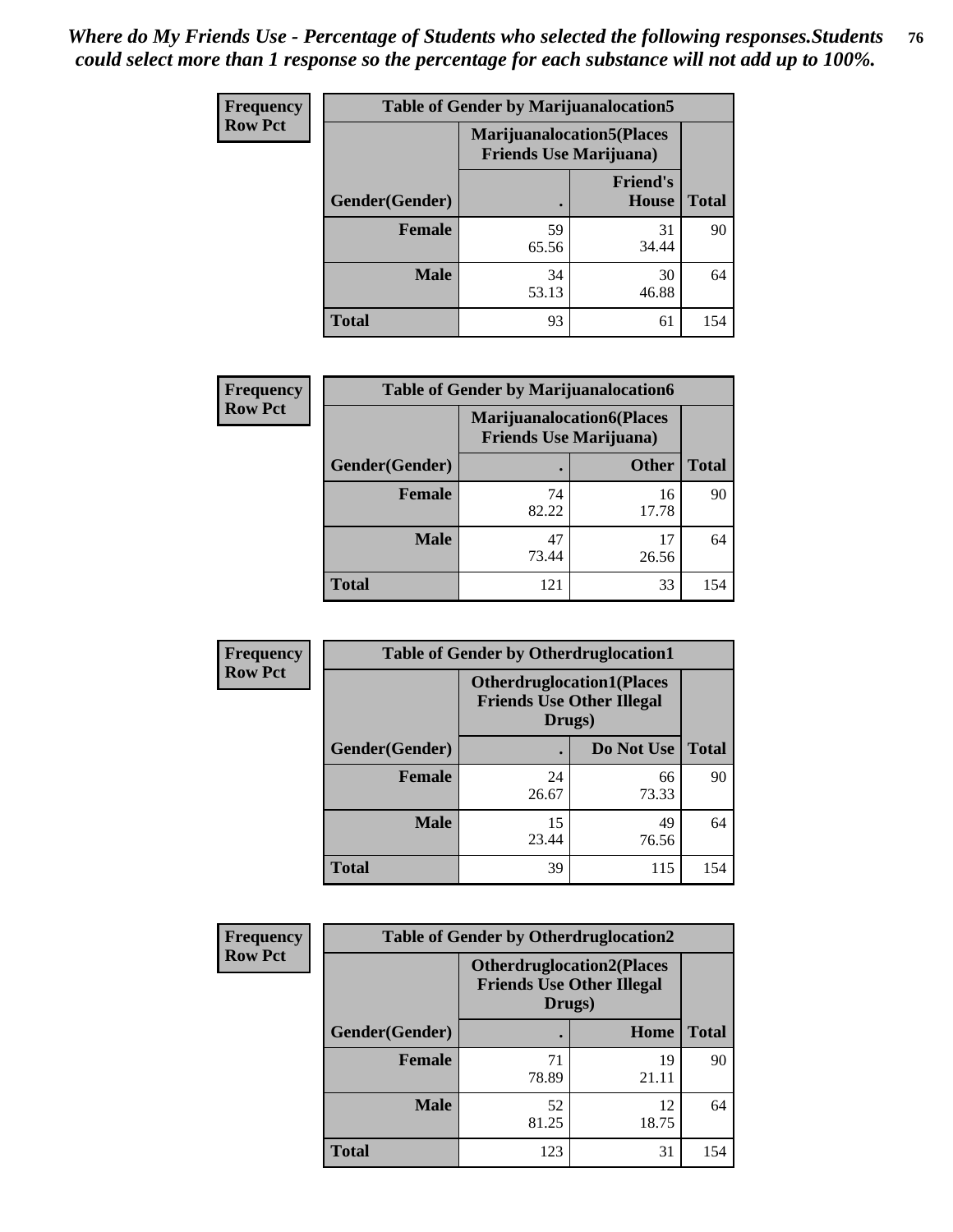*Where do My Friends Use - Percentage of Students who selected the following responses.Students could select more than 1 response so the percentage for each substance will not add up to 100%.*

**Frequency**
**Row Pct**

| Table of Gender by Marijuanalocation5 | | | |
|---|---|---|---|
| | Marijuanalocation5(Places Friends Use Marijuana) | | |
| Gender(Gender) | . | Friend's House | Total |
| **Female** | 59<br>65.56 | 31<br>34.44 | 90 |
| **Male** | 34<br>53.13 | 30<br>46.88 | 64 |
| **Total** | 93 | 61 | 154 |

**Frequency**
**Row Pct**

| Table of Gender by Marijuanalocation6 | | | |
|---|---|---|---|
| | Marijuanalocation6(Places Friends Use Marijuana) | | |
| Gender(Gender) | . | Other | Total |
| **Female** | 74<br>82.22 | 16<br>17.78 | 90 |
| **Male** | 47<br>73.44 | 17<br>26.56 | 64 |
| **Total** | 121 | 33 | 154 |

**Frequency**
**Row Pct**

| Table of Gender by Otherdruglocation1 | | | |
|---|---|---|---|
| | Otherdruglocation1(Places Friends Use Other Illegal Drugs) | | |
| Gender(Gender) | . | Do Not Use | Total |
| **Female** | 24<br>26.67 | 66<br>73.33 | 90 |
| **Male** | 15<br>23.44 | 49<br>76.56 | 64 |
| **Total** | 39 | 115 | 154 |

**Frequency**
**Row Pct**

| Table of Gender by Otherdruglocation2 | | | |
|---|---|---|---|
| | Otherdruglocation2(Places Friends Use Other Illegal Drugs) | | |
| Gender(Gender) | . | Home | Total |
| **Female** | 71<br>78.89 | 19<br>21.11 | 90 |
| **Male** | 52<br>81.25 | 12<br>18.75 | 64 |
| **Total** | 123 | 31 | 154 |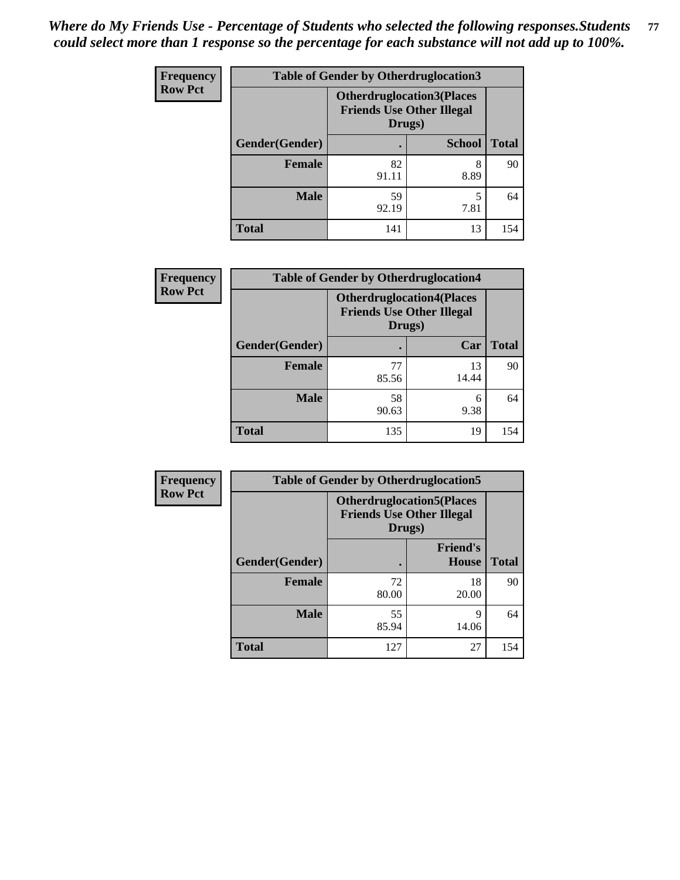*Where do My Friends Use - Percentage of Students who selected the following responses.Students could select more than 1 response so the percentage for each substance will not add up to 100%.*

**Frequency**
**Row Pct**

| Table of Gender by Otherdruglocation3 | | | |
|---|---|---|---|
| | Otherdruglocation3(Places Friends Use Other Illegal Drugs) | | |
| Gender(Gender) | . | School | Total |
| **Female** | 82<br>91.11 | 8<br>8.89 | 90 |
| **Male** | 59<br>92.19 | 5<br>7.81 | 64 |
| **Total** | 141 | 13 | 154 |

**Frequency**
**Row Pct**

| Table of Gender by Otherdruglocation4 | | | |
|---|---|---|---|
| | Otherdruglocation4(Places Friends Use Other Illegal Drugs) | | |
| Gender(Gender) | . | Car | Total |
| **Female** | 77<br>85.56 | 13<br>14.44 | 90 |
| **Male** | 58<br>90.63 | 6<br>9.38 | 64 |
| **Total** | 135 | 19 | 154 |

**Frequency**
**Row Pct**

| Table of Gender by Otherdruglocation5 | | | |
|---|---|---|---|
| | Otherdruglocation5(Places Friends Use Other Illegal Drugs) | | |
| Gender(Gender) | . | Friend's House | Total |
| **Female** | 72<br>80.00 | 18<br>20.00 | 90 |
| **Male** | 55<br>85.94 | 9<br>14.06 | 64 |
| **Total** | 127 | 27 | 154 |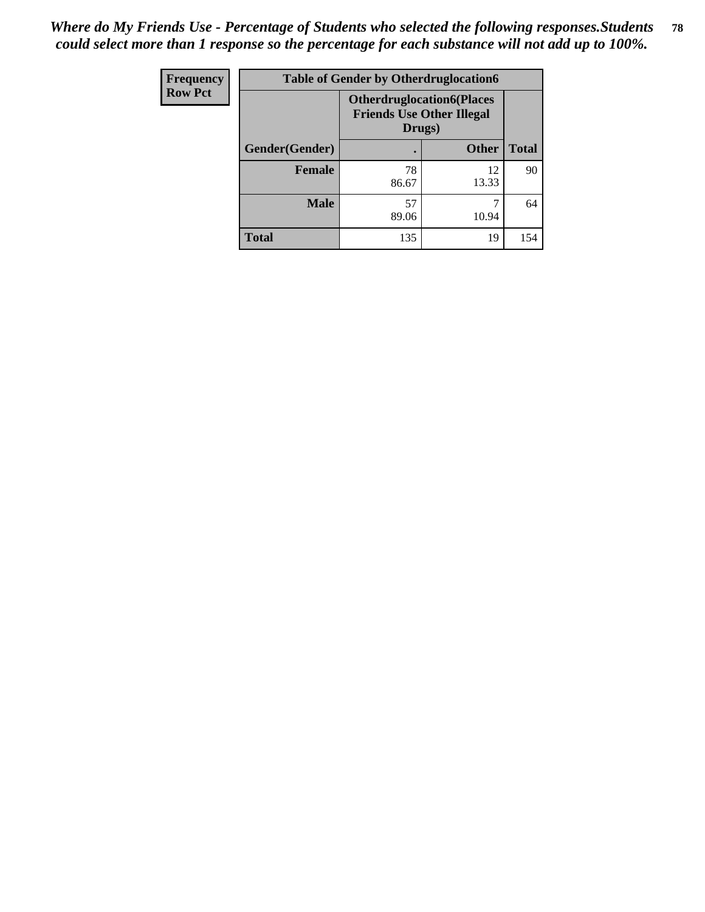*Where do My Friends Use - Percentage of Students who selected the following responses.Students could select more than 1 response so the percentage for each substance will not add up to 100%.*

| Frequency<br>Row Pct | Table of Gender by Otherdruglocation6 | | |
|---|---|---|---|
| | Otherdruglocation6(Places Friends Use Other Illegal Drugs) | | |
| Gender(Gender) | . | Other | Total |
| Female | 78<br>86.67 | 12<br>13.33 | 90 |
| Male | 57<br>89.06 | 7<br>10.94 | 64 |
| Total | 135 | 19 | 154 |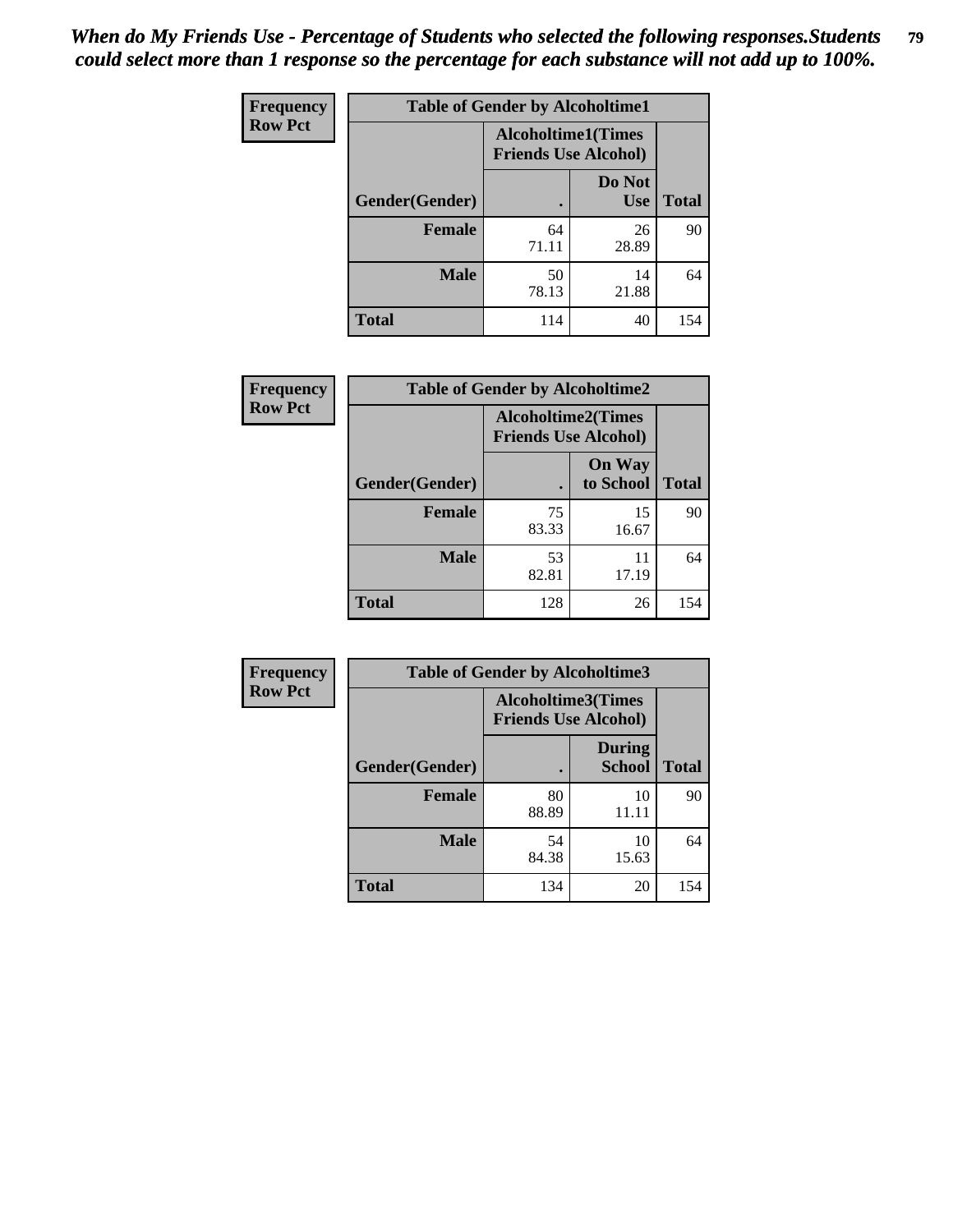*When do My Friends Use - Percentage of Students who selected the following responses.Students could select more than 1 response so the percentage for each substance will not add up to 100%.*

| Frequency Row Pct | Table of Gender by Alcoholtime1 | | |
|---|---|---|---|
| | Alcoholtime1(Times Friends Use Alcohol) | | |
| Gender(Gender) | . | Do Not Use | Total |
| Female | 64<br>71.11 | 26<br>28.89 | 90 |
| Male | 50<br>78.13 | 14<br>21.88 | 64 |
| Total | 114 | 40 | 154 |

| Frequency Row Pct | Table of Gender by Alcoholtime2 | | |
|---|---|---|---|
| | Alcoholtime2(Times Friends Use Alcohol) | | |
| Gender(Gender) | . | On Way to School | Total |
| Female | 75<br>83.33 | 15<br>16.67 | 90 |
| Male | 53<br>82.81 | 11<br>17.19 | 64 |
| Total | 128 | 26 | 154 |

| Frequency Row Pct | Table of Gender by Alcoholtime3 | | |
|---|---|---|---|
| | Alcoholtime3(Times Friends Use Alcohol) | | |
| Gender(Gender) | . | During School | Total |
| Female | 80<br>88.89 | 10<br>11.11 | 90 |
| Male | 54<br>84.38 | 10<br>15.63 | 64 |
| Total | 134 | 20 | 154 |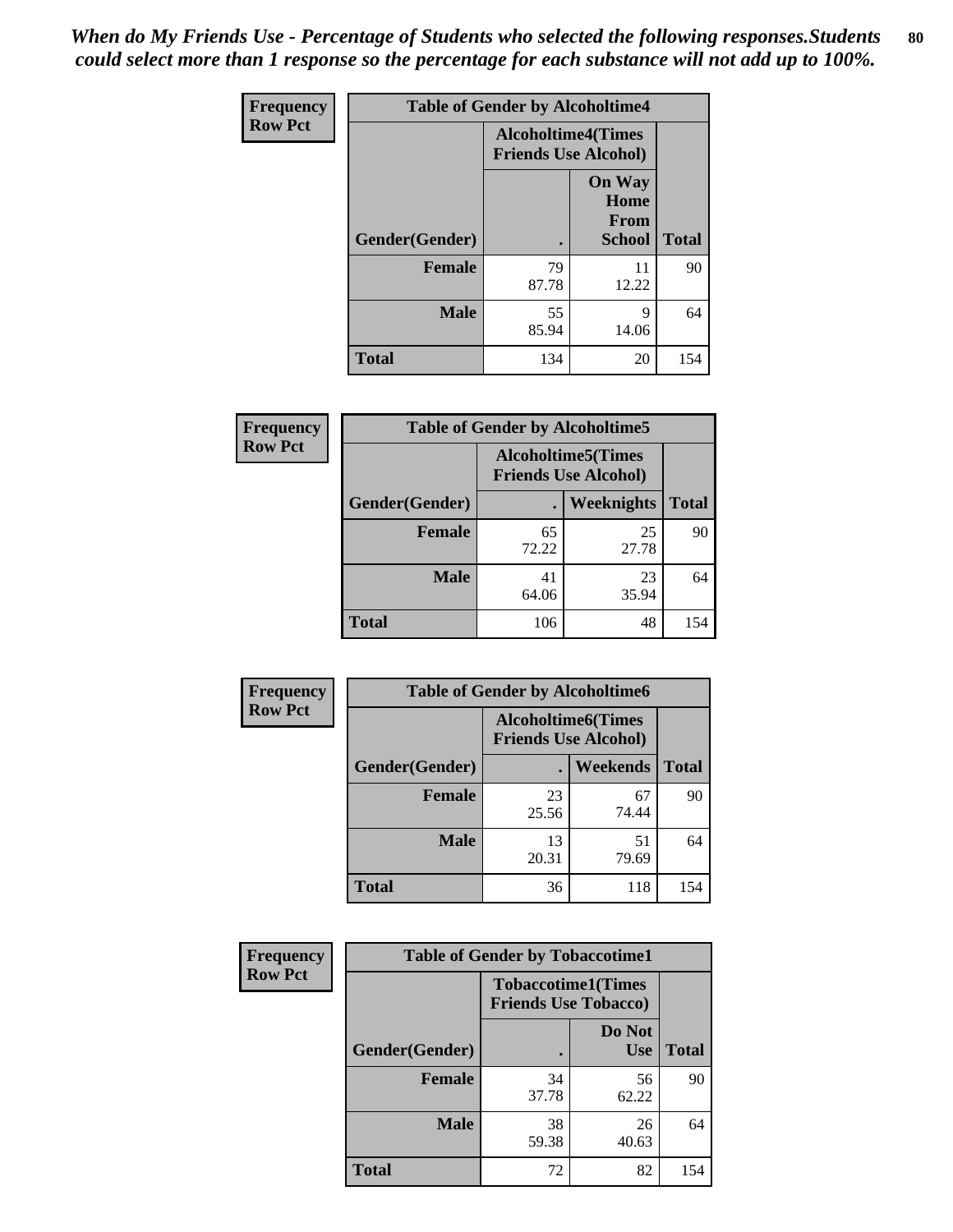*When do My Friends Use - Percentage of Students who selected the following responses.Students could select more than 1 response so the percentage for each substance will not add up to 100%.*

**Frequency**
**Row Pct**

| Table of Gender by Alcoholtime4 | | | |
|---|---|---|---|
| | Alcoholtime4(Times Friends Use Alcohol) | | |
| Gender(Gender) | . | On Way Home From School | Total |
| **Female** | 79<br>87.78 | 11<br>12.22 | 90 |
| **Male** | 55<br>85.94 | 9<br>14.06 | 64 |
| **Total** | 134 | 20 | 154 |

**Frequency**
**Row Pct**

| Table of Gender by Alcoholtime5 | | | |
|---|---|---|---|
| | Alcoholtime5(Times Friends Use Alcohol) | | |
| Gender(Gender) | . | Weeknights | Total |
| **Female** | 65<br>72.22 | 25<br>27.78 | 90 |
| **Male** | 41<br>64.06 | 23<br>35.94 | 64 |
| **Total** | 106 | 48 | 154 |

**Frequency**
**Row Pct**

| Table of Gender by Alcoholtime6 | | | |
|---|---|---|---|
| | Alcoholtime6(Times Friends Use Alcohol) | | |
| Gender(Gender) | . | Weekends | Total |
| **Female** | 23<br>25.56 | 67<br>74.44 | 90 |
| **Male** | 13<br>20.31 | 51<br>79.69 | 64 |
| **Total** | 36 | 118 | 154 |

**Frequency**
**Row Pct**

| Table of Gender by Tobaccotime1 | | | |
|---|---|---|---|
| | Tobaccotime1(Times Friends Use Tobacco) | | |
| Gender(Gender) | . | Do Not Use | Total |
| **Female** | 34<br>37.78 | 56<br>62.22 | 90 |
| **Male** | 38<br>59.38 | 26<br>40.63 | 64 |
| **Total** | 72 | 82 | 154 |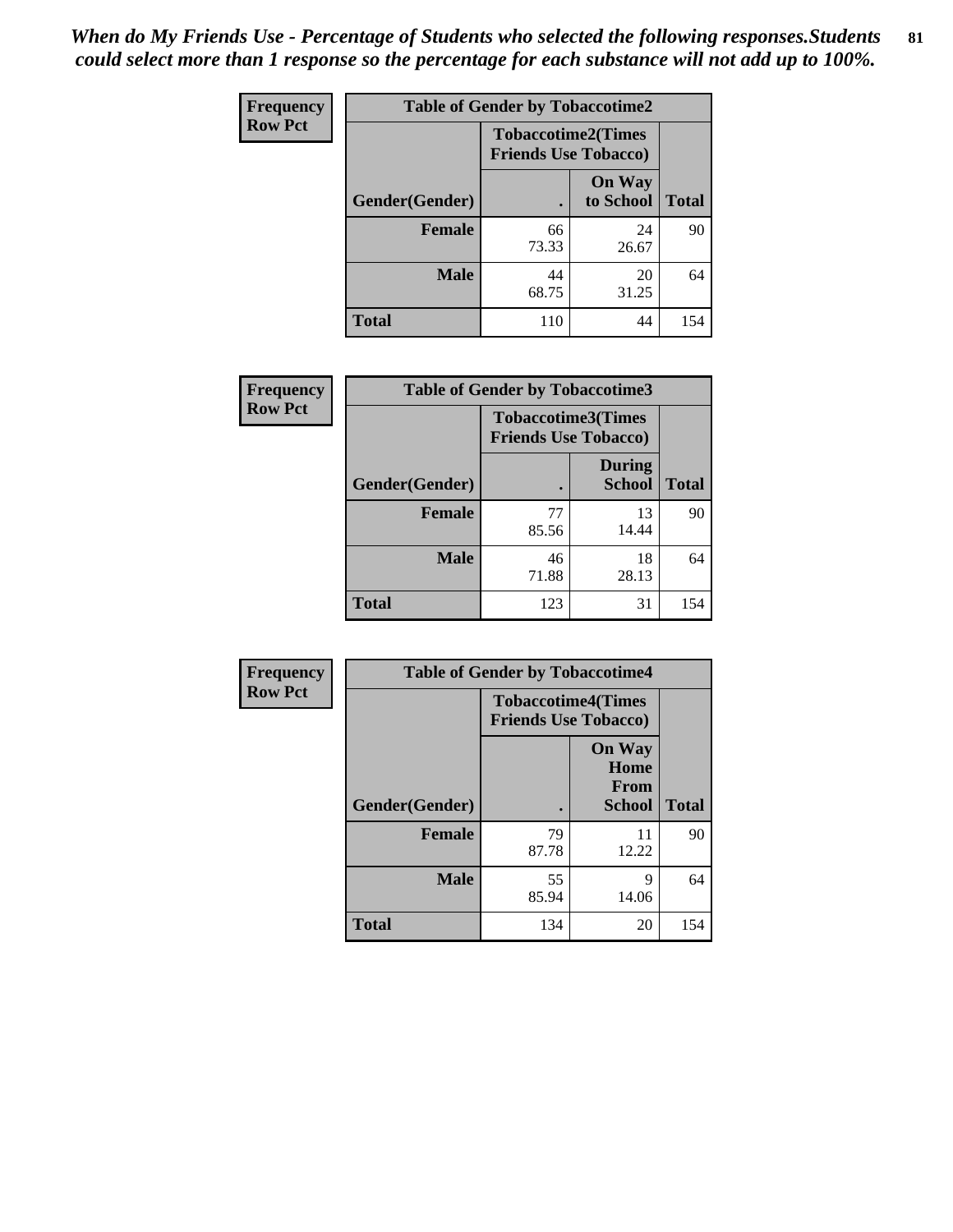*When do My Friends Use - Percentage of Students who selected the following responses.Students could select more than 1 response so the percentage for each substance will not add up to 100%.*

**Frequency**
**Row Pct**

| Table of Gender by Tobaccotime2 | | | |
|---|---|---|---|
| | Tobaccotime2(Times Friends Use Tobacco) | | |
| Gender(Gender) | . | On Way to School | Total |
| **Female** | 66<br>73.33 | 24<br>26.67 | 90 |
| **Male** | 44<br>68.75 | 20<br>31.25 | 64 |
| **Total** | 110 | 44 | 154 |

**Frequency**
**Row Pct**

| Table of Gender by Tobaccotime3 | | | |
|---|---|---|---|
| | Tobaccotime3(Times Friends Use Tobacco) | | |
| Gender(Gender) | . | During School | Total |
| **Female** | 77<br>85.56 | 13<br>14.44 | 90 |
| **Male** | 46<br>71.88 | 18<br>28.13 | 64 |
| **Total** | 123 | 31 | 154 |

**Frequency**
**Row Pct**

| Table of Gender by Tobaccotime4 | | | |
|---|---|---|---|
| | Tobaccotime4(Times Friends Use Tobacco) | | |
| Gender(Gender) | . | On Way Home From School | Total |
| **Female** | 79<br>87.78 | 11<br>12.22 | 90 |
| **Male** | 55<br>85.94 | 9<br>14.06 | 64 |
| **Total** | 134 | 20 | 154 |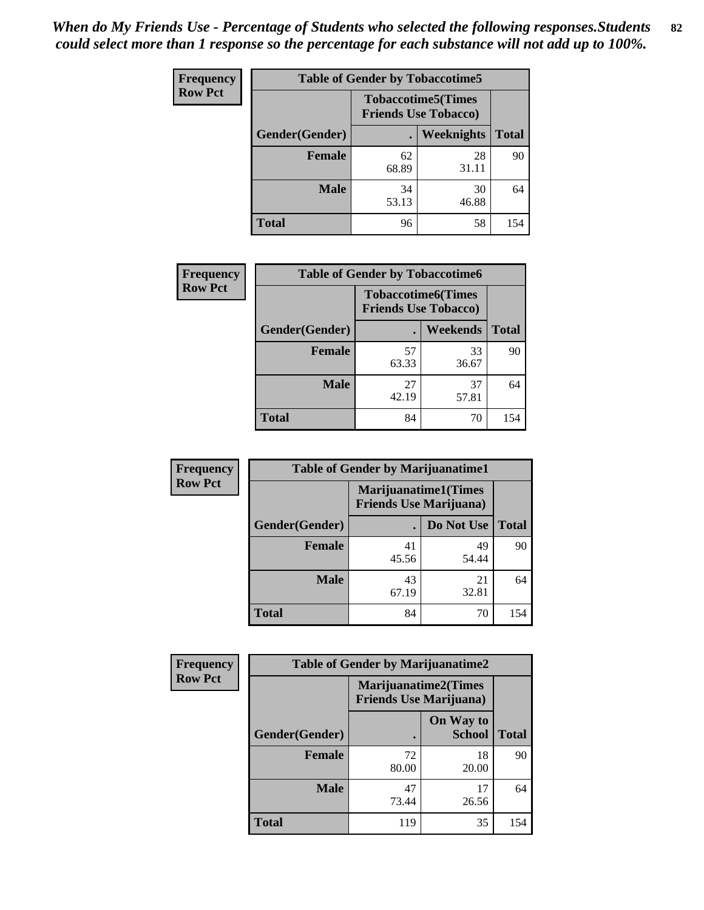*When do My Friends Use - Percentage of Students who selected the following responses.Students could select more than 1 response so the percentage for each substance will not add up to 100%.*

**Frequency**
**Row Pct**

| Table of Gender by Tobaccotime5 | | | |
|---|---|---|---|
| | Tobaccotime5(Times Friends Use Tobacco) | | |
| Gender(Gender) | . | Weeknights | Total |
| **Female** | 62<br>68.89 | 28<br>31.11 | 90 |
| **Male** | 34<br>53.13 | 30<br>46.88 | 64 |
| **Total** | 96 | 58 | 154 |

**Frequency**
**Row Pct**

| Table of Gender by Tobaccotime6 | | | |
|---|---|---|---|
| | Tobaccotime6(Times Friends Use Tobacco) | | |
| Gender(Gender) | . | Weekends | Total |
| **Female** | 57<br>63.33 | 33<br>36.67 | 90 |
| **Male** | 27<br>42.19 | 37<br>57.81 | 64 |
| **Total** | 84 | 70 | 154 |

**Frequency**
**Row Pct**

| Table of Gender by Marijuanatime1 | | | |
|---|---|---|---|
| | Marijuanatime1(Times Friends Use Marijuana) | | |
| Gender(Gender) | . | Do Not Use | Total |
| **Female** | 41<br>45.56 | 49<br>54.44 | 90 |
| **Male** | 43<br>67.19 | 21<br>32.81 | 64 |
| **Total** | 84 | 70 | 154 |

**Frequency**
**Row Pct**

| Table of Gender by Marijuanatime2 | | | |
|---|---|---|---|
| | Marijuanatime2(Times Friends Use Marijuana) | | |
| Gender(Gender) | . | On Way to School | Total |
| **Female** | 72<br>80.00 | 18<br>20.00 | 90 |
| **Male** | 47<br>73.44 | 17<br>26.56 | 64 |
| **Total** | 119 | 35 | 154 |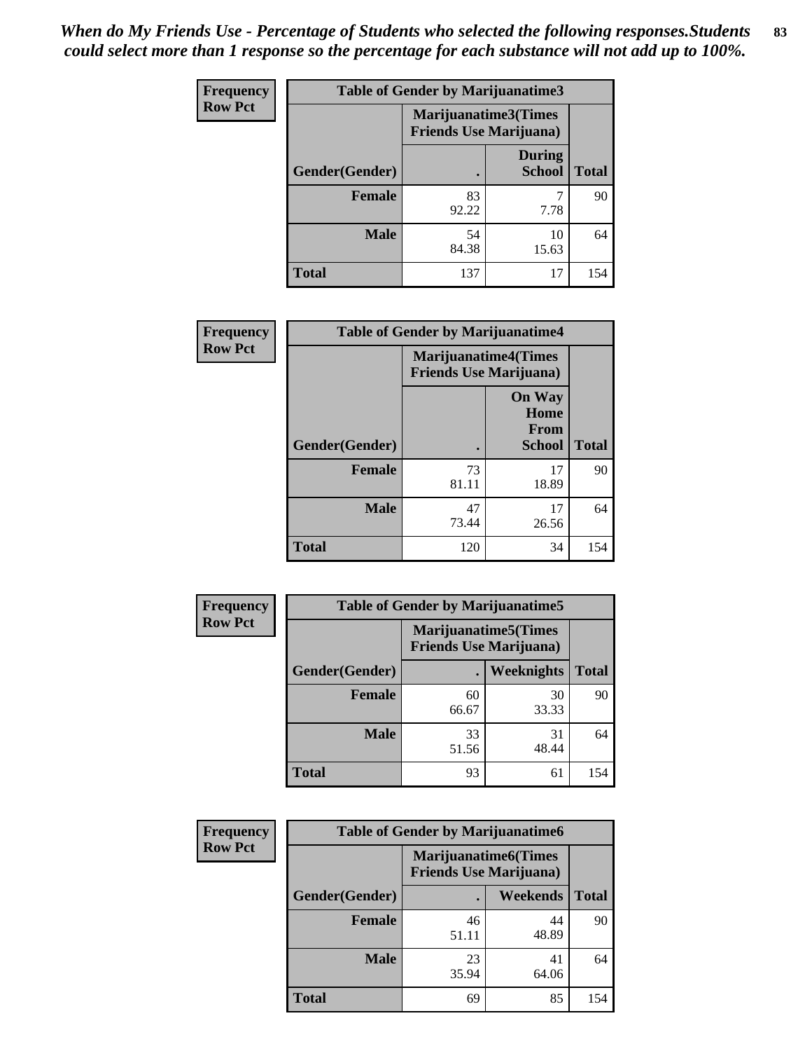*When do My Friends Use - Percentage of Students who selected the following responses.Students could select more than 1 response so the percentage for each substance will not add up to 100%.*

**Frequency**
**Row Pct**

| Table of Gender by Marijuanatime3 | | | |
|---|---|---|---|
| | Marijuanatime3(Times Friends Use Marijuana) | | |
| Gender(Gender) | . | During School | Total |
| **Female** | 83<br>92.22 | 7<br>7.78 | 90 |
| **Male** | 54<br>84.38 | 10<br>15.63 | 64 |
| **Total** | 137 | 17 | 154 |

**Frequency**
**Row Pct**

| Table of Gender by Marijuanatime4 | | | |
|---|---|---|---|
| | Marijuanatime4(Times Friends Use Marijuana) | | |
| Gender(Gender) | . | On Way Home From School | Total |
| **Female** | 73<br>81.11 | 17<br>18.89 | 90 |
| **Male** | 47<br>73.44 | 17<br>26.56 | 64 |
| **Total** | 120 | 34 | 154 |

**Frequency**
**Row Pct**

| Table of Gender by Marijuanatime5 | | | |
|---|---|---|---|
| | Marijuanatime5(Times Friends Use Marijuana) | | |
| Gender(Gender) | . | Weeknights | Total |
| **Female** | 60<br>66.67 | 30<br>33.33 | 90 |
| **Male** | 33<br>51.56 | 31<br>48.44 | 64 |
| **Total** | 93 | 61 | 154 |

**Frequency**
**Row Pct**

| Table of Gender by Marijuanatime6 | | | |
|---|---|---|---|
| | Marijuanatime6(Times Friends Use Marijuana) | | |
| Gender(Gender) | . | Weekends | Total |
| **Female** | 46<br>51.11 | 44<br>48.89 | 90 |
| **Male** | 23<br>35.94 | 41<br>64.06 | 64 |
| **Total** | 69 | 85 | 154 |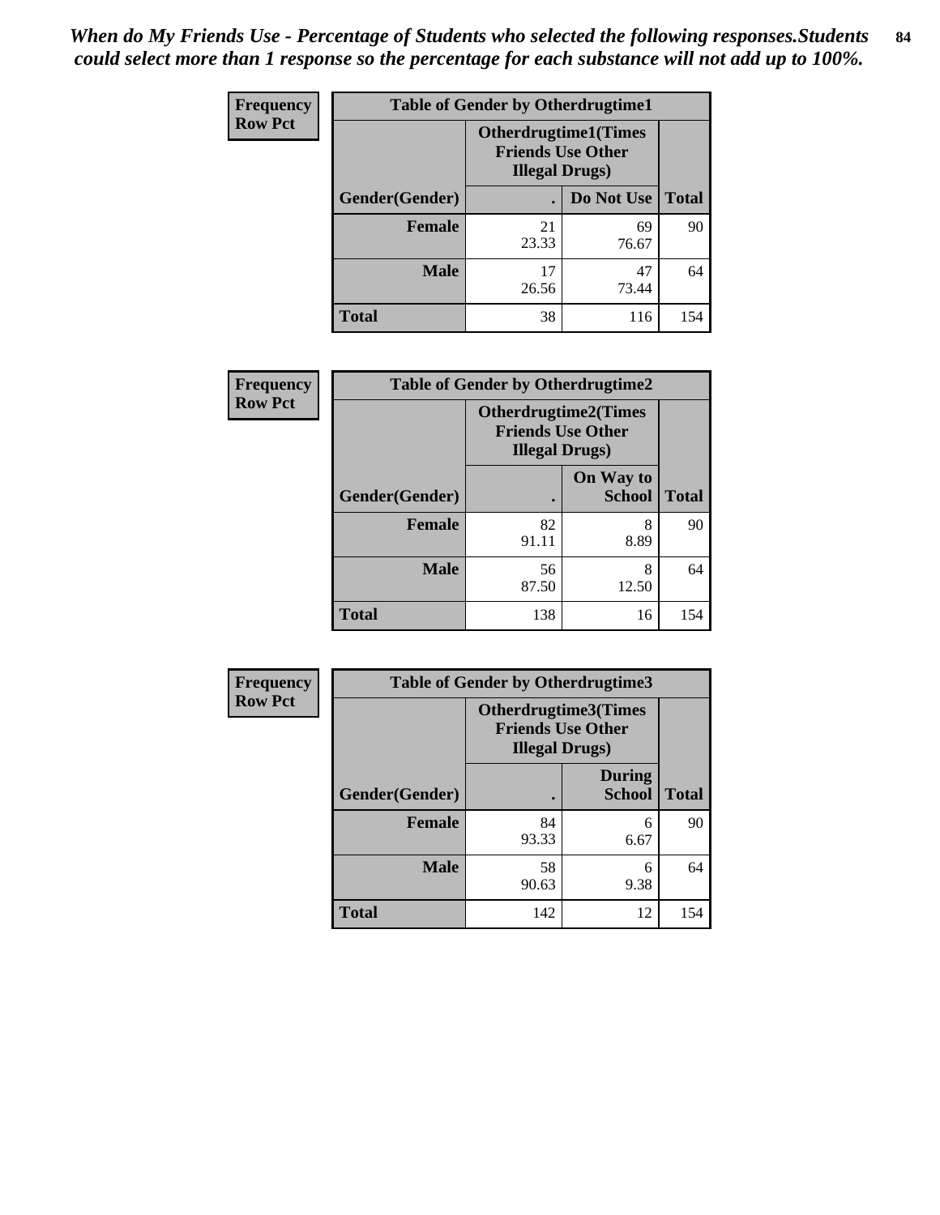*When do My Friends Use - Percentage of Students who selected the following responses.Students could select more than 1 response so the percentage for each substance will not add up to 100%.*

**Frequency**
**Row Pct**

| Table of Gender by Otherdrugtime1 | | | |
|---|---|---|---|
| | Otherdrugtime1(Times Friends Use Other Illegal Drugs) | | |
| Gender(Gender) | . | Do Not Use | Total |
| **Female** | 21<br>23.33 | 69<br>76.67 | 90 |
| **Male** | 17<br>26.56 | 47<br>73.44 | 64 |
| **Total** | 38 | 116 | 154 |

**Frequency**
**Row Pct**

| Table of Gender by Otherdrugtime2 | | | |
|---|---|---|---|
| | Otherdrugtime2(Times Friends Use Other Illegal Drugs) | | |
| Gender(Gender) | . | On Way to School | Total |
| **Female** | 82<br>91.11 | 8<br>8.89 | 90 |
| **Male** | 56<br>87.50 | 8<br>12.50 | 64 |
| **Total** | 138 | 16 | 154 |

**Frequency**
**Row Pct**

| Table of Gender by Otherdrugtime3 | | | |
|---|---|---|---|
| | Otherdrugtime3(Times Friends Use Other Illegal Drugs) | | |
| Gender(Gender) | . | During School | Total |
| **Female** | 84<br>93.33 | 6<br>6.67 | 90 |
| **Male** | 58<br>90.63 | 6<br>9.38 | 64 |
| **Total** | 142 | 12 | 154 |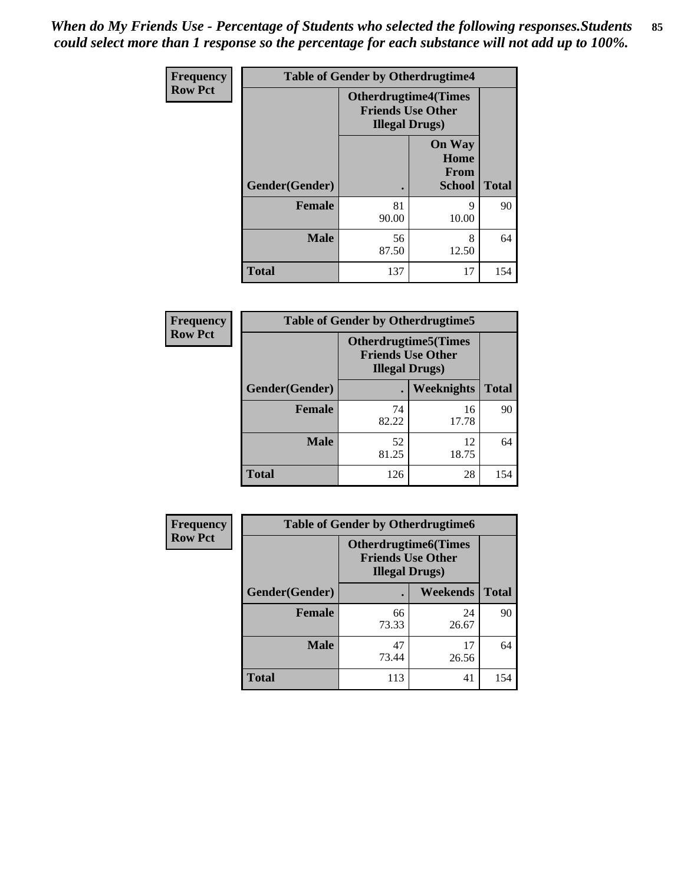*When do My Friends Use - Percentage of Students who selected the following responses.Students could select more than 1 response so the percentage for each substance will not add up to 100%.*

**Frequency**
**Row Pct**

| Table of Gender by Otherdrugtime4 | | | |
|---|---|---|---|
| | Otherdrugtime4(Times Friends Use Other Illegal Drugs) | | |
| Gender(Gender) | . | On Way Home From School | Total |
| **Female** | 81<br>90.00 | 9<br>10.00 | 90 |
| **Male** | 56<br>87.50 | 8<br>12.50 | 64 |
| **Total** | 137 | 17 | 154 |

**Frequency**
**Row Pct**

| Table of Gender by Otherdrugtime5 | | | |
|---|---|---|---|
| | Otherdrugtime5(Times Friends Use Other Illegal Drugs) | | |
| Gender(Gender) | . | Weeknights | Total |
| **Female** | 74<br>82.22 | 16<br>17.78 | 90 |
| **Male** | 52<br>81.25 | 12<br>18.75 | 64 |
| **Total** | 126 | 28 | 154 |

**Frequency**
**Row Pct**

| Table of Gender by Otherdrugtime6 | | | |
|---|---|---|---|
| | Otherdrugtime6(Times Friends Use Other Illegal Drugs) | | |
| Gender(Gender) | . | Weekends | Total |
| **Female** | 66<br>73.33 | 24<br>26.67 | 90 |
| **Male** | 47<br>73.44 | 17<br>26.56 | 64 |
| **Total** | 113 | 41 | 154 |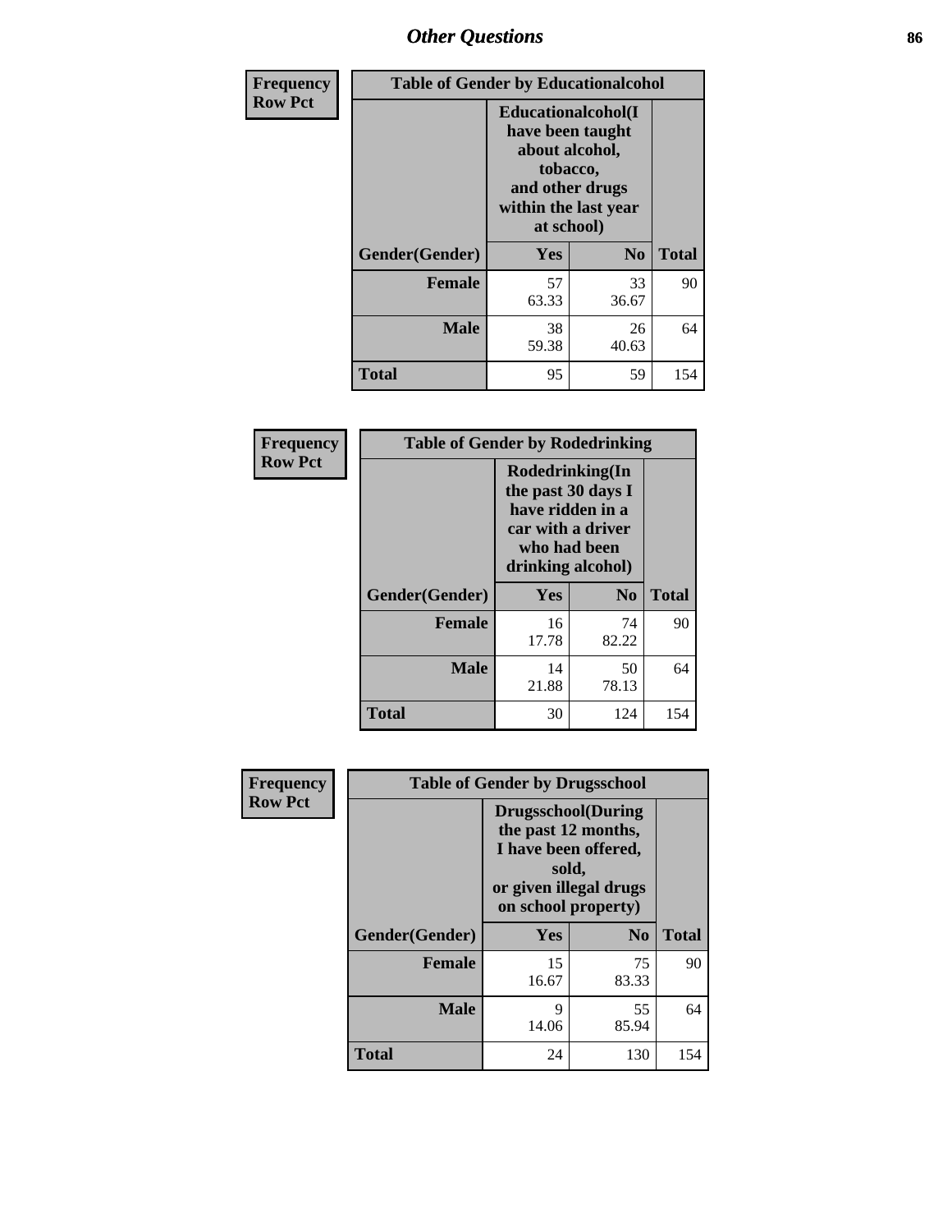| Frequency<br>Row Pct | Table of Gender by Educationalcohol | | |
|---|---|---|---|
| | Educationalcohol(I have been taught about alcohol, tobacco, and other drugs within the last year at school) | | |
| Gender(Gender) | Yes | No | Total |
| Female | 57<br>63.33 | 33<br>36.67 | 90 |
| Male | 38<br>59.38 | 26<br>40.63 | 64 |
| Total | 95 | 59 | 154 |

| Frequency<br>Row Pct | Table of Gender by Rodedrinking | | |
|---|---|---|---|
| | Rodedrinking(In the past 30 days I have ridden in a car with a driver who had been drinking alcohol) | | |
| Gender(Gender) | Yes | No | Total |
| Female | 16<br>17.78 | 74<br>82.22 | 90 |
| Male | 14<br>21.88 | 50<br>78.13 | 64 |
| Total | 30 | 124 | 154 |

| Frequency<br>Row Pct | Table of Gender by Drugsschool | | |
|---|---|---|---|
| | Drugsschool(During the past 12 months, I have been offered, sold, or given illegal drugs on school property) | | |
| Gender(Gender) | Yes | No | Total |
| Female | 15<br>16.67 | 75<br>83.33 | 90 |
| Male | 9<br>14.06 | 55<br>85.94 | 64 |
| Total | 24 | 130 | 154 |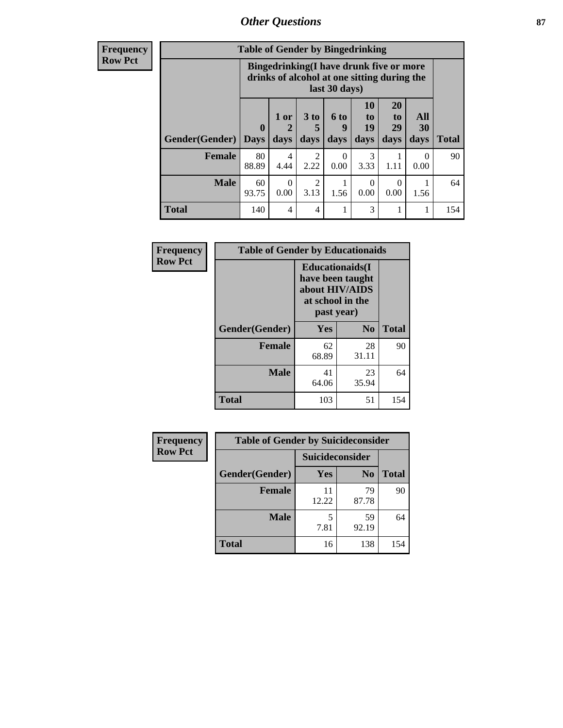## Other Questions

**Frequency**
**Row Pct**

| Table of Gender by Bingedrinking | | | | | | | | |
|---|---|---|---|---|---|---|---|---|
| | Bingedrinking(I have drunk five or more drinks of alcohol at one sitting during the last 30 days) | | | | | | | |
| Gender(Gender) | 0 Days | 1 or 2 days | 3 to 5 days | 6 to 9 days | 10 to 19 days | 20 to 29 days | All 30 days | Total |
| **Female** | 80<br>88.89 | 4<br>4.44 | 2<br>2.22 | 0<br>0.00 | 3<br>3.33 | 1<br>1.11 | 0<br>0.00 | 90 |
| **Male** | 60<br>93.75 | 0<br>0.00 | 2<br>3.13 | 1<br>1.56 | 0<br>0.00 | 0<br>0.00 | 1<br>1.56 | 64 |
| **Total** | 140 | 4 | 4 | 1 | 3 | 1 | 1 | 154 |

**Frequency**
**Row Pct**

| Table of Gender by Educationaids | | | |
|---|---|---|---|
| | Educationaids(I have been taught about HIV/AIDS at school in the past year) | | |
| Gender(Gender) | Yes | No | Total |
| **Female** | 62<br>68.89 | 28<br>31.11 | 90 |
| **Male** | 41<br>64.06 | 23<br>35.94 | 64 |
| **Total** | 103 | 51 | 154 |

**Frequency**
**Row Pct**

| Table of Gender by Suicideconsider | | | |
|---|---|---|---|
| | Suicideconsider | | |
| Gender(Gender) | Yes | No | Total |
| **Female** | 11<br>12.22 | 79<br>87.78 | 90 |
| **Male** | 5<br>7.81 | 59<br>92.19 | 64 |
| **Total** | 16 | 138 | 154 |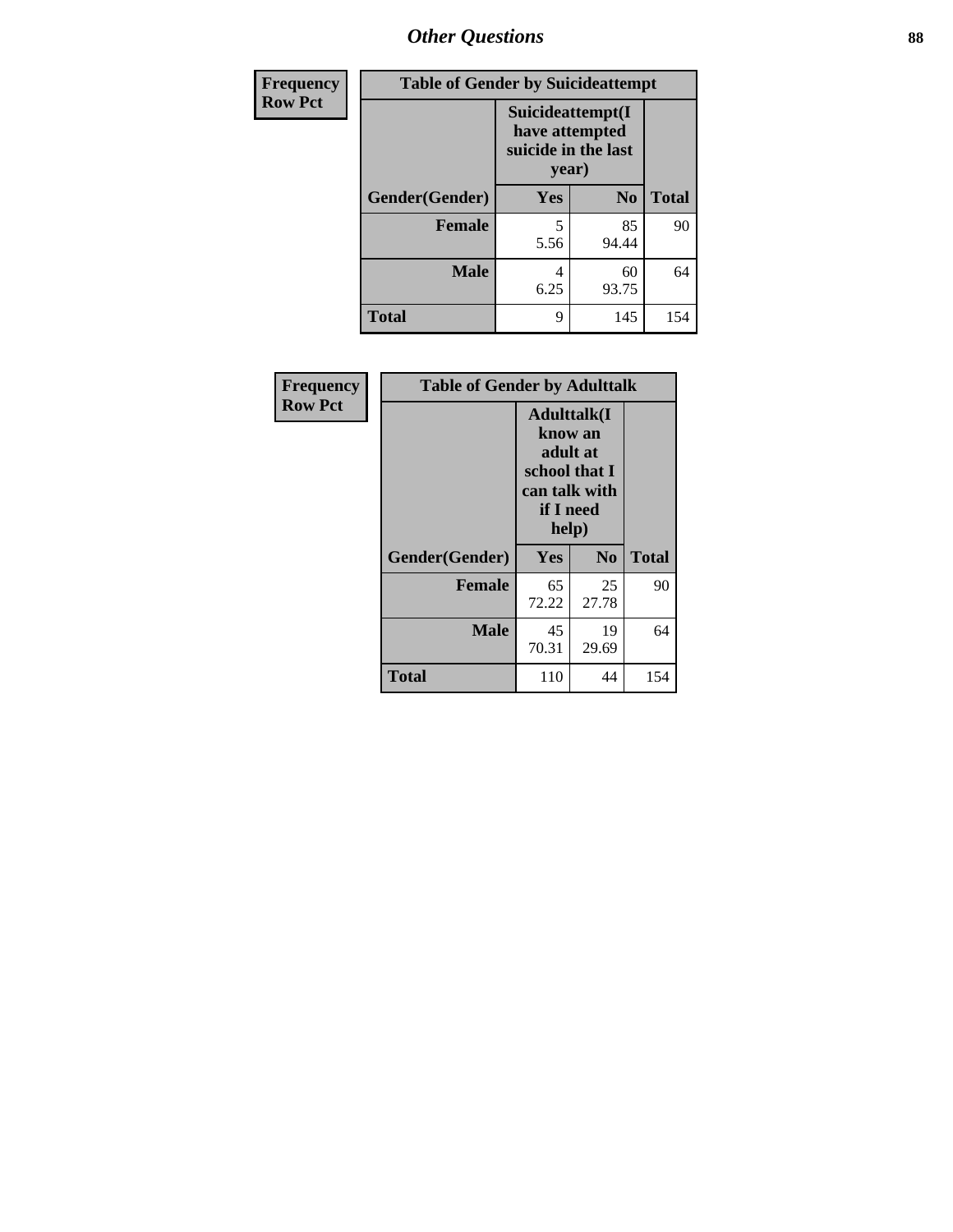## Other Questions

| Frequency Row Pct | Table of Gender by Suicideattempt | | |
|---|---|---|---|
| | Suicideattempt(I have attempted suicide in the last year) | | |
| Gender(Gender) | Yes | No | Total |
| Female | 5<br>5.56 | 85<br>94.44 | 90 |
| Male | 4<br>6.25 | 60<br>93.75 | 64 |
| Total | 9 | 145 | 154 |

| Frequency Row Pct | Table of Gender by Adulttalk | | |
|---|---|---|---|
| | Adulttalk(I know an adult at school that I can talk with if I need help) | | |
| Gender(Gender) | Yes | No | Total |
| Female | 65<br>72.22 | 25<br>27.78 | 90 |
| Male | 45<br>70.31 | 19<br>29.69 | 64 |
| Total | 110 | 44 | 154 |